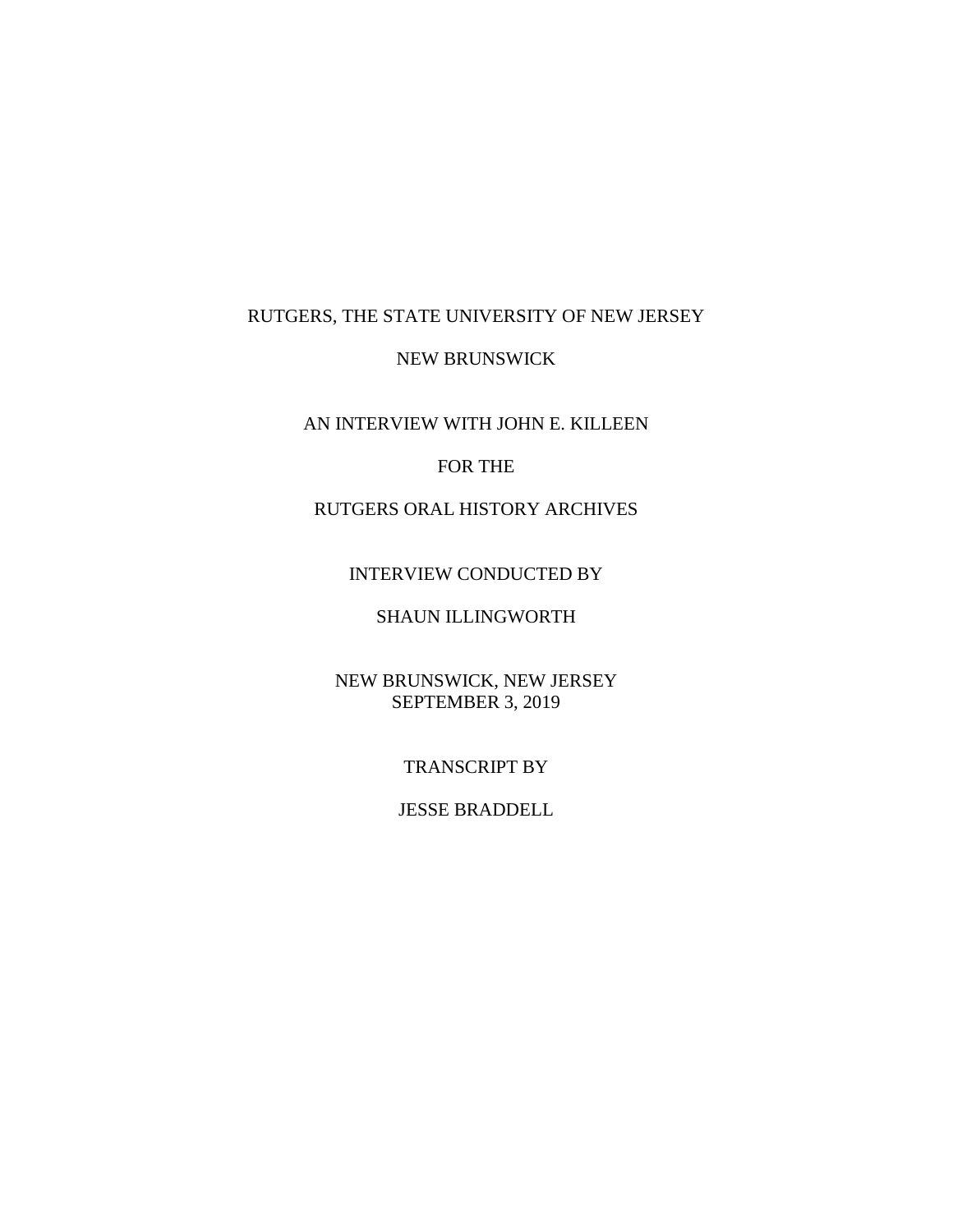RUTGERS, THE STATE UNIVERSITY OF NEW JERSEY

NEW BRUNSWICK

AN INTERVIEW WITH JOHN E. KILLEEN

FOR THE

RUTGERS ORAL HISTORY ARCHIVES

INTERVIEW CONDUCTED BY

SHAUN ILLINGWORTH

NEW BRUNSWICK, NEW JERSEY
SEPTEMBER 3, 2019

TRANSCRIPT BY

JESSE BRADDELL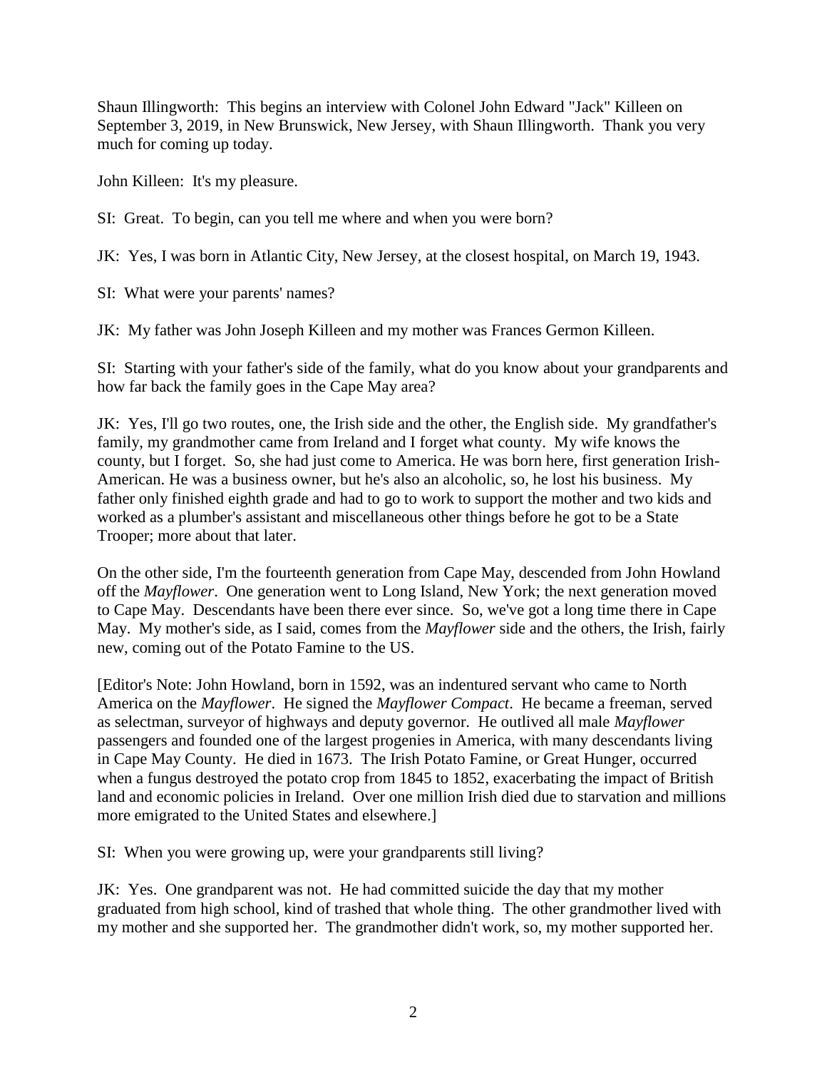Shaun Illingworth: This begins an interview with Colonel John Edward "Jack" Killeen on September 3, 2019, in New Brunswick, New Jersey, with Shaun Illingworth. Thank you very much for coming up today.

John Killeen: It's my pleasure.

SI: Great. To begin, can you tell me where and when you were born?

JK: Yes, I was born in Atlantic City, New Jersey, at the closest hospital, on March 19, 1943.

SI: What were your parents' names?

JK: My father was John Joseph Killeen and my mother was Frances Germon Killeen.

SI: Starting with your father's side of the family, what do you know about your grandparents and how far back the family goes in the Cape May area?

JK: Yes, I'll go two routes, one, the Irish side and the other, the English side. My grandfather's family, my grandmother came from Ireland and I forget what county. My wife knows the county, but I forget. So, she had just come to America. He was born here, first generation Irish-American. He was a business owner, but he's also an alcoholic, so, he lost his business. My father only finished eighth grade and had to go to work to support the mother and two kids and worked as a plumber's assistant and miscellaneous other things before he got to be a State Trooper; more about that later.

On the other side, I'm the fourteenth generation from Cape May, descended from John Howland off the *Mayflower*. One generation went to Long Island, New York; the next generation moved to Cape May. Descendants have been there ever since. So, we've got a long time there in Cape May. My mother's side, as I said, comes from the *Mayflower* side and the others, the Irish, fairly new, coming out of the Potato Famine to the US.

[Editor's Note: John Howland, born in 1592, was an indentured servant who came to North America on the *Mayflower*. He signed the *Mayflower Compact*. He became a freeman, served as selectman, surveyor of highways and deputy governor. He outlived all male *Mayflower* passengers and founded one of the largest progenies in America, with many descendants living in Cape May County. He died in 1673. The Irish Potato Famine, or Great Hunger, occurred when a fungus destroyed the potato crop from 1845 to 1852, exacerbating the impact of British land and economic policies in Ireland. Over one million Irish died due to starvation and millions more emigrated to the United States and elsewhere.]

SI: When you were growing up, were your grandparents still living?

JK: Yes. One grandparent was not. He had committed suicide the day that my mother graduated from high school, kind of trashed that whole thing. The other grandmother lived with my mother and she supported her. The grandmother didn't work, so, my mother supported her.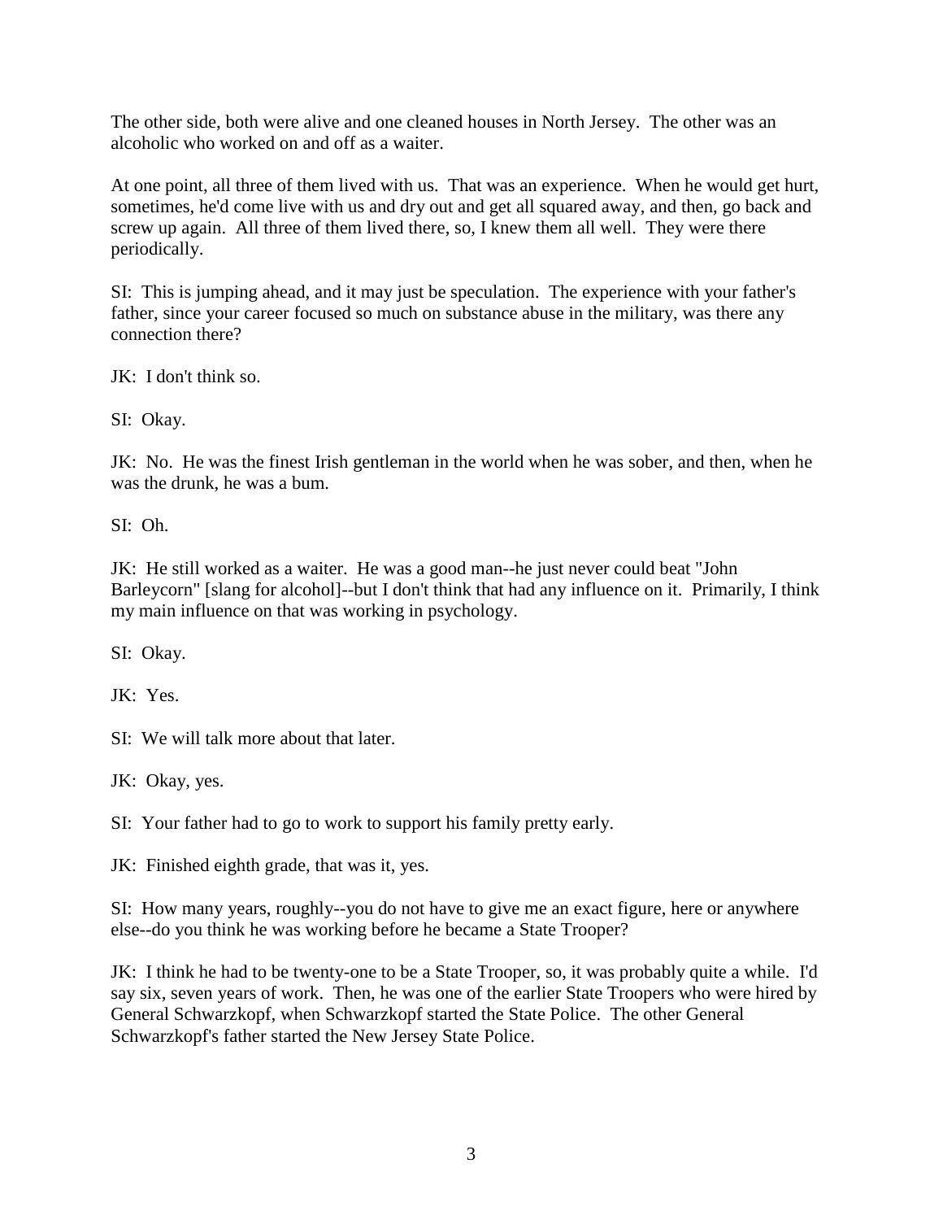The other side, both were alive and one cleaned houses in North Jersey. The other was an alcoholic who worked on and off as a waiter.

At one point, all three of them lived with us. That was an experience. When he would get hurt, sometimes, he'd come live with us and dry out and get all squared away, and then, go back and screw up again. All three of them lived there, so, I knew them all well. They were there periodically.

SI: This is jumping ahead, and it may just be speculation. The experience with your father's father, since your career focused so much on substance abuse in the military, was there any connection there?

JK: I don't think so.

SI: Okay.

JK: No. He was the finest Irish gentleman in the world when he was sober, and then, when he was the drunk, he was a bum.

SI: Oh.

JK: He still worked as a waiter. He was a good man--he just never could beat "John Barleycorn" [slang for alcohol]--but I don't think that had any influence on it. Primarily, I think my main influence on that was working in psychology.

SI: Okay.

JK: Yes.

SI: We will talk more about that later.

JK: Okay, yes.

SI: Your father had to go to work to support his family pretty early.

JK: Finished eighth grade, that was it, yes.

SI: How many years, roughly--you do not have to give me an exact figure, here or anywhere else--do you think he was working before he became a State Trooper?

JK: I think he had to be twenty-one to be a State Trooper, so, it was probably quite a while. I'd say six, seven years of work. Then, he was one of the earlier State Troopers who were hired by General Schwarzkopf, when Schwarzkopf started the State Police. The other General Schwarzkopf's father started the New Jersey State Police.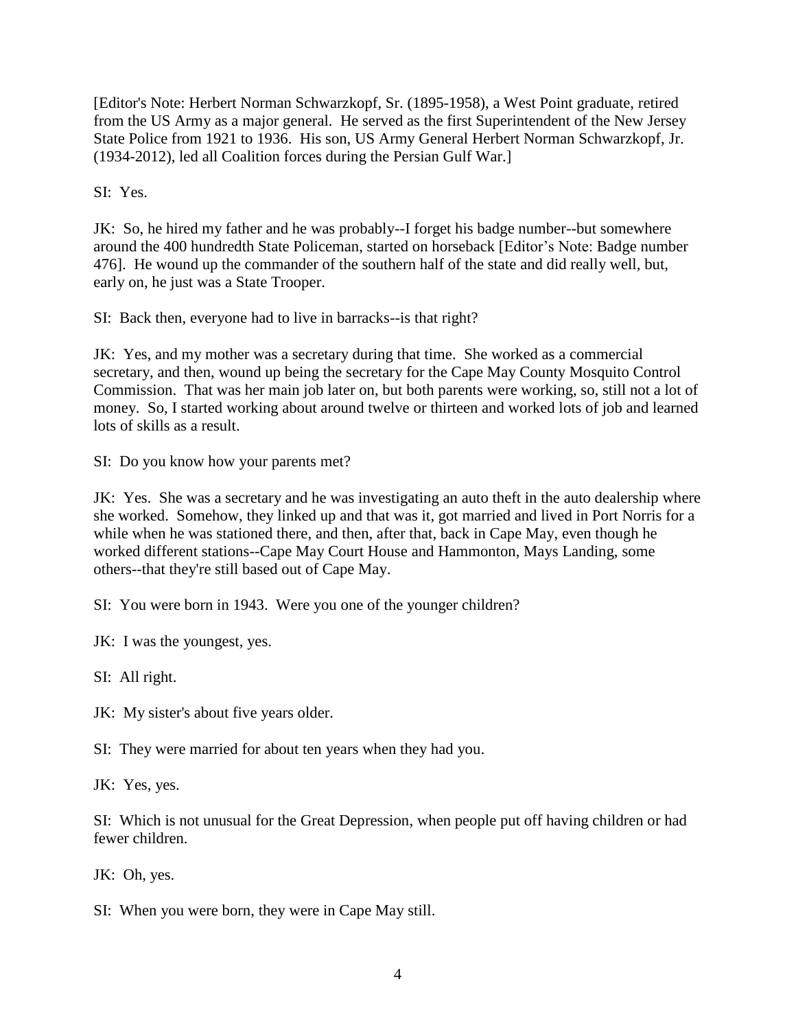[Editor's Note: Herbert Norman Schwarzkopf, Sr. (1895-1958), a West Point graduate, retired from the US Army as a major general. He served as the first Superintendent of the New Jersey State Police from 1921 to 1936. His son, US Army General Herbert Norman Schwarzkopf, Jr. (1934-2012), led all Coalition forces during the Persian Gulf War.]

SI: Yes.

JK: So, he hired my father and he was probably--I forget his badge number--but somewhere around the 400 hundredth State Policeman, started on horseback [Editor's Note: Badge number 476]. He wound up the commander of the southern half of the state and did really well, but, early on, he just was a State Trooper.

SI: Back then, everyone had to live in barracks--is that right?

JK: Yes, and my mother was a secretary during that time. She worked as a commercial secretary, and then, wound up being the secretary for the Cape May County Mosquito Control Commission. That was her main job later on, but both parents were working, so, still not a lot of money. So, I started working about around twelve or thirteen and worked lots of job and learned lots of skills as a result.

SI: Do you know how your parents met?

JK: Yes. She was a secretary and he was investigating an auto theft in the auto dealership where she worked. Somehow, they linked up and that was it, got married and lived in Port Norris for a while when he was stationed there, and then, after that, back in Cape May, even though he worked different stations--Cape May Court House and Hammonton, Mays Landing, some others--that they're still based out of Cape May.

SI: You were born in 1943. Were you one of the younger children?

JK: I was the youngest, yes.

SI: All right.

JK: My sister's about five years older.

SI: They were married for about ten years when they had you.

JK: Yes, yes.

SI: Which is not unusual for the Great Depression, when people put off having children or had fewer children.

JK: Oh, yes.

SI: When you were born, they were in Cape May still.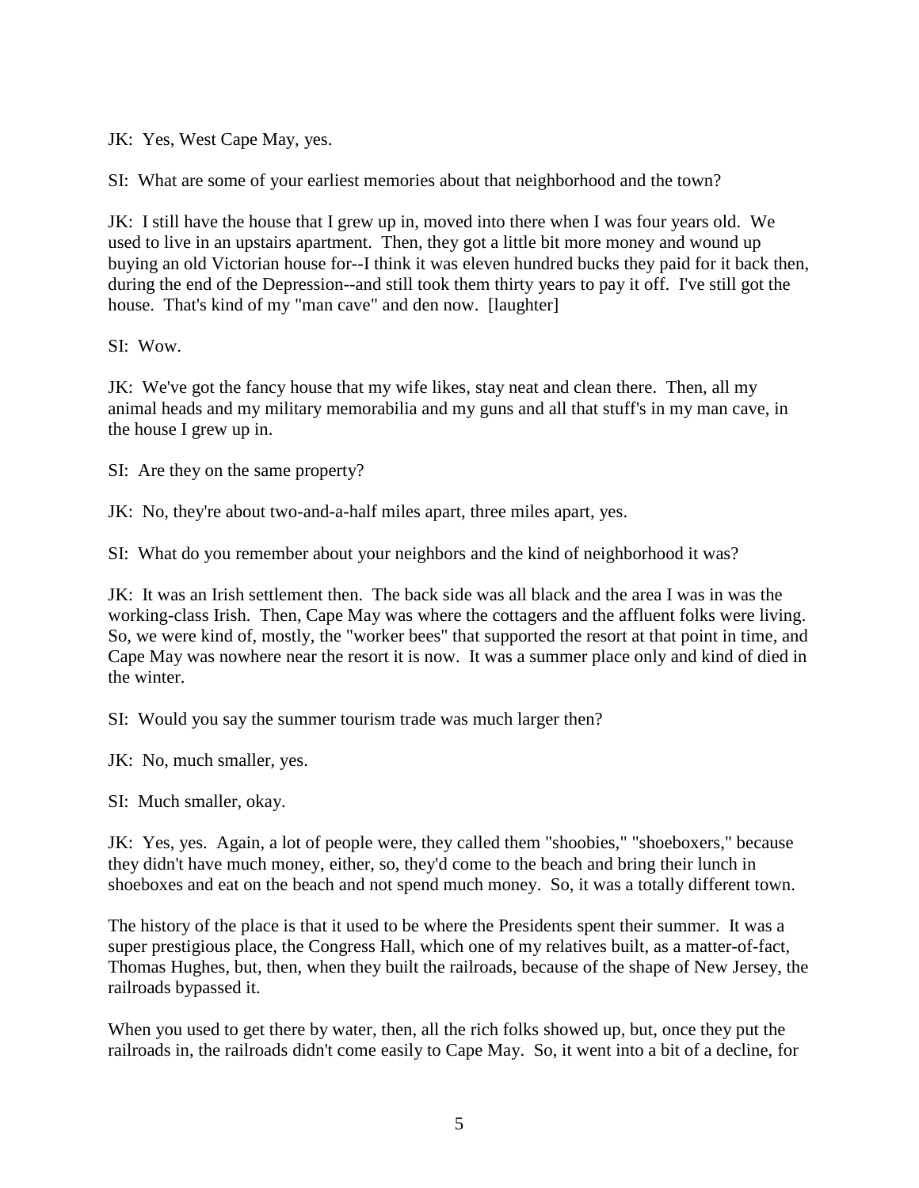JK: Yes, West Cape May, yes.

SI: What are some of your earliest memories about that neighborhood and the town?

JK: I still have the house that I grew up in, moved into there when I was four years old. We used to live in an upstairs apartment. Then, they got a little bit more money and wound up buying an old Victorian house for--I think it was eleven hundred bucks they paid for it back then, during the end of the Depression--and still took them thirty years to pay it off. I've still got the house. That's kind of my "man cave" and den now. [laughter]

SI: Wow.

JK: We've got the fancy house that my wife likes, stay neat and clean there. Then, all my animal heads and my military memorabilia and my guns and all that stuff's in my man cave, in the house I grew up in.

SI: Are they on the same property?

JK: No, they're about two-and-a-half miles apart, three miles apart, yes.

SI: What do you remember about your neighbors and the kind of neighborhood it was?

JK: It was an Irish settlement then. The back side was all black and the area I was in was the working-class Irish. Then, Cape May was where the cottagers and the affluent folks were living. So, we were kind of, mostly, the "worker bees" that supported the resort at that point in time, and Cape May was nowhere near the resort it is now. It was a summer place only and kind of died in the winter.

SI: Would you say the summer tourism trade was much larger then?

JK: No, much smaller, yes.

SI: Much smaller, okay.

JK: Yes, yes. Again, a lot of people were, they called them "shoobies," "shoeboxers," because they didn't have much money, either, so, they'd come to the beach and bring their lunch in shoeboxes and eat on the beach and not spend much money. So, it was a totally different town.

The history of the place is that it used to be where the Presidents spent their summer. It was a super prestigious place, the Congress Hall, which one of my relatives built, as a matter-of-fact, Thomas Hughes, but, then, when they built the railroads, because of the shape of New Jersey, the railroads bypassed it.

When you used to get there by water, then, all the rich folks showed up, but, once they put the railroads in, the railroads didn't come easily to Cape May. So, it went into a bit of a decline, for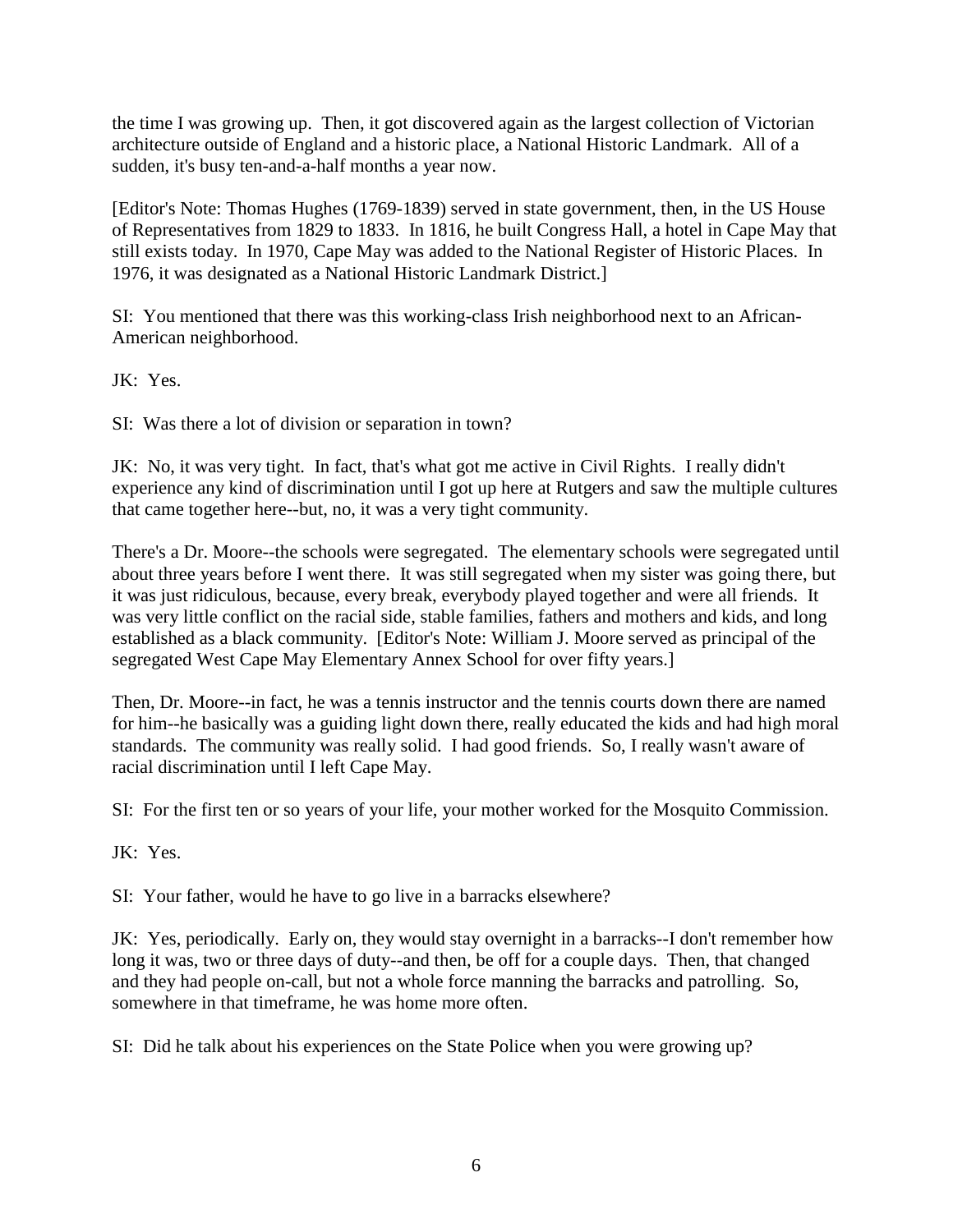the time I was growing up. Then, it got discovered again as the largest collection of Victorian architecture outside of England and a historic place, a National Historic Landmark. All of a sudden, it's busy ten-and-a-half months a year now.

[Editor's Note: Thomas Hughes (1769-1839) served in state government, then, in the US House of Representatives from 1829 to 1833. In 1816, he built Congress Hall, a hotel in Cape May that still exists today. In 1970, Cape May was added to the National Register of Historic Places. In 1976, it was designated as a National Historic Landmark District.]

SI: You mentioned that there was this working-class Irish neighborhood next to an African-American neighborhood.

JK: Yes.

SI: Was there a lot of division or separation in town?

JK: No, it was very tight. In fact, that's what got me active in Civil Rights. I really didn't experience any kind of discrimination until I got up here at Rutgers and saw the multiple cultures that came together here--but, no, it was a very tight community.

There's a Dr. Moore--the schools were segregated. The elementary schools were segregated until about three years before I went there. It was still segregated when my sister was going there, but it was just ridiculous, because, every break, everybody played together and were all friends. It was very little conflict on the racial side, stable families, fathers and mothers and kids, and long established as a black community. [Editor's Note: William J. Moore served as principal of the segregated West Cape May Elementary Annex School for over fifty years.]

Then, Dr. Moore--in fact, he was a tennis instructor and the tennis courts down there are named for him--he basically was a guiding light down there, really educated the kids and had high moral standards. The community was really solid. I had good friends. So, I really wasn't aware of racial discrimination until I left Cape May.

SI: For the first ten or so years of your life, your mother worked for the Mosquito Commission.

JK: Yes.

SI: Your father, would he have to go live in a barracks elsewhere?

JK: Yes, periodically. Early on, they would stay overnight in a barracks--I don't remember how long it was, two or three days of duty--and then, be off for a couple days. Then, that changed and they had people on-call, but not a whole force manning the barracks and patrolling. So, somewhere in that timeframe, he was home more often.

SI: Did he talk about his experiences on the State Police when you were growing up?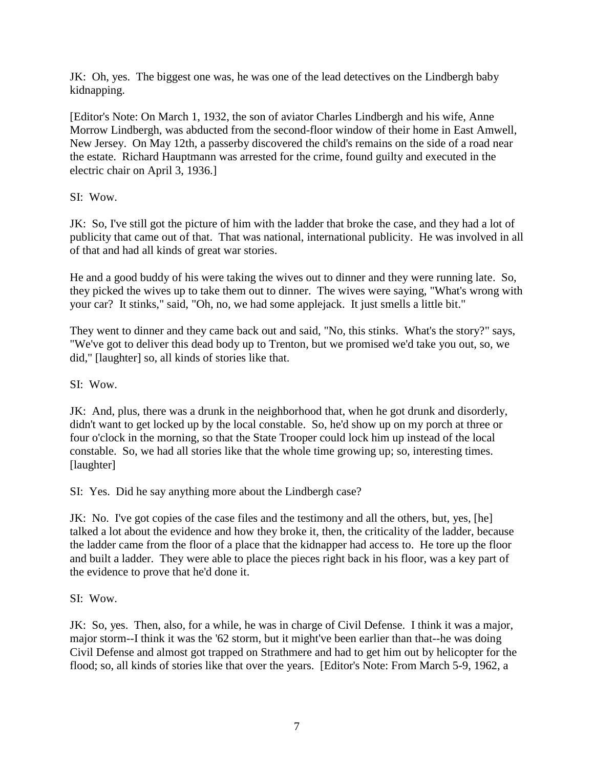JK: Oh, yes. The biggest one was, he was one of the lead detectives on the Lindbergh baby kidnapping.

[Editor's Note: On March 1, 1932, the son of aviator Charles Lindbergh and his wife, Anne Morrow Lindbergh, was abducted from the second-floor window of their home in East Amwell, New Jersey. On May 12th, a passerby discovered the child's remains on the side of a road near the estate. Richard Hauptmann was arrested for the crime, found guilty and executed in the electric chair on April 3, 1936.]

SI: Wow.

JK: So, I've still got the picture of him with the ladder that broke the case, and they had a lot of publicity that came out of that. That was national, international publicity. He was involved in all of that and had all kinds of great war stories.

He and a good buddy of his were taking the wives out to dinner and they were running late. So, they picked the wives up to take them out to dinner. The wives were saying, "What's wrong with your car? It stinks," said, "Oh, no, we had some applejack. It just smells a little bit."

They went to dinner and they came back out and said, "No, this stinks. What's the story?" says, "We've got to deliver this dead body up to Trenton, but we promised we'd take you out, so, we did," [laughter] so, all kinds of stories like that.

SI: Wow.

JK: And, plus, there was a drunk in the neighborhood that, when he got drunk and disorderly, didn't want to get locked up by the local constable. So, he'd show up on my porch at three or four o'clock in the morning, so that the State Trooper could lock him up instead of the local constable. So, we had all stories like that the whole time growing up; so, interesting times. [laughter]

SI: Yes. Did he say anything more about the Lindbergh case?

JK: No. I've got copies of the case files and the testimony and all the others, but, yes, [he] talked a lot about the evidence and how they broke it, then, the criticality of the ladder, because the ladder came from the floor of a place that the kidnapper had access to. He tore up the floor and built a ladder. They were able to place the pieces right back in his floor, was a key part of the evidence to prove that he'd done it.

SI: Wow.

JK: So, yes. Then, also, for a while, he was in charge of Civil Defense. I think it was a major, major storm--I think it was the '62 storm, but it might've been earlier than that--he was doing Civil Defense and almost got trapped on Strathmere and had to get him out by helicopter for the flood; so, all kinds of stories like that over the years. [Editor's Note: From March 5-9, 1962, a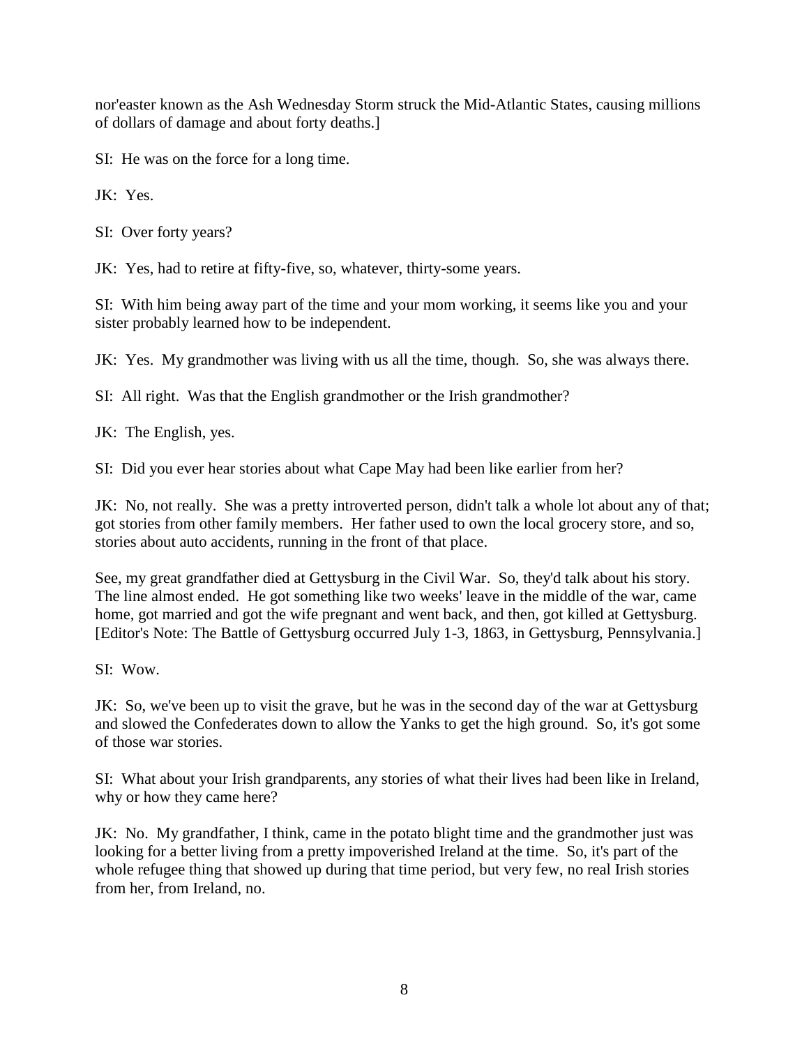nor'easter known as the Ash Wednesday Storm struck the Mid-Atlantic States, causing millions of dollars of damage and about forty deaths.]

SI: He was on the force for a long time.

JK: Yes.

SI: Over forty years?

JK: Yes, had to retire at fifty-five, so, whatever, thirty-some years.

SI: With him being away part of the time and your mom working, it seems like you and your sister probably learned how to be independent.

JK: Yes. My grandmother was living with us all the time, though. So, she was always there.

SI: All right. Was that the English grandmother or the Irish grandmother?

JK: The English, yes.

SI: Did you ever hear stories about what Cape May had been like earlier from her?

JK: No, not really. She was a pretty introverted person, didn't talk a whole lot about any of that; got stories from other family members. Her father used to own the local grocery store, and so, stories about auto accidents, running in the front of that place.

See, my great grandfather died at Gettysburg in the Civil War. So, they'd talk about his story. The line almost ended. He got something like two weeks' leave in the middle of the war, came home, got married and got the wife pregnant and went back, and then, got killed at Gettysburg. [Editor's Note: The Battle of Gettysburg occurred July 1-3, 1863, in Gettysburg, Pennsylvania.]

SI: Wow.

JK: So, we've been up to visit the grave, but he was in the second day of the war at Gettysburg and slowed the Confederates down to allow the Yanks to get the high ground. So, it's got some of those war stories.

SI: What about your Irish grandparents, any stories of what their lives had been like in Ireland, why or how they came here?

JK: No. My grandfather, I think, came in the potato blight time and the grandmother just was looking for a better living from a pretty impoverished Ireland at the time. So, it's part of the whole refugee thing that showed up during that time period, but very few, no real Irish stories from her, from Ireland, no.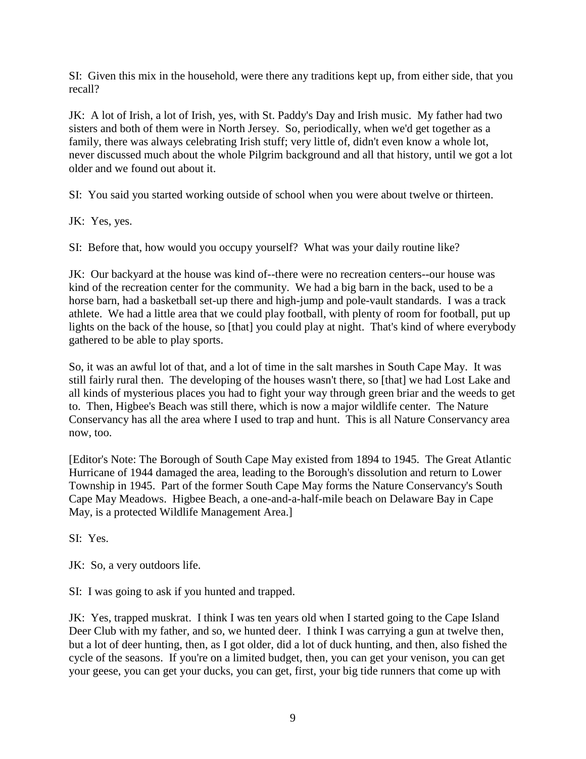SI: Given this mix in the household, were there any traditions kept up, from either side, that you recall?

JK: A lot of Irish, a lot of Irish, yes, with St. Paddy's Day and Irish music. My father had two sisters and both of them were in North Jersey. So, periodically, when we'd get together as a family, there was always celebrating Irish stuff; very little of, didn't even know a whole lot, never discussed much about the whole Pilgrim background and all that history, until we got a lot older and we found out about it.

SI: You said you started working outside of school when you were about twelve or thirteen.

JK: Yes, yes.

SI: Before that, how would you occupy yourself? What was your daily routine like?

JK: Our backyard at the house was kind of--there were no recreation centers--our house was kind of the recreation center for the community. We had a big barn in the back, used to be a horse barn, had a basketball set-up there and high-jump and pole-vault standards. I was a track athlete. We had a little area that we could play football, with plenty of room for football, put up lights on the back of the house, so [that] you could play at night. That's kind of where everybody gathered to be able to play sports.

So, it was an awful lot of that, and a lot of time in the salt marshes in South Cape May. It was still fairly rural then. The developing of the houses wasn't there, so [that] we had Lost Lake and all kinds of mysterious places you had to fight your way through green briar and the weeds to get to. Then, Higbee's Beach was still there, which is now a major wildlife center. The Nature Conservancy has all the area where I used to trap and hunt. This is all Nature Conservancy area now, too.

[Editor's Note: The Borough of South Cape May existed from 1894 to 1945. The Great Atlantic Hurricane of 1944 damaged the area, leading to the Borough's dissolution and return to Lower Township in 1945. Part of the former South Cape May forms the Nature Conservancy's South Cape May Meadows. Higbee Beach, a one-and-a-half-mile beach on Delaware Bay in Cape May, is a protected Wildlife Management Area.]

SI: Yes.

JK: So, a very outdoors life.

SI: I was going to ask if you hunted and trapped.

JK: Yes, trapped muskrat. I think I was ten years old when I started going to the Cape Island Deer Club with my father, and so, we hunted deer. I think I was carrying a gun at twelve then, but a lot of deer hunting, then, as I got older, did a lot of duck hunting, and then, also fished the cycle of the seasons. If you're on a limited budget, then, you can get your venison, you can get your geese, you can get your ducks, you can get, first, your big tide runners that come up with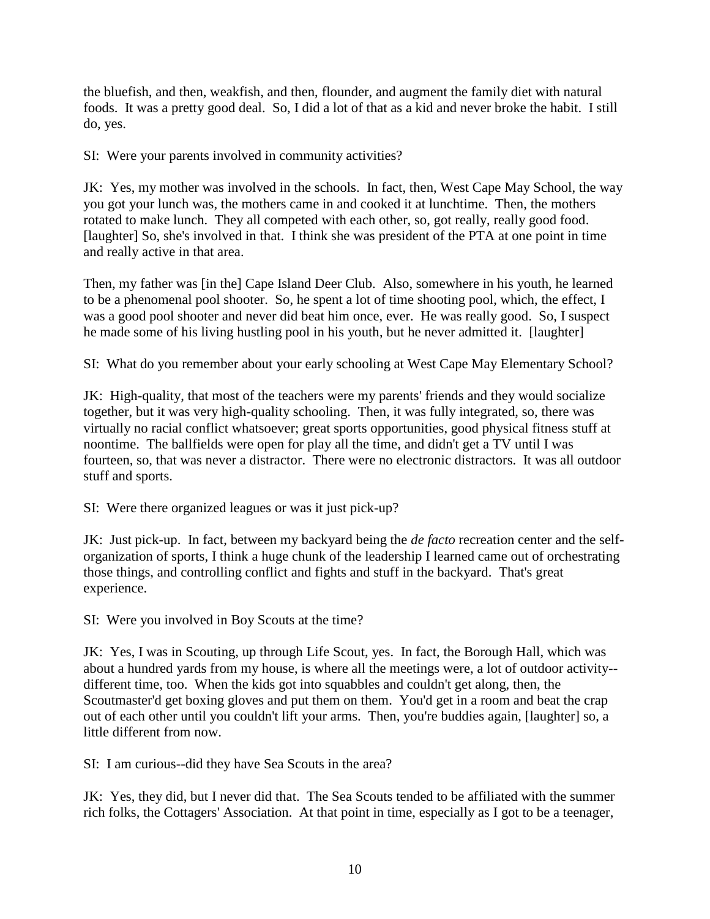the bluefish, and then, weakfish, and then, flounder, and augment the family diet with natural foods. It was a pretty good deal. So, I did a lot of that as a kid and never broke the habit. I still do, yes.

SI: Were your parents involved in community activities?

JK: Yes, my mother was involved in the schools. In fact, then, West Cape May School, the way you got your lunch was, the mothers came in and cooked it at lunchtime. Then, the mothers rotated to make lunch. They all competed with each other, so, got really, really good food. [laughter] So, she's involved in that. I think she was president of the PTA at one point in time and really active in that area.

Then, my father was [in the] Cape Island Deer Club. Also, somewhere in his youth, he learned to be a phenomenal pool shooter. So, he spent a lot of time shooting pool, which, the effect, I was a good pool shooter and never did beat him once, ever. He was really good. So, I suspect he made some of his living hustling pool in his youth, but he never admitted it. [laughter]

SI: What do you remember about your early schooling at West Cape May Elementary School?

JK: High-quality, that most of the teachers were my parents' friends and they would socialize together, but it was very high-quality schooling. Then, it was fully integrated, so, there was virtually no racial conflict whatsoever; great sports opportunities, good physical fitness stuff at noontime. The ballfields were open for play all the time, and didn't get a TV until I was fourteen, so, that was never a distractor. There were no electronic distractors. It was all outdoor stuff and sports.

SI: Were there organized leagues or was it just pick-up?

JK: Just pick-up. In fact, between my backyard being the *de facto* recreation center and the self-organization of sports, I think a huge chunk of the leadership I learned came out of orchestrating those things, and controlling conflict and fights and stuff in the backyard. That's great experience.

SI: Were you involved in Boy Scouts at the time?

JK: Yes, I was in Scouting, up through Life Scout, yes. In fact, the Borough Hall, which was about a hundred yards from my house, is where all the meetings were, a lot of outdoor activity--different time, too. When the kids got into squabbles and couldn't get along, then, the Scoutmaster'd get boxing gloves and put them on them. You'd get in a room and beat the crap out of each other until you couldn't lift your arms. Then, you're buddies again, [laughter] so, a little different from now.

SI: I am curious--did they have Sea Scouts in the area?

JK: Yes, they did, but I never did that. The Sea Scouts tended to be affiliated with the summer rich folks, the Cottagers' Association. At that point in time, especially as I got to be a teenager,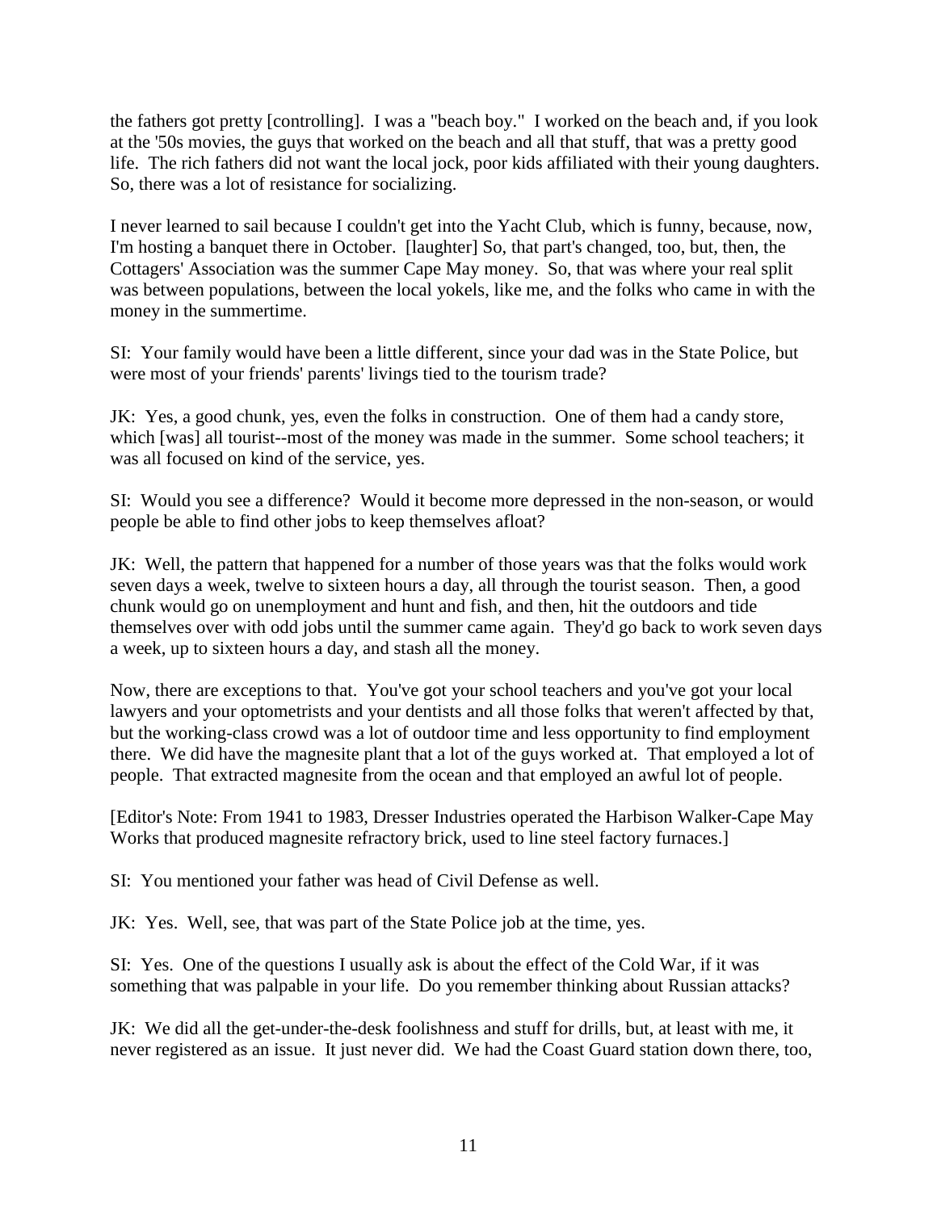the fathers got pretty [controlling]. I was a "beach boy." I worked on the beach and, if you look at the '50s movies, the guys that worked on the beach and all that stuff, that was a pretty good life. The rich fathers did not want the local jock, poor kids affiliated with their young daughters. So, there was a lot of resistance for socializing.

I never learned to sail because I couldn't get into the Yacht Club, which is funny, because, now, I'm hosting a banquet there in October. [laughter] So, that part's changed, too, but, then, the Cottagers' Association was the summer Cape May money. So, that was where your real split was between populations, between the local yokels, like me, and the folks who came in with the money in the summertime.

SI: Your family would have been a little different, since your dad was in the State Police, but were most of your friends' parents' livings tied to the tourism trade?

JK: Yes, a good chunk, yes, even the folks in construction. One of them had a candy store, which [was] all tourist--most of the money was made in the summer. Some school teachers; it was all focused on kind of the service, yes.

SI: Would you see a difference? Would it become more depressed in the non-season, or would people be able to find other jobs to keep themselves afloat?

JK: Well, the pattern that happened for a number of those years was that the folks would work seven days a week, twelve to sixteen hours a day, all through the tourist season. Then, a good chunk would go on unemployment and hunt and fish, and then, hit the outdoors and tide themselves over with odd jobs until the summer came again. They'd go back to work seven days a week, up to sixteen hours a day, and stash all the money.

Now, there are exceptions to that. You've got your school teachers and you've got your local lawyers and your optometrists and your dentists and all those folks that weren't affected by that, but the working-class crowd was a lot of outdoor time and less opportunity to find employment there. We did have the magnesite plant that a lot of the guys worked at. That employed a lot of people. That extracted magnesite from the ocean and that employed an awful lot of people.

[Editor's Note: From 1941 to 1983, Dresser Industries operated the Harbison Walker-Cape May Works that produced magnesite refractory brick, used to line steel factory furnaces.]

SI: You mentioned your father was head of Civil Defense as well.

JK: Yes. Well, see, that was part of the State Police job at the time, yes.

SI: Yes. One of the questions I usually ask is about the effect of the Cold War, if it was something that was palpable in your life. Do you remember thinking about Russian attacks?

JK: We did all the get-under-the-desk foolishness and stuff for drills, but, at least with me, it never registered as an issue. It just never did. We had the Coast Guard station down there, too,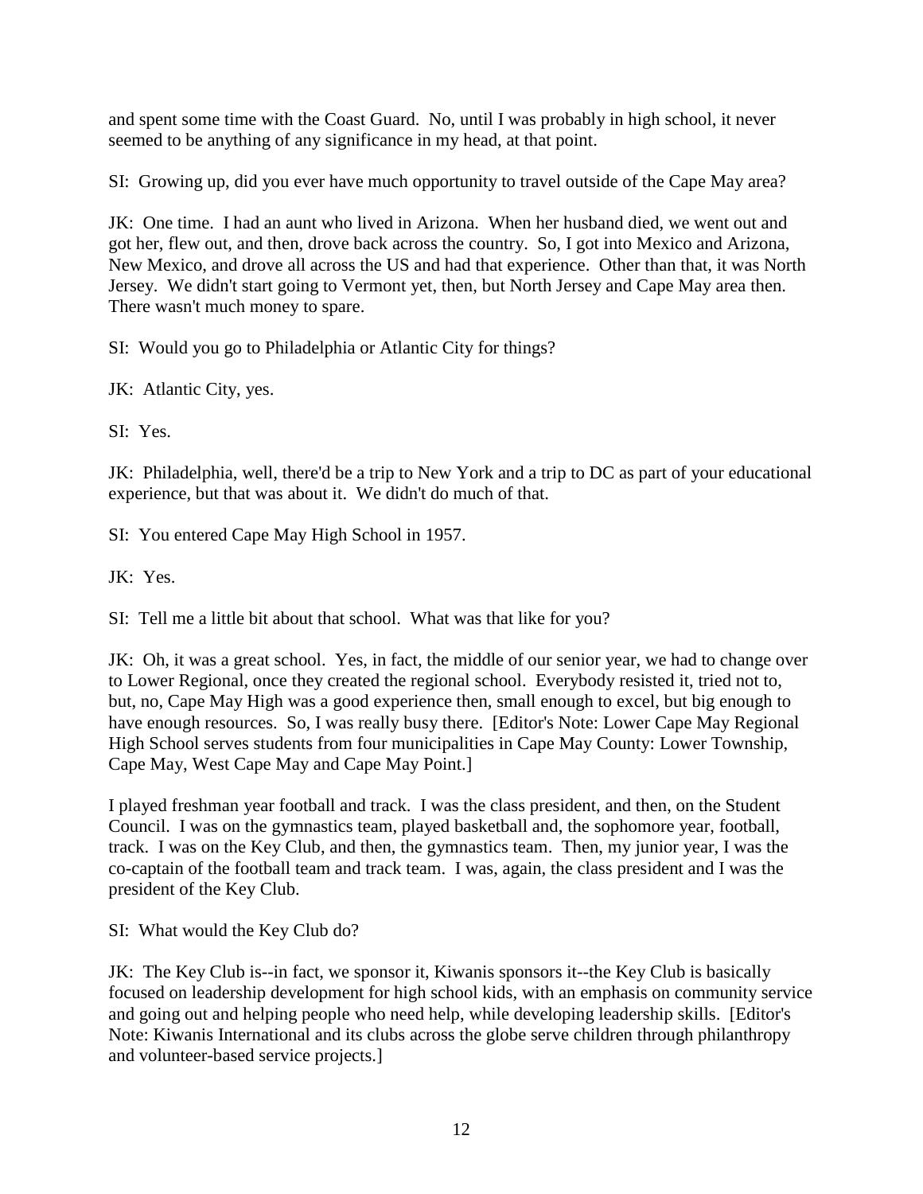and spent some time with the Coast Guard. No, until I was probably in high school, it never seemed to be anything of any significance in my head, at that point.

SI: Growing up, did you ever have much opportunity to travel outside of the Cape May area?

JK: One time. I had an aunt who lived in Arizona. When her husband died, we went out and got her, flew out, and then, drove back across the country. So, I got into Mexico and Arizona, New Mexico, and drove all across the US and had that experience. Other than that, it was North Jersey. We didn't start going to Vermont yet, then, but North Jersey and Cape May area then. There wasn't much money to spare.

SI: Would you go to Philadelphia or Atlantic City for things?

JK: Atlantic City, yes.

SI: Yes.

JK: Philadelphia, well, there'd be a trip to New York and a trip to DC as part of your educational experience, but that was about it. We didn't do much of that.

SI: You entered Cape May High School in 1957.

JK: Yes.

SI: Tell me a little bit about that school. What was that like for you?

JK: Oh, it was a great school. Yes, in fact, the middle of our senior year, we had to change over to Lower Regional, once they created the regional school. Everybody resisted it, tried not to, but, no, Cape May High was a good experience then, small enough to excel, but big enough to have enough resources. So, I was really busy there. [Editor's Note: Lower Cape May Regional High School serves students from four municipalities in Cape May County: Lower Township, Cape May, West Cape May and Cape May Point.]

I played freshman year football and track. I was the class president, and then, on the Student Council. I was on the gymnastics team, played basketball and, the sophomore year, football, track. I was on the Key Club, and then, the gymnastics team. Then, my junior year, I was the co-captain of the football team and track team. I was, again, the class president and I was the president of the Key Club.

SI: What would the Key Club do?

JK: The Key Club is--in fact, we sponsor it, Kiwanis sponsors it--the Key Club is basically focused on leadership development for high school kids, with an emphasis on community service and going out and helping people who need help, while developing leadership skills. [Editor's Note: Kiwanis International and its clubs across the globe serve children through philanthropy and volunteer-based service projects.]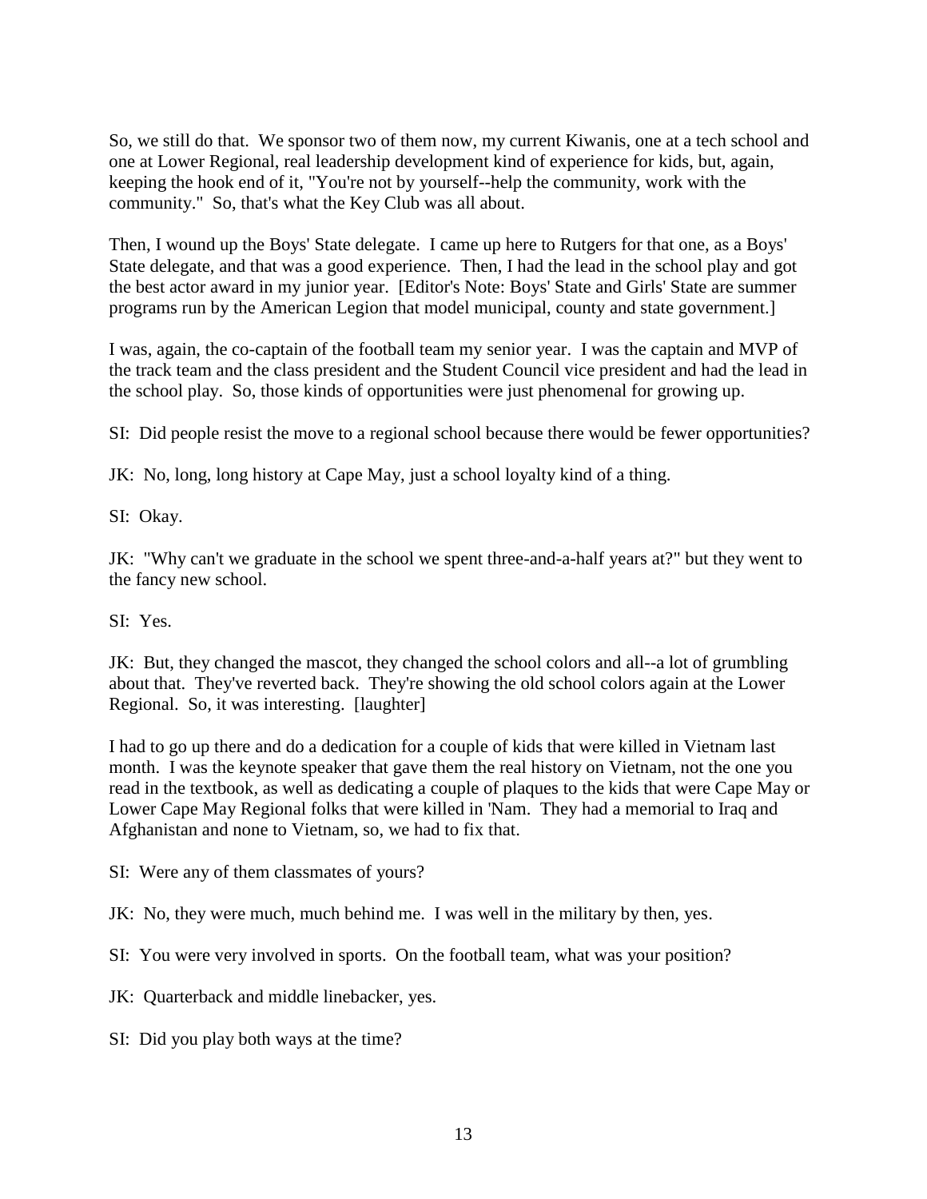So, we still do that. We sponsor two of them now, my current Kiwanis, one at a tech school and one at Lower Regional, real leadership development kind of experience for kids, but, again, keeping the hook end of it, "You're not by yourself--help the community, work with the community." So, that's what the Key Club was all about.

Then, I wound up the Boys' State delegate. I came up here to Rutgers for that one, as a Boys' State delegate, and that was a good experience. Then, I had the lead in the school play and got the best actor award in my junior year. [Editor's Note: Boys' State and Girls' State are summer programs run by the American Legion that model municipal, county and state government.]

I was, again, the co-captain of the football team my senior year. I was the captain and MVP of the track team and the class president and the Student Council vice president and had the lead in the school play. So, those kinds of opportunities were just phenomenal for growing up.

SI: Did people resist the move to a regional school because there would be fewer opportunities?

JK: No, long, long history at Cape May, just a school loyalty kind of a thing.

SI: Okay.

JK: "Why can't we graduate in the school we spent three-and-a-half years at?" but they went to the fancy new school.

SI: Yes.

JK: But, they changed the mascot, they changed the school colors and all--a lot of grumbling about that. They've reverted back. They're showing the old school colors again at the Lower Regional. So, it was interesting. [laughter]

I had to go up there and do a dedication for a couple of kids that were killed in Vietnam last month. I was the keynote speaker that gave them the real history on Vietnam, not the one you read in the textbook, as well as dedicating a couple of plaques to the kids that were Cape May or Lower Cape May Regional folks that were killed in 'Nam. They had a memorial to Iraq and Afghanistan and none to Vietnam, so, we had to fix that.

SI: Were any of them classmates of yours?

JK: No, they were much, much behind me. I was well in the military by then, yes.

SI: You were very involved in sports. On the football team, what was your position?

JK: Quarterback and middle linebacker, yes.

SI: Did you play both ways at the time?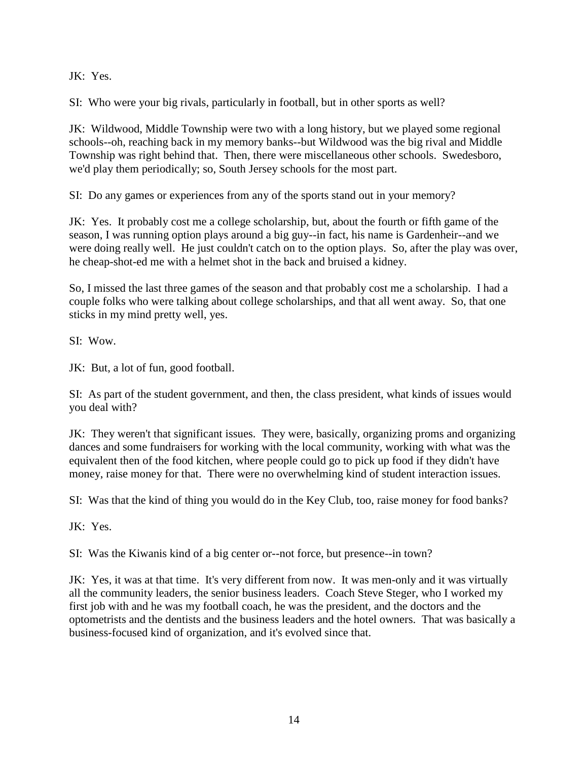JK: Yes.

SI: Who were your big rivals, particularly in football, but in other sports as well?

JK: Wildwood, Middle Township were two with a long history, but we played some regional schools--oh, reaching back in my memory banks--but Wildwood was the big rival and Middle Township was right behind that. Then, there were miscellaneous other schools. Swedesboro, we'd play them periodically; so, South Jersey schools for the most part.

SI: Do any games or experiences from any of the sports stand out in your memory?

JK: Yes. It probably cost me a college scholarship, but, about the fourth or fifth game of the season, I was running option plays around a big guy--in fact, his name is Gardenheir--and we were doing really well. He just couldn't catch on to the option plays. So, after the play was over, he cheap-shot-ed me with a helmet shot in the back and bruised a kidney.

So, I missed the last three games of the season and that probably cost me a scholarship. I had a couple folks who were talking about college scholarships, and that all went away. So, that one sticks in my mind pretty well, yes.

SI: Wow.

JK: But, a lot of fun, good football.

SI: As part of the student government, and then, the class president, what kinds of issues would you deal with?

JK: They weren't that significant issues. They were, basically, organizing proms and organizing dances and some fundraisers for working with the local community, working with what was the equivalent then of the food kitchen, where people could go to pick up food if they didn't have money, raise money for that. There were no overwhelming kind of student interaction issues.

SI: Was that the kind of thing you would do in the Key Club, too, raise money for food banks?

JK: Yes.

SI: Was the Kiwanis kind of a big center or--not force, but presence--in town?

JK: Yes, it was at that time. It's very different from now. It was men-only and it was virtually all the community leaders, the senior business leaders. Coach Steve Steger, who I worked my first job with and he was my football coach, he was the president, and the doctors and the optometrists and the dentists and the business leaders and the hotel owners. That was basically a business-focused kind of organization, and it's evolved since that.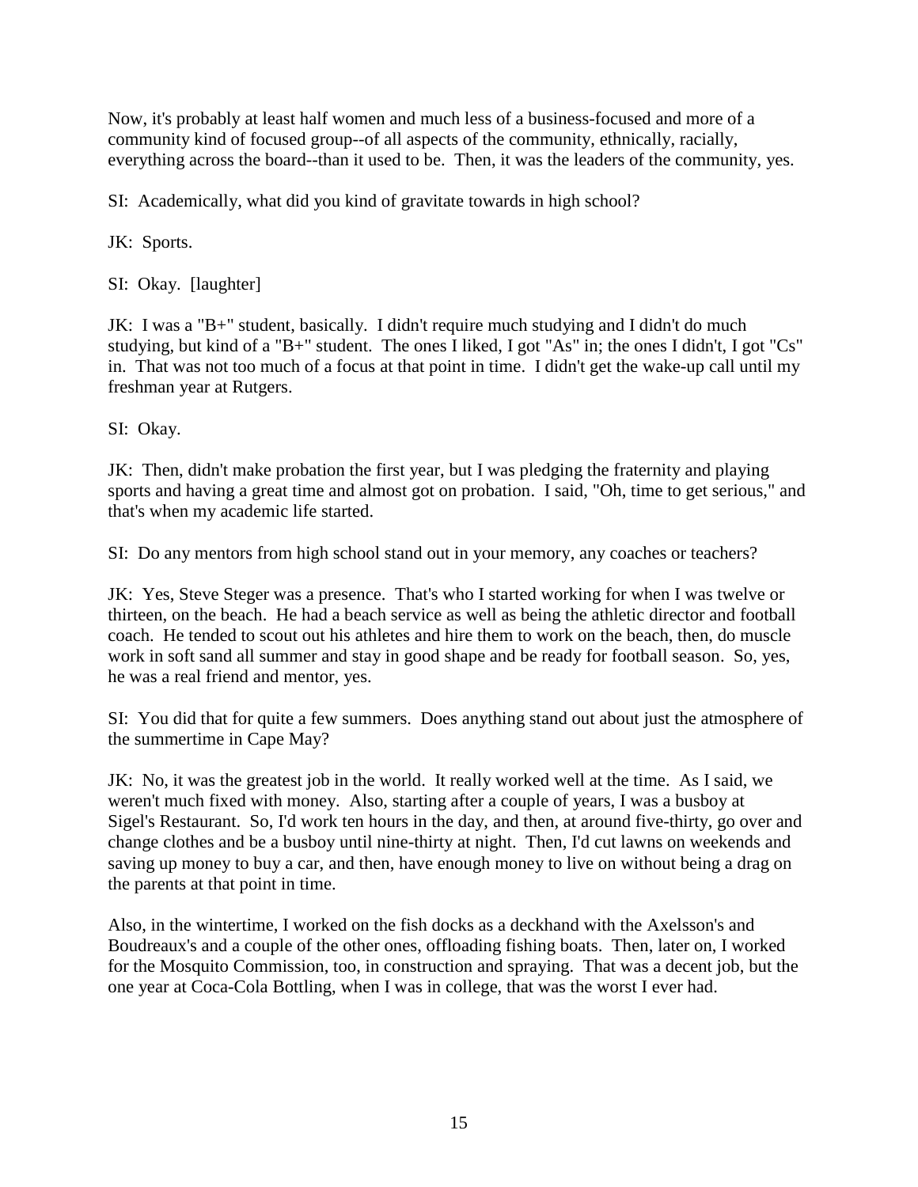Now, it's probably at least half women and much less of a business-focused and more of a community kind of focused group--of all aspects of the community, ethnically, racially, everything across the board--than it used to be. Then, it was the leaders of the community, yes.

SI: Academically, what did you kind of gravitate towards in high school?

JK: Sports.

SI: Okay. [laughter]

JK: I was a "B+" student, basically. I didn't require much studying and I didn't do much studying, but kind of a "B+" student. The ones I liked, I got "As" in; the ones I didn't, I got "Cs" in. That was not too much of a focus at that point in time. I didn't get the wake-up call until my freshman year at Rutgers.

SI: Okay.

JK: Then, didn't make probation the first year, but I was pledging the fraternity and playing sports and having a great time and almost got on probation. I said, "Oh, time to get serious," and that's when my academic life started.

SI: Do any mentors from high school stand out in your memory, any coaches or teachers?

JK: Yes, Steve Steger was a presence. That's who I started working for when I was twelve or thirteen, on the beach. He had a beach service as well as being the athletic director and football coach. He tended to scout out his athletes and hire them to work on the beach, then, do muscle work in soft sand all summer and stay in good shape and be ready for football season. So, yes, he was a real friend and mentor, yes.

SI: You did that for quite a few summers. Does anything stand out about just the atmosphere of the summertime in Cape May?

JK: No, it was the greatest job in the world. It really worked well at the time. As I said, we weren't much fixed with money. Also, starting after a couple of years, I was a busboy at Sigel's Restaurant. So, I'd work ten hours in the day, and then, at around five-thirty, go over and change clothes and be a busboy until nine-thirty at night. Then, I'd cut lawns on weekends and saving up money to buy a car, and then, have enough money to live on without being a drag on the parents at that point in time.

Also, in the wintertime, I worked on the fish docks as a deckhand with the Axelsson's and Boudreaux's and a couple of the other ones, offloading fishing boats. Then, later on, I worked for the Mosquito Commission, too, in construction and spraying. That was a decent job, but the one year at Coca-Cola Bottling, when I was in college, that was the worst I ever had.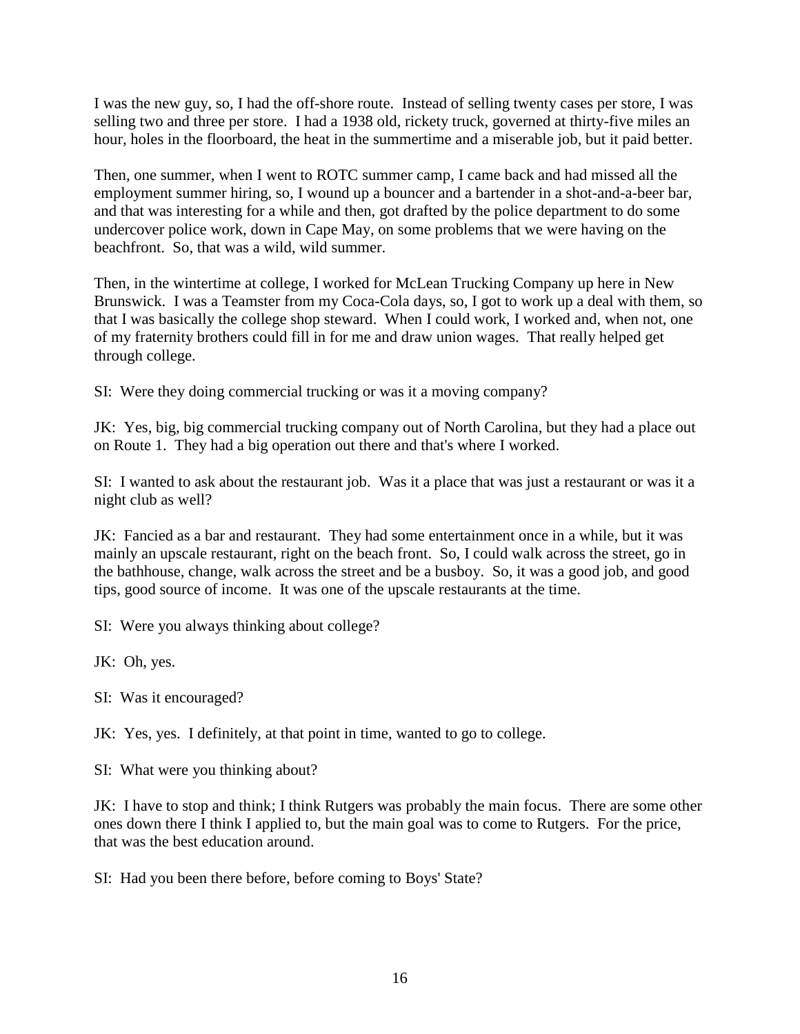I was the new guy, so, I had the off-shore route. Instead of selling twenty cases per store, I was selling two and three per store. I had a 1938 old, rickety truck, governed at thirty-five miles an hour, holes in the floorboard, the heat in the summertime and a miserable job, but it paid better.

Then, one summer, when I went to ROTC summer camp, I came back and had missed all the employment summer hiring, so, I wound up a bouncer and a bartender in a shot-and-a-beer bar, and that was interesting for a while and then, got drafted by the police department to do some undercover police work, down in Cape May, on some problems that we were having on the beachfront. So, that was a wild, wild summer.

Then, in the wintertime at college, I worked for McLean Trucking Company up here in New Brunswick. I was a Teamster from my Coca-Cola days, so, I got to work up a deal with them, so that I was basically the college shop steward. When I could work, I worked and, when not, one of my fraternity brothers could fill in for me and draw union wages. That really helped get through college.

SI: Were they doing commercial trucking or was it a moving company?

JK: Yes, big, big commercial trucking company out of North Carolina, but they had a place out on Route 1. They had a big operation out there and that's where I worked.

SI: I wanted to ask about the restaurant job. Was it a place that was just a restaurant or was it a night club as well?

JK: Fancied as a bar and restaurant. They had some entertainment once in a while, but it was mainly an upscale restaurant, right on the beach front. So, I could walk across the street, go in the bathhouse, change, walk across the street and be a busboy. So, it was a good job, and good tips, good source of income. It was one of the upscale restaurants at the time.

SI: Were you always thinking about college?

JK: Oh, yes.

SI: Was it encouraged?

JK: Yes, yes. I definitely, at that point in time, wanted to go to college.

SI: What were you thinking about?

JK: I have to stop and think; I think Rutgers was probably the main focus. There are some other ones down there I think I applied to, but the main goal was to come to Rutgers. For the price, that was the best education around.

SI: Had you been there before, before coming to Boys' State?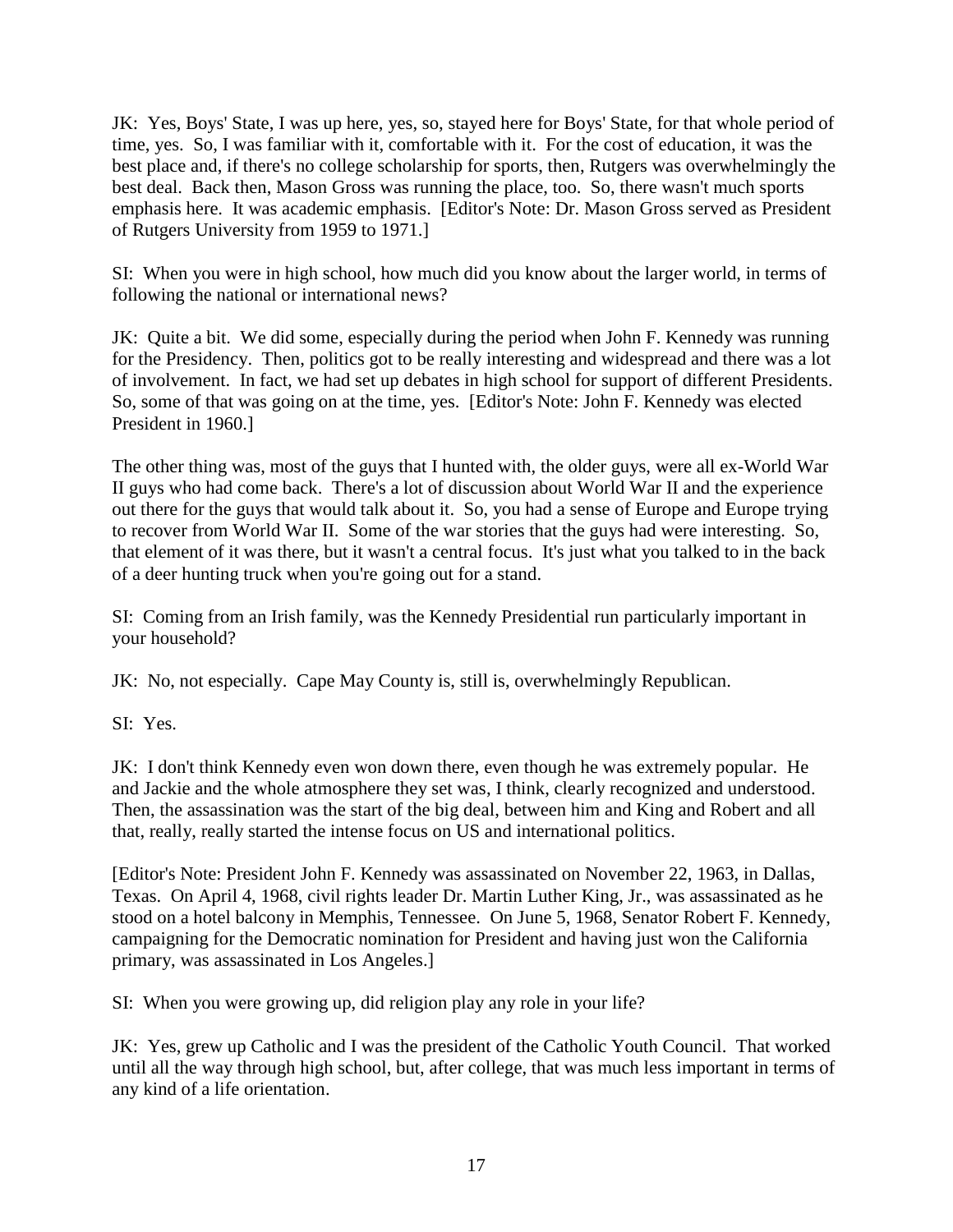JK: Yes, Boys' State, I was up here, yes, so, stayed here for Boys' State, for that whole period of time, yes. So, I was familiar with it, comfortable with it. For the cost of education, it was the best place and, if there's no college scholarship for sports, then, Rutgers was overwhelmingly the best deal. Back then, Mason Gross was running the place, too. So, there wasn't much sports emphasis here. It was academic emphasis. [Editor's Note: Dr. Mason Gross served as President of Rutgers University from 1959 to 1971.]

SI: When you were in high school, how much did you know about the larger world, in terms of following the national or international news?

JK: Quite a bit. We did some, especially during the period when John F. Kennedy was running for the Presidency. Then, politics got to be really interesting and widespread and there was a lot of involvement. In fact, we had set up debates in high school for support of different Presidents. So, some of that was going on at the time, yes. [Editor's Note: John F. Kennedy was elected President in 1960.]

The other thing was, most of the guys that I hunted with, the older guys, were all ex-World War II guys who had come back. There's a lot of discussion about World War II and the experience out there for the guys that would talk about it. So, you had a sense of Europe and Europe trying to recover from World War II. Some of the war stories that the guys had were interesting. So, that element of it was there, but it wasn't a central focus. It's just what you talked to in the back of a deer hunting truck when you're going out for a stand.

SI: Coming from an Irish family, was the Kennedy Presidential run particularly important in your household?

JK: No, not especially. Cape May County is, still is, overwhelmingly Republican.

SI: Yes.

JK: I don't think Kennedy even won down there, even though he was extremely popular. He and Jackie and the whole atmosphere they set was, I think, clearly recognized and understood. Then, the assassination was the start of the big deal, between him and King and Robert and all that, really, really started the intense focus on US and international politics.

[Editor's Note: President John F. Kennedy was assassinated on November 22, 1963, in Dallas, Texas. On April 4, 1968, civil rights leader Dr. Martin Luther King, Jr., was assassinated as he stood on a hotel balcony in Memphis, Tennessee. On June 5, 1968, Senator Robert F. Kennedy, campaigning for the Democratic nomination for President and having just won the California primary, was assassinated in Los Angeles.]

SI: When you were growing up, did religion play any role in your life?

JK: Yes, grew up Catholic and I was the president of the Catholic Youth Council. That worked until all the way through high school, but, after college, that was much less important in terms of any kind of a life orientation.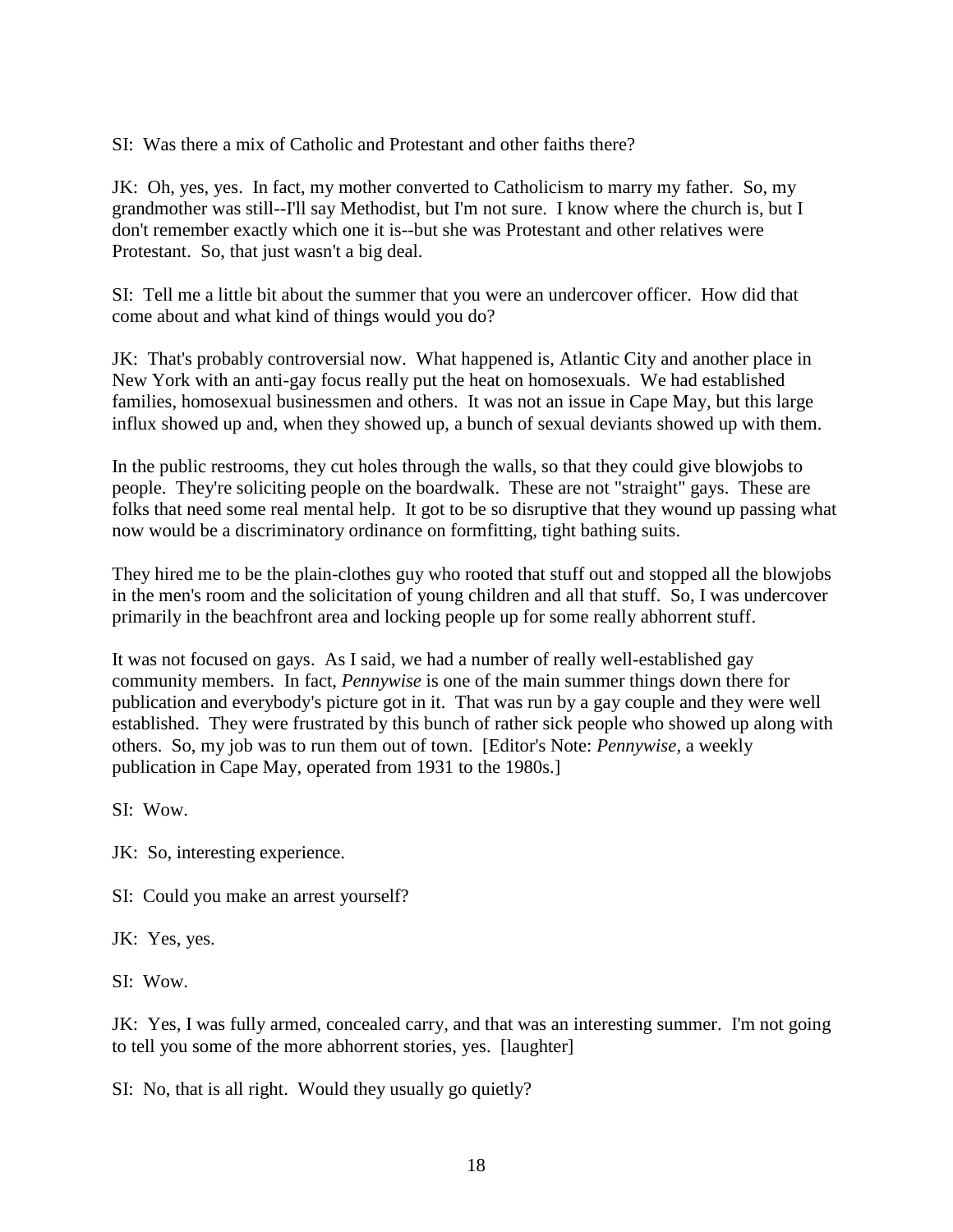SI: Was there a mix of Catholic and Protestant and other faiths there?

JK: Oh, yes, yes. In fact, my mother converted to Catholicism to marry my father. So, my grandmother was still--I'll say Methodist, but I'm not sure. I know where the church is, but I don't remember exactly which one it is--but she was Protestant and other relatives were Protestant. So, that just wasn't a big deal.

SI: Tell me a little bit about the summer that you were an undercover officer. How did that come about and what kind of things would you do?

JK: That's probably controversial now. What happened is, Atlantic City and another place in New York with an anti-gay focus really put the heat on homosexuals. We had established families, homosexual businessmen and others. It was not an issue in Cape May, but this large influx showed up and, when they showed up, a bunch of sexual deviants showed up with them.

In the public restrooms, they cut holes through the walls, so that they could give blowjobs to people. They're soliciting people on the boardwalk. These are not "straight" gays. These are folks that need some real mental help. It got to be so disruptive that they wound up passing what now would be a discriminatory ordinance on formfitting, tight bathing suits.

They hired me to be the plain-clothes guy who rooted that stuff out and stopped all the blowjobs in the men's room and the solicitation of young children and all that stuff. So, I was undercover primarily in the beachfront area and locking people up for some really abhorrent stuff.

It was not focused on gays. As I said, we had a number of really well-established gay community members. In fact, *Pennywise* is one of the main summer things down there for publication and everybody's picture got in it. That was run by a gay couple and they were well established. They were frustrated by this bunch of rather sick people who showed up along with others. So, my job was to run them out of town. [Editor's Note: *Pennywise,* a weekly publication in Cape May, operated from 1931 to the 1980s.]

SI: Wow.

JK: So, interesting experience.

SI: Could you make an arrest yourself?

JK: Yes, yes.

SI: Wow.

JK: Yes, I was fully armed, concealed carry, and that was an interesting summer. I'm not going to tell you some of the more abhorrent stories, yes. [laughter]

SI: No, that is all right. Would they usually go quietly?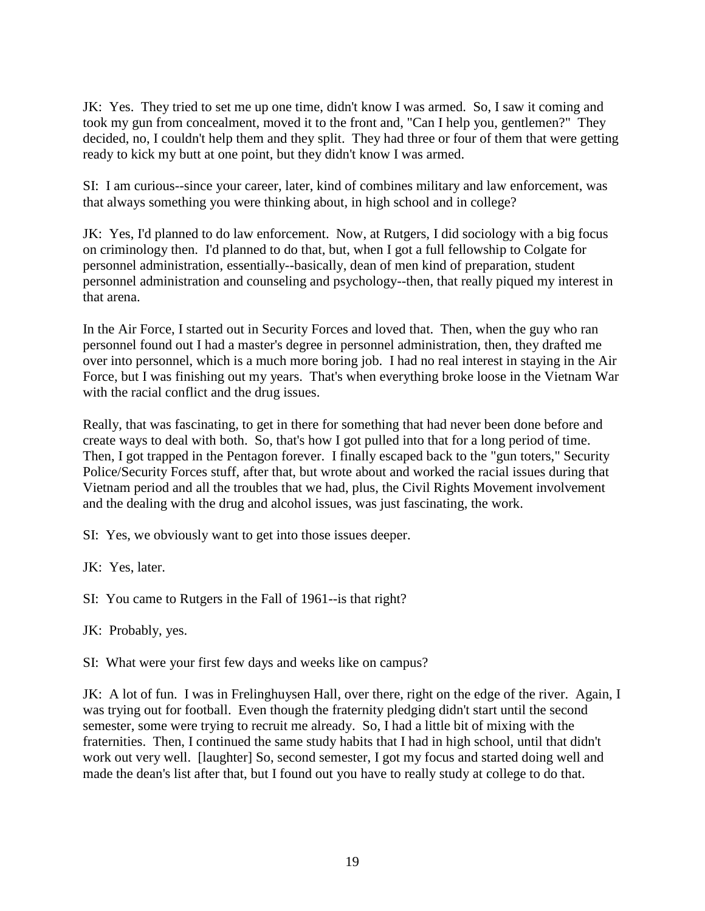JK: Yes. They tried to set me up one time, didn't know I was armed. So, I saw it coming and took my gun from concealment, moved it to the front and, "Can I help you, gentlemen?" They decided, no, I couldn't help them and they split. They had three or four of them that were getting ready to kick my butt at one point, but they didn't know I was armed.

SI: I am curious--since your career, later, kind of combines military and law enforcement, was that always something you were thinking about, in high school and in college?

JK: Yes, I'd planned to do law enforcement. Now, at Rutgers, I did sociology with a big focus on criminology then. I'd planned to do that, but, when I got a full fellowship to Colgate for personnel administration, essentially--basically, dean of men kind of preparation, student personnel administration and counseling and psychology--then, that really piqued my interest in that arena.

In the Air Force, I started out in Security Forces and loved that. Then, when the guy who ran personnel found out I had a master's degree in personnel administration, then, they drafted me over into personnel, which is a much more boring job. I had no real interest in staying in the Air Force, but I was finishing out my years. That's when everything broke loose in the Vietnam War with the racial conflict and the drug issues.

Really, that was fascinating, to get in there for something that had never been done before and create ways to deal with both. So, that's how I got pulled into that for a long period of time. Then, I got trapped in the Pentagon forever. I finally escaped back to the "gun toters," Security Police/Security Forces stuff, after that, but wrote about and worked the racial issues during that Vietnam period and all the troubles that we had, plus, the Civil Rights Movement involvement and the dealing with the drug and alcohol issues, was just fascinating, the work.

SI: Yes, we obviously want to get into those issues deeper.

JK: Yes, later.

SI: You came to Rutgers in the Fall of 1961--is that right?

JK: Probably, yes.

SI: What were your first few days and weeks like on campus?

JK: A lot of fun. I was in Frelinghuysen Hall, over there, right on the edge of the river. Again, I was trying out for football. Even though the fraternity pledging didn't start until the second semester, some were trying to recruit me already. So, I had a little bit of mixing with the fraternities. Then, I continued the same study habits that I had in high school, until that didn't work out very well. [laughter] So, second semester, I got my focus and started doing well and made the dean's list after that, but I found out you have to really study at college to do that.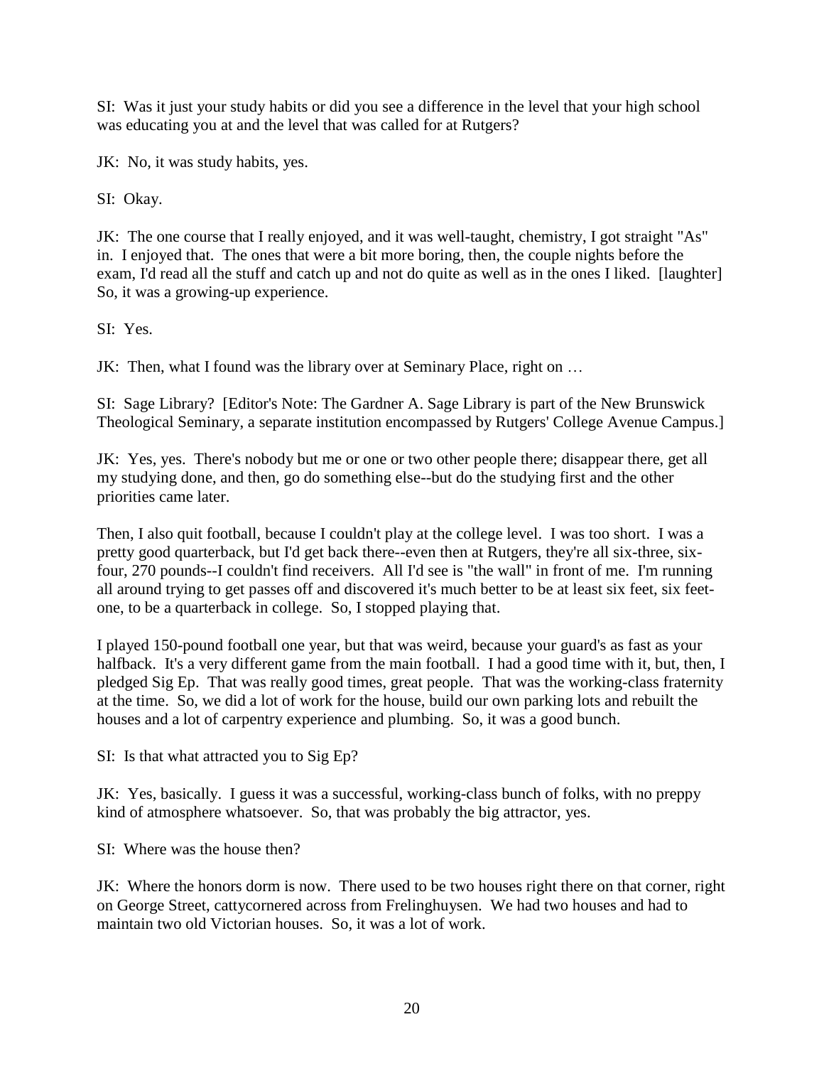SI: Was it just your study habits or did you see a difference in the level that your high school was educating you at and the level that was called for at Rutgers?

JK: No, it was study habits, yes.

SI: Okay.

JK: The one course that I really enjoyed, and it was well-taught, chemistry, I got straight "As" in. I enjoyed that. The ones that were a bit more boring, then, the couple nights before the exam, I'd read all the stuff and catch up and not do quite as well as in the ones I liked. [laughter] So, it was a growing-up experience.

SI: Yes.

JK: Then, what I found was the library over at Seminary Place, right on …

SI: Sage Library? [Editor's Note: The Gardner A. Sage Library is part of the New Brunswick Theological Seminary, a separate institution encompassed by Rutgers' College Avenue Campus.]

JK: Yes, yes. There's nobody but me or one or two other people there; disappear there, get all my studying done, and then, go do something else--but do the studying first and the other priorities came later.

Then, I also quit football, because I couldn't play at the college level. I was too short. I was a pretty good quarterback, but I'd get back there--even then at Rutgers, they're all six-three, six-four, 270 pounds--I couldn't find receivers. All I'd see is "the wall" in front of me. I'm running all around trying to get passes off and discovered it's much better to be at least six feet, six feet-one, to be a quarterback in college. So, I stopped playing that.

I played 150-pound football one year, but that was weird, because your guard's as fast as your halfback. It's a very different game from the main football. I had a good time with it, but, then, I pledged Sig Ep. That was really good times, great people. That was the working-class fraternity at the time. So, we did a lot of work for the house, build our own parking lots and rebuilt the houses and a lot of carpentry experience and plumbing. So, it was a good bunch.

SI: Is that what attracted you to Sig Ep?

JK: Yes, basically. I guess it was a successful, working-class bunch of folks, with no preppy kind of atmosphere whatsoever. So, that was probably the big attractor, yes.

SI: Where was the house then?

JK: Where the honors dorm is now. There used to be two houses right there on that corner, right on George Street, cattycornered across from Frelinghuysen. We had two houses and had to maintain two old Victorian houses. So, it was a lot of work.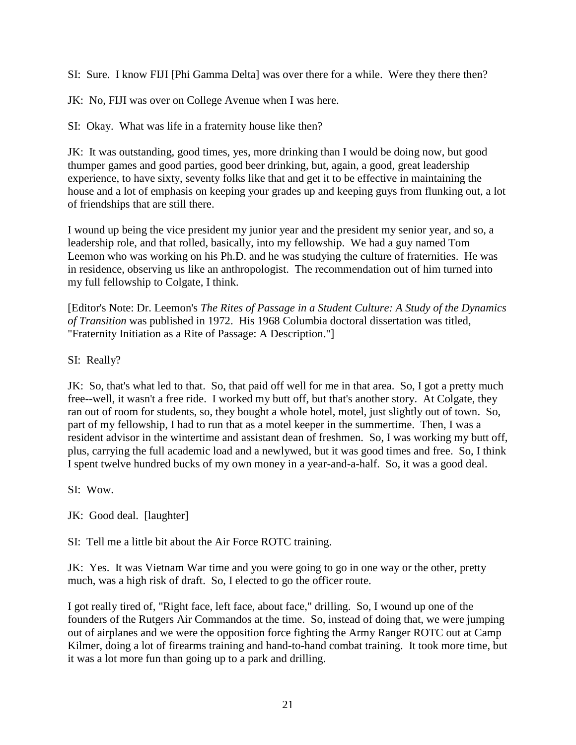SI: Sure. I know FIJI [Phi Gamma Delta] was over there for a while. Were they there then?

JK: No, FIJI was over on College Avenue when I was here.

SI: Okay. What was life in a fraternity house like then?

JK: It was outstanding, good times, yes, more drinking than I would be doing now, but good thumper games and good parties, good beer drinking, but, again, a good, great leadership experience, to have sixty, seventy folks like that and get it to be effective in maintaining the house and a lot of emphasis on keeping your grades up and keeping guys from flunking out, a lot of friendships that are still there.

I wound up being the vice president my junior year and the president my senior year, and so, a leadership role, and that rolled, basically, into my fellowship. We had a guy named Tom Leemon who was working on his Ph.D. and he was studying the culture of fraternities. He was in residence, observing us like an anthropologist. The recommendation out of him turned into my full fellowship to Colgate, I think.

[Editor's Note: Dr. Leemon's *The Rites of Passage in a Student Culture: A Study of the Dynamics of Transition* was published in 1972. His 1968 Columbia doctoral dissertation was titled, "Fraternity Initiation as a Rite of Passage: A Description."]

SI: Really?

JK: So, that's what led to that. So, that paid off well for me in that area. So, I got a pretty much free--well, it wasn't a free ride. I worked my butt off, but that's another story. At Colgate, they ran out of room for students, so, they bought a whole hotel, motel, just slightly out of town. So, part of my fellowship, I had to run that as a motel keeper in the summertime. Then, I was a resident advisor in the wintertime and assistant dean of freshmen. So, I was working my butt off, plus, carrying the full academic load and a newlywed, but it was good times and free. So, I think I spent twelve hundred bucks of my own money in a year-and-a-half. So, it was a good deal.

SI: Wow.

JK: Good deal. [laughter]

SI: Tell me a little bit about the Air Force ROTC training.

JK: Yes. It was Vietnam War time and you were going to go in one way or the other, pretty much, was a high risk of draft. So, I elected to go the officer route.

I got really tired of, "Right face, left face, about face," drilling. So, I wound up one of the founders of the Rutgers Air Commandos at the time. So, instead of doing that, we were jumping out of airplanes and we were the opposition force fighting the Army Ranger ROTC out at Camp Kilmer, doing a lot of firearms training and hand-to-hand combat training. It took more time, but it was a lot more fun than going up to a park and drilling.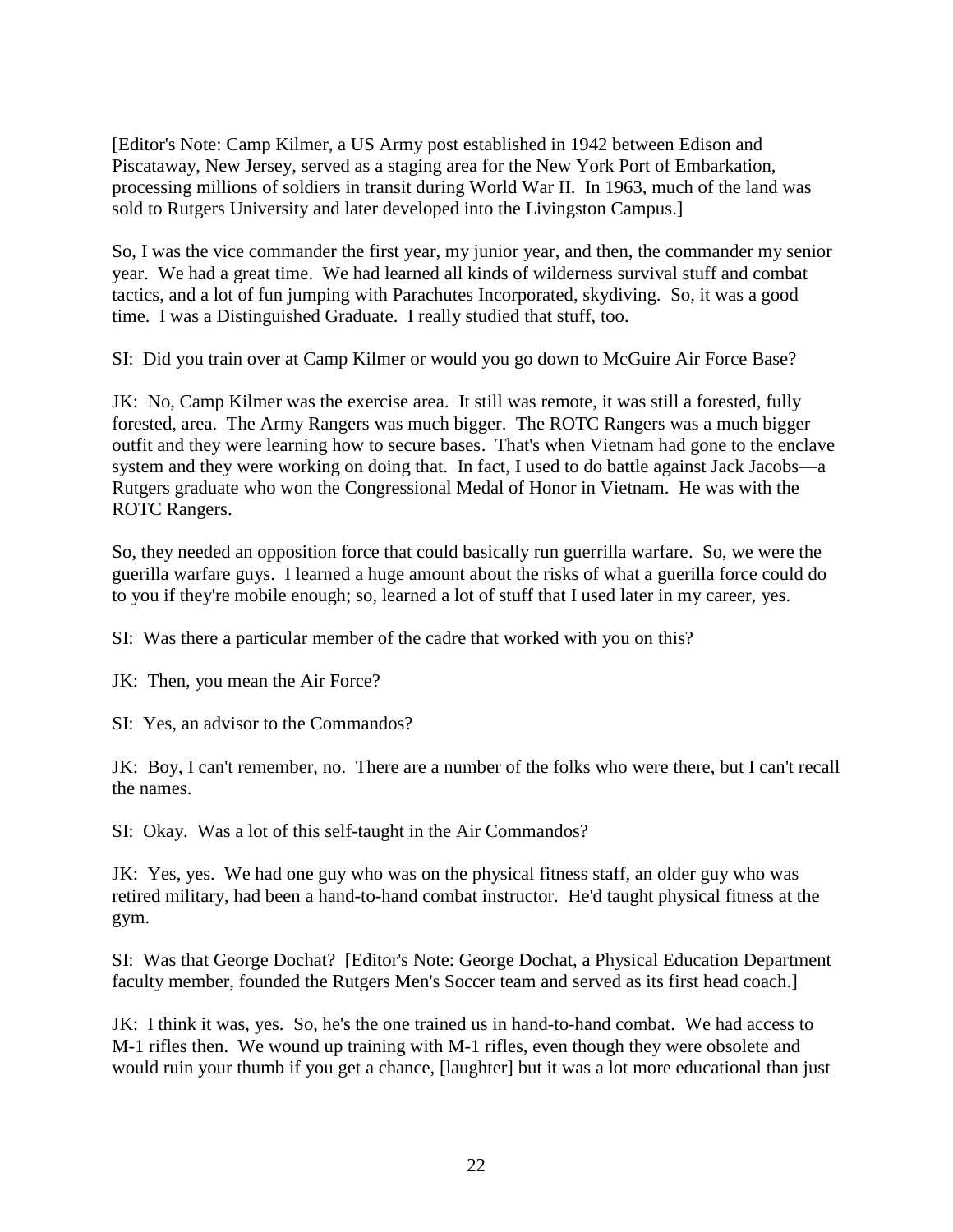[Editor's Note: Camp Kilmer, a US Army post established in 1942 between Edison and Piscataway, New Jersey, served as a staging area for the New York Port of Embarkation, processing millions of soldiers in transit during World War II. In 1963, much of the land was sold to Rutgers University and later developed into the Livingston Campus.]

So, I was the vice commander the first year, my junior year, and then, the commander my senior year. We had a great time. We had learned all kinds of wilderness survival stuff and combat tactics, and a lot of fun jumping with Parachutes Incorporated, skydiving. So, it was a good time. I was a Distinguished Graduate. I really studied that stuff, too.

SI: Did you train over at Camp Kilmer or would you go down to McGuire Air Force Base?

JK: No, Camp Kilmer was the exercise area. It still was remote, it was still a forested, fully forested, area. The Army Rangers was much bigger. The ROTC Rangers was a much bigger outfit and they were learning how to secure bases. That's when Vietnam had gone to the enclave system and they were working on doing that. In fact, I used to do battle against Jack Jacobs—a Rutgers graduate who won the Congressional Medal of Honor in Vietnam. He was with the ROTC Rangers.

So, they needed an opposition force that could basically run guerrilla warfare. So, we were the guerilla warfare guys. I learned a huge amount about the risks of what a guerilla force could do to you if they're mobile enough; so, learned a lot of stuff that I used later in my career, yes.

SI: Was there a particular member of the cadre that worked with you on this?

JK: Then, you mean the Air Force?

SI: Yes, an advisor to the Commandos?

JK: Boy, I can't remember, no. There are a number of the folks who were there, but I can't recall the names.

SI: Okay. Was a lot of this self-taught in the Air Commandos?

JK: Yes, yes. We had one guy who was on the physical fitness staff, an older guy who was retired military, had been a hand-to-hand combat instructor. He'd taught physical fitness at the gym.

SI: Was that George Dochat? [Editor's Note: George Dochat, a Physical Education Department faculty member, founded the Rutgers Men's Soccer team and served as its first head coach.]

JK: I think it was, yes. So, he's the one trained us in hand-to-hand combat. We had access to M-1 rifles then. We wound up training with M-1 rifles, even though they were obsolete and would ruin your thumb if you get a chance, [laughter] but it was a lot more educational than just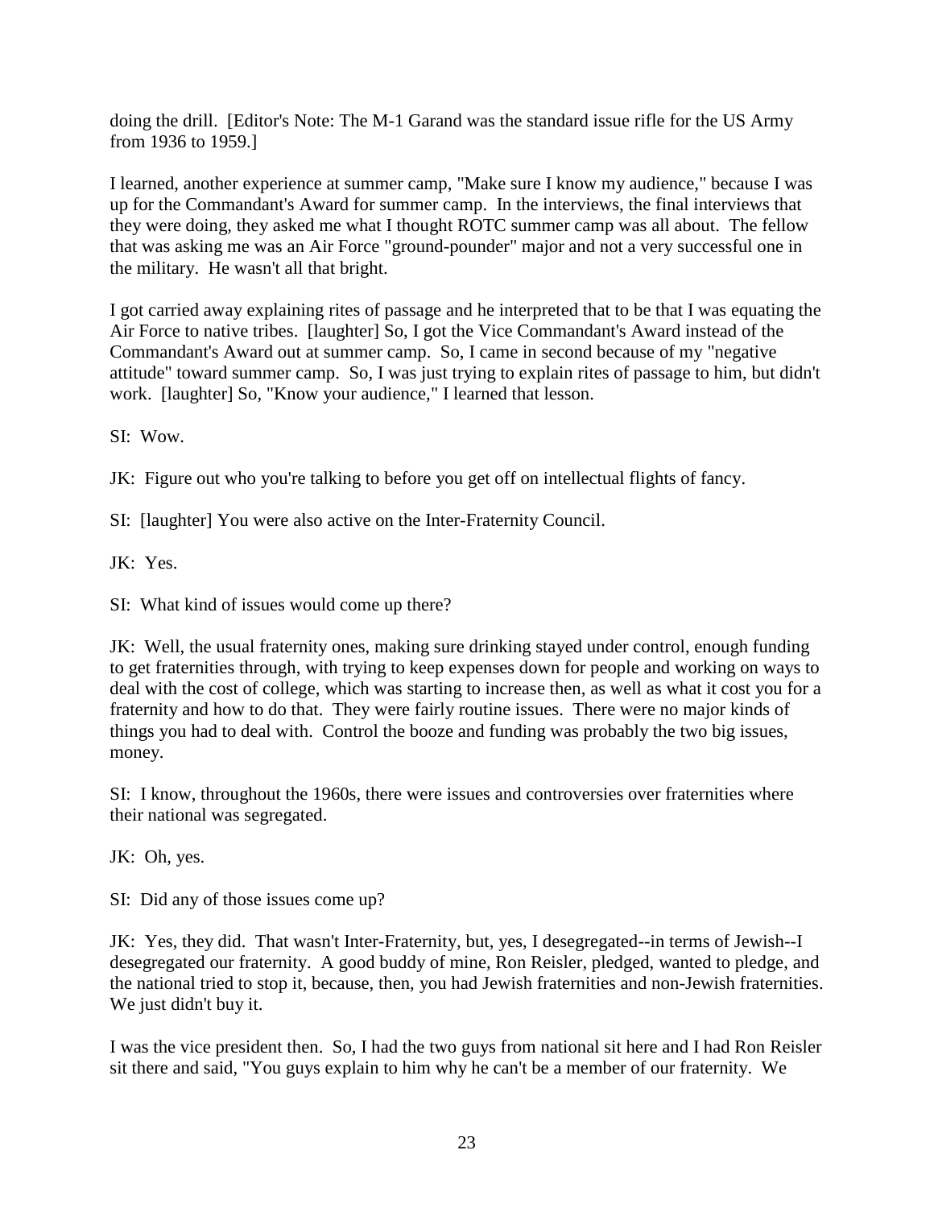doing the drill. [Editor's Note: The M-1 Garand was the standard issue rifle for the US Army from 1936 to 1959.]

I learned, another experience at summer camp, "Make sure I know my audience," because I was up for the Commandant's Award for summer camp. In the interviews, the final interviews that they were doing, they asked me what I thought ROTC summer camp was all about. The fellow that was asking me was an Air Force "ground-pounder" major and not a very successful one in the military. He wasn't all that bright.

I got carried away explaining rites of passage and he interpreted that to be that I was equating the Air Force to native tribes. [laughter] So, I got the Vice Commandant's Award instead of the Commandant's Award out at summer camp. So, I came in second because of my "negative attitude" toward summer camp. So, I was just trying to explain rites of passage to him, but didn't work. [laughter] So, "Know your audience," I learned that lesson.

SI: Wow.

JK: Figure out who you're talking to before you get off on intellectual flights of fancy.

SI: [laughter] You were also active on the Inter-Fraternity Council.

JK: Yes.

SI: What kind of issues would come up there?

JK: Well, the usual fraternity ones, making sure drinking stayed under control, enough funding to get fraternities through, with trying to keep expenses down for people and working on ways to deal with the cost of college, which was starting to increase then, as well as what it cost you for a fraternity and how to do that. They were fairly routine issues. There were no major kinds of things you had to deal with. Control the booze and funding was probably the two big issues, money.

SI: I know, throughout the 1960s, there were issues and controversies over fraternities where their national was segregated.

JK: Oh, yes.

SI: Did any of those issues come up?

JK: Yes, they did. That wasn't Inter-Fraternity, but, yes, I desegregated--in terms of Jewish--I desegregated our fraternity. A good buddy of mine, Ron Reisler, pledged, wanted to pledge, and the national tried to stop it, because, then, you had Jewish fraternities and non-Jewish fraternities. We just didn't buy it.

I was the vice president then. So, I had the two guys from national sit here and I had Ron Reisler sit there and said, "You guys explain to him why he can't be a member of our fraternity. We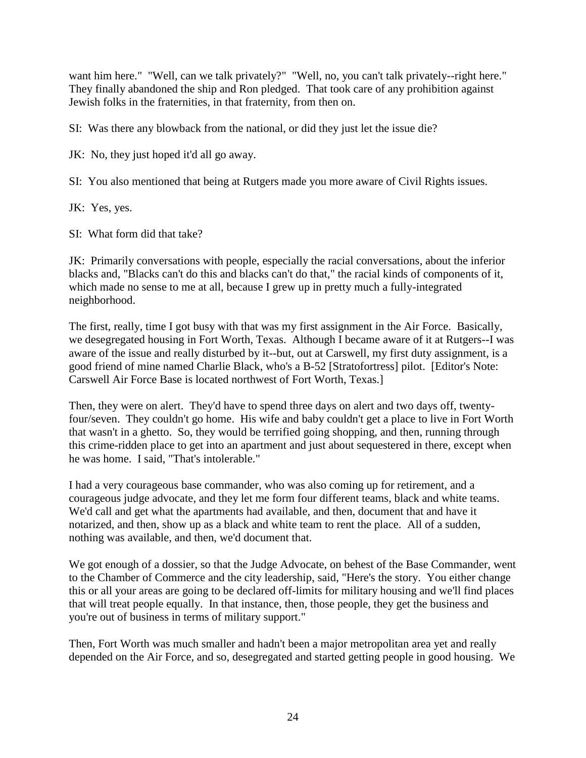want him here." "Well, can we talk privately?" "Well, no, you can't talk privately--right here." They finally abandoned the ship and Ron pledged. That took care of any prohibition against Jewish folks in the fraternities, in that fraternity, from then on.

SI: Was there any blowback from the national, or did they just let the issue die?

JK: No, they just hoped it'd all go away.

SI: You also mentioned that being at Rutgers made you more aware of Civil Rights issues.

JK: Yes, yes.

SI: What form did that take?

JK: Primarily conversations with people, especially the racial conversations, about the inferior blacks and, "Blacks can't do this and blacks can't do that," the racial kinds of components of it, which made no sense to me at all, because I grew up in pretty much a fully-integrated neighborhood.

The first, really, time I got busy with that was my first assignment in the Air Force. Basically, we desegregated housing in Fort Worth, Texas. Although I became aware of it at Rutgers--I was aware of the issue and really disturbed by it--but, out at Carswell, my first duty assignment, is a good friend of mine named Charlie Black, who's a B-52 [Stratofortress] pilot. [Editor's Note: Carswell Air Force Base is located northwest of Fort Worth, Texas.]

Then, they were on alert. They'd have to spend three days on alert and two days off, twenty-four/seven. They couldn't go home. His wife and baby couldn't get a place to live in Fort Worth that wasn't in a ghetto. So, they would be terrified going shopping, and then, running through this crime-ridden place to get into an apartment and just about sequestered in there, except when he was home. I said, "That's intolerable."

I had a very courageous base commander, who was also coming up for retirement, and a courageous judge advocate, and they let me form four different teams, black and white teams. We'd call and get what the apartments had available, and then, document that and have it notarized, and then, show up as a black and white team to rent the place. All of a sudden, nothing was available, and then, we'd document that.

We got enough of a dossier, so that the Judge Advocate, on behest of the Base Commander, went to the Chamber of Commerce and the city leadership, said, "Here's the story. You either change this or all your areas are going to be declared off-limits for military housing and we'll find places that will treat people equally. In that instance, then, those people, they get the business and you're out of business in terms of military support."

Then, Fort Worth was much smaller and hadn't been a major metropolitan area yet and really depended on the Air Force, and so, desegregated and started getting people in good housing. We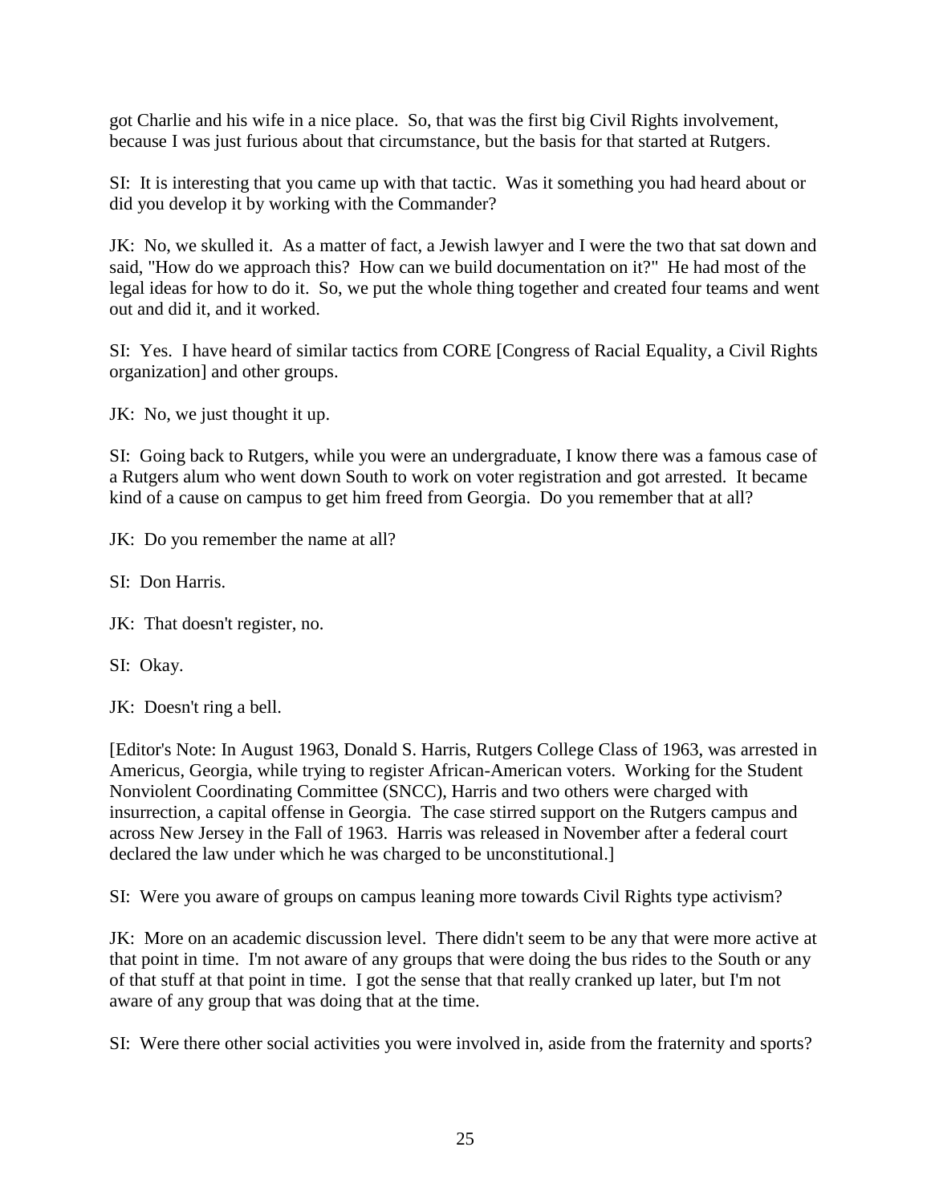got Charlie and his wife in a nice place. So, that was the first big Civil Rights involvement, because I was just furious about that circumstance, but the basis for that started at Rutgers.

SI: It is interesting that you came up with that tactic. Was it something you had heard about or did you develop it by working with the Commander?

JK: No, we skulled it. As a matter of fact, a Jewish lawyer and I were the two that sat down and said, "How do we approach this? How can we build documentation on it?" He had most of the legal ideas for how to do it. So, we put the whole thing together and created four teams and went out and did it, and it worked.

SI: Yes. I have heard of similar tactics from CORE [Congress of Racial Equality, a Civil Rights organization] and other groups.

JK: No, we just thought it up.

SI: Going back to Rutgers, while you were an undergraduate, I know there was a famous case of a Rutgers alum who went down South to work on voter registration and got arrested. It became kind of a cause on campus to get him freed from Georgia. Do you remember that at all?

JK: Do you remember the name at all?

SI: Don Harris.

JK: That doesn't register, no.

SI: Okay.

JK: Doesn't ring a bell.

[Editor's Note: In August 1963, Donald S. Harris, Rutgers College Class of 1963, was arrested in Americus, Georgia, while trying to register African-American voters. Working for the Student Nonviolent Coordinating Committee (SNCC), Harris and two others were charged with insurrection, a capital offense in Georgia. The case stirred support on the Rutgers campus and across New Jersey in the Fall of 1963. Harris was released in November after a federal court declared the law under which he was charged to be unconstitutional.]

SI: Were you aware of groups on campus leaning more towards Civil Rights type activism?

JK: More on an academic discussion level. There didn't seem to be any that were more active at that point in time. I'm not aware of any groups that were doing the bus rides to the South or any of that stuff at that point in time. I got the sense that that really cranked up later, but I'm not aware of any group that was doing that at the time.

SI: Were there other social activities you were involved in, aside from the fraternity and sports?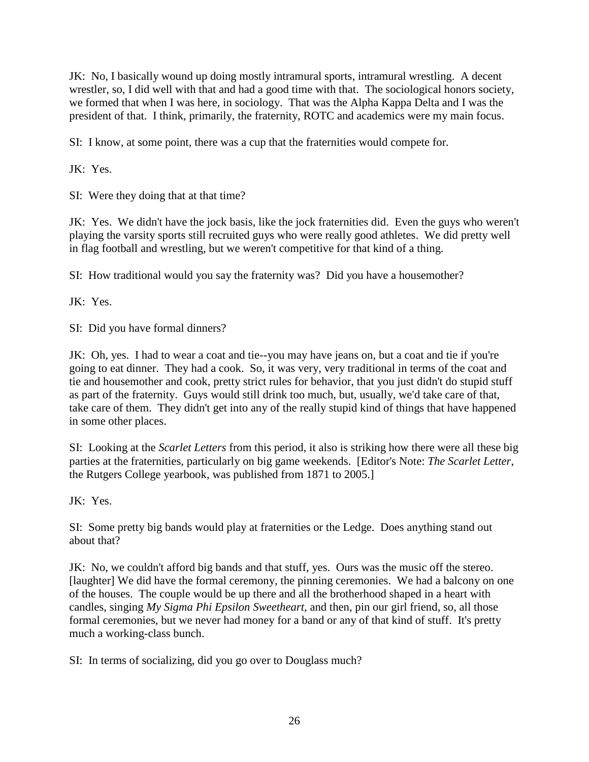JK: No, I basically wound up doing mostly intramural sports, intramural wrestling. A decent wrestler, so, I did well with that and had a good time with that. The sociological honors society, we formed that when I was here, in sociology. That was the Alpha Kappa Delta and I was the president of that. I think, primarily, the fraternity, ROTC and academics were my main focus.

SI: I know, at some point, there was a cup that the fraternities would compete for.

JK: Yes.

SI: Were they doing that at that time?

JK: Yes. We didn't have the jock basis, like the jock fraternities did. Even the guys who weren't playing the varsity sports still recruited guys who were really good athletes. We did pretty well in flag football and wrestling, but we weren't competitive for that kind of a thing.

SI: How traditional would you say the fraternity was? Did you have a housemother?

JK: Yes.

SI: Did you have formal dinners?

JK: Oh, yes. I had to wear a coat and tie--you may have jeans on, but a coat and tie if you're going to eat dinner. They had a cook. So, it was very, very traditional in terms of the coat and tie and housemother and cook, pretty strict rules for behavior, that you just didn't do stupid stuff as part of the fraternity. Guys would still drink too much, but, usually, we'd take care of that, take care of them. They didn't get into any of the really stupid kind of things that have happened in some other places.

SI: Looking at the *Scarlet Letters* from this period, it also is striking how there were all these big parties at the fraternities, particularly on big game weekends. [Editor's Note: *The Scarlet Letter*, the Rutgers College yearbook, was published from 1871 to 2005.]

JK: Yes.

SI: Some pretty big bands would play at fraternities or the Ledge. Does anything stand out about that?

JK: No, we couldn't afford big bands and that stuff, yes. Ours was the music off the stereo. [laughter] We did have the formal ceremony, the pinning ceremonies. We had a balcony on one of the houses. The couple would be up there and all the brotherhood shaped in a heart with candles, singing *My Sigma Phi Epsilon Sweetheart*, and then, pin our girl friend, so, all those formal ceremonies, but we never had money for a band or any of that kind of stuff. It's pretty much a working-class bunch.

SI: In terms of socializing, did you go over to Douglass much?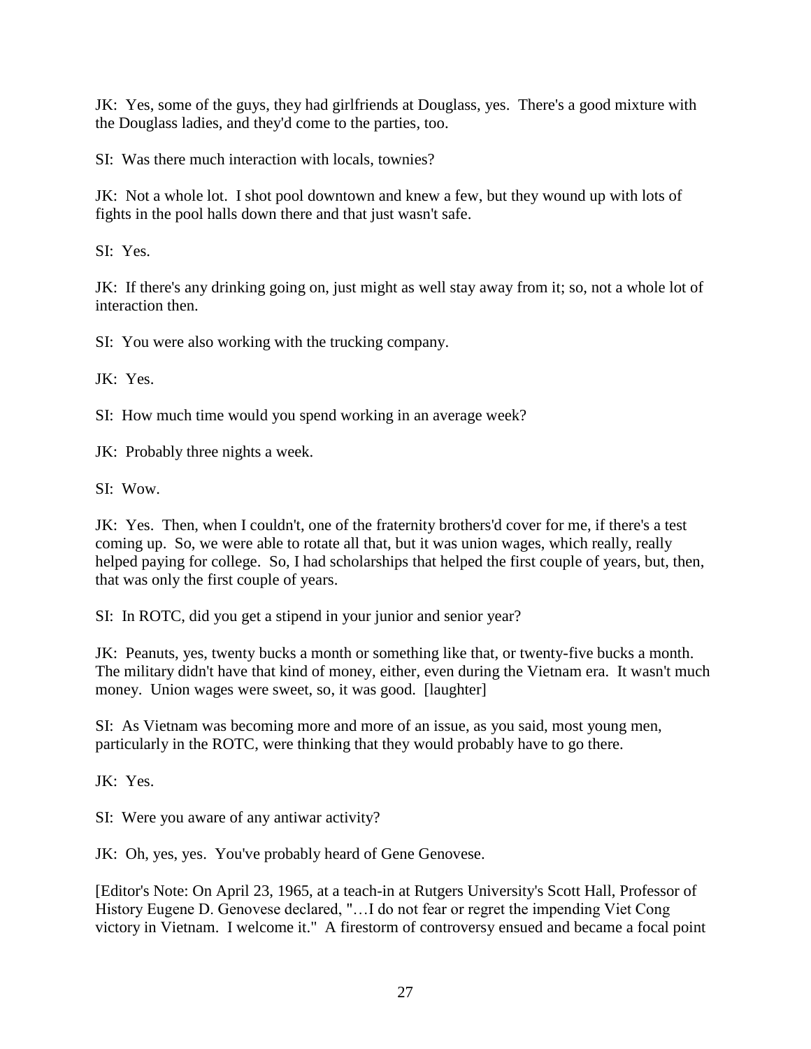JK: Yes, some of the guys, they had girlfriends at Douglass, yes. There's a good mixture with the Douglass ladies, and they'd come to the parties, too.

SI: Was there much interaction with locals, townies?

JK: Not a whole lot. I shot pool downtown and knew a few, but they wound up with lots of fights in the pool halls down there and that just wasn't safe.

SI: Yes.

JK: If there's any drinking going on, just might as well stay away from it; so, not a whole lot of interaction then.

SI: You were also working with the trucking company.

JK: Yes.

SI: How much time would you spend working in an average week?

JK: Probably three nights a week.

SI: Wow.

JK: Yes. Then, when I couldn't, one of the fraternity brothers'd cover for me, if there's a test coming up. So, we were able to rotate all that, but it was union wages, which really, really helped paying for college. So, I had scholarships that helped the first couple of years, but, then, that was only the first couple of years.

SI: In ROTC, did you get a stipend in your junior and senior year?

JK: Peanuts, yes, twenty bucks a month or something like that, or twenty-five bucks a month. The military didn't have that kind of money, either, even during the Vietnam era. It wasn't much money. Union wages were sweet, so, it was good. [laughter]

SI: As Vietnam was becoming more and more of an issue, as you said, most young men, particularly in the ROTC, were thinking that they would probably have to go there.

JK: Yes.

SI: Were you aware of any antiwar activity?

JK: Oh, yes, yes. You've probably heard of Gene Genovese.

[Editor's Note: On April 23, 1965, at a teach-in at Rutgers University's Scott Hall, Professor of History Eugene D. Genovese declared, "…I do not fear or regret the impending Viet Cong victory in Vietnam. I welcome it." A firestorm of controversy ensued and became a focal point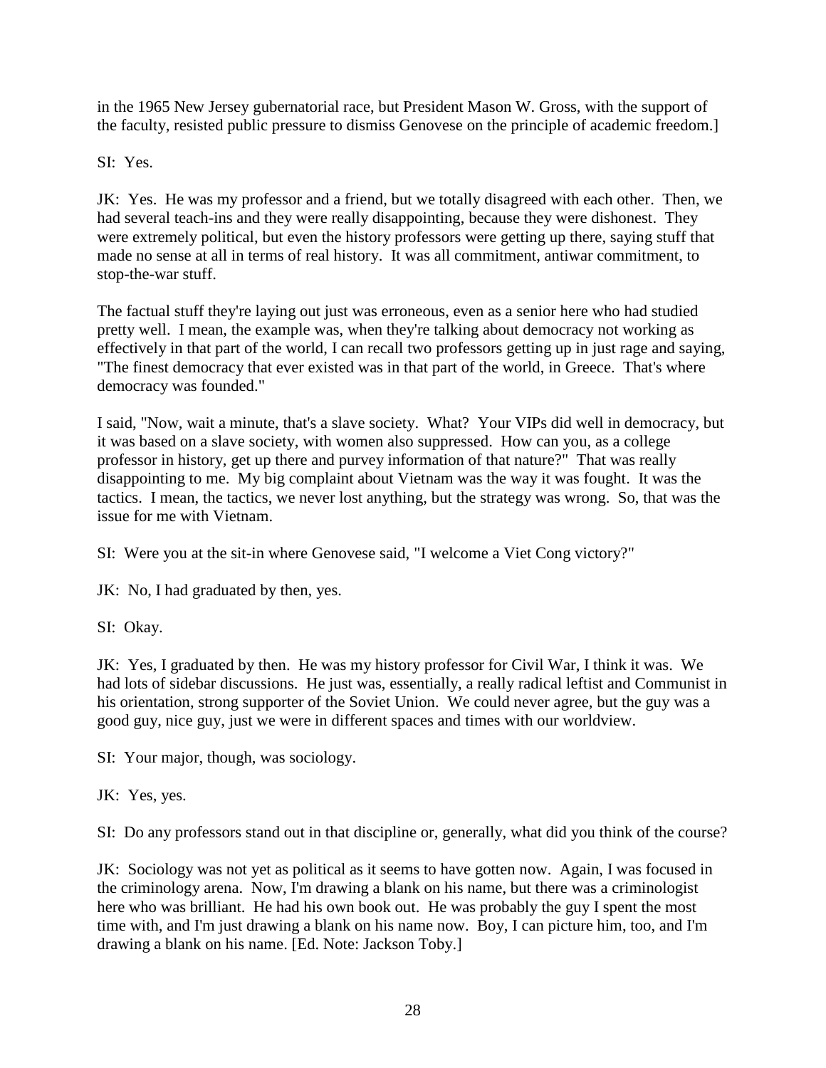in the 1965 New Jersey gubernatorial race, but President Mason W. Gross, with the support of the faculty, resisted public pressure to dismiss Genovese on the principle of academic freedom.]

SI: Yes.

JK: Yes. He was my professor and a friend, but we totally disagreed with each other. Then, we had several teach-ins and they were really disappointing, because they were dishonest. They were extremely political, but even the history professors were getting up there, saying stuff that made no sense at all in terms of real history. It was all commitment, antiwar commitment, to stop-the-war stuff.

The factual stuff they're laying out just was erroneous, even as a senior here who had studied pretty well. I mean, the example was, when they're talking about democracy not working as effectively in that part of the world, I can recall two professors getting up in just rage and saying, "The finest democracy that ever existed was in that part of the world, in Greece. That's where democracy was founded."

I said, "Now, wait a minute, that's a slave society. What? Your VIPs did well in democracy, but it was based on a slave society, with women also suppressed. How can you, as a college professor in history, get up there and purvey information of that nature?" That was really disappointing to me. My big complaint about Vietnam was the way it was fought. It was the tactics. I mean, the tactics, we never lost anything, but the strategy was wrong. So, that was the issue for me with Vietnam.

SI: Were you at the sit-in where Genovese said, "I welcome a Viet Cong victory?"

JK: No, I had graduated by then, yes.

SI: Okay.

JK: Yes, I graduated by then. He was my history professor for Civil War, I think it was. We had lots of sidebar discussions. He just was, essentially, a really radical leftist and Communist in his orientation, strong supporter of the Soviet Union. We could never agree, but the guy was a good guy, nice guy, just we were in different spaces and times with our worldview.

SI: Your major, though, was sociology.

JK: Yes, yes.

SI: Do any professors stand out in that discipline or, generally, what did you think of the course?

JK: Sociology was not yet as political as it seems to have gotten now. Again, I was focused in the criminology arena. Now, I'm drawing a blank on his name, but there was a criminologist here who was brilliant. He had his own book out. He was probably the guy I spent the most time with, and I'm just drawing a blank on his name now. Boy, I can picture him, too, and I'm drawing a blank on his name. [Ed. Note: Jackson Toby.]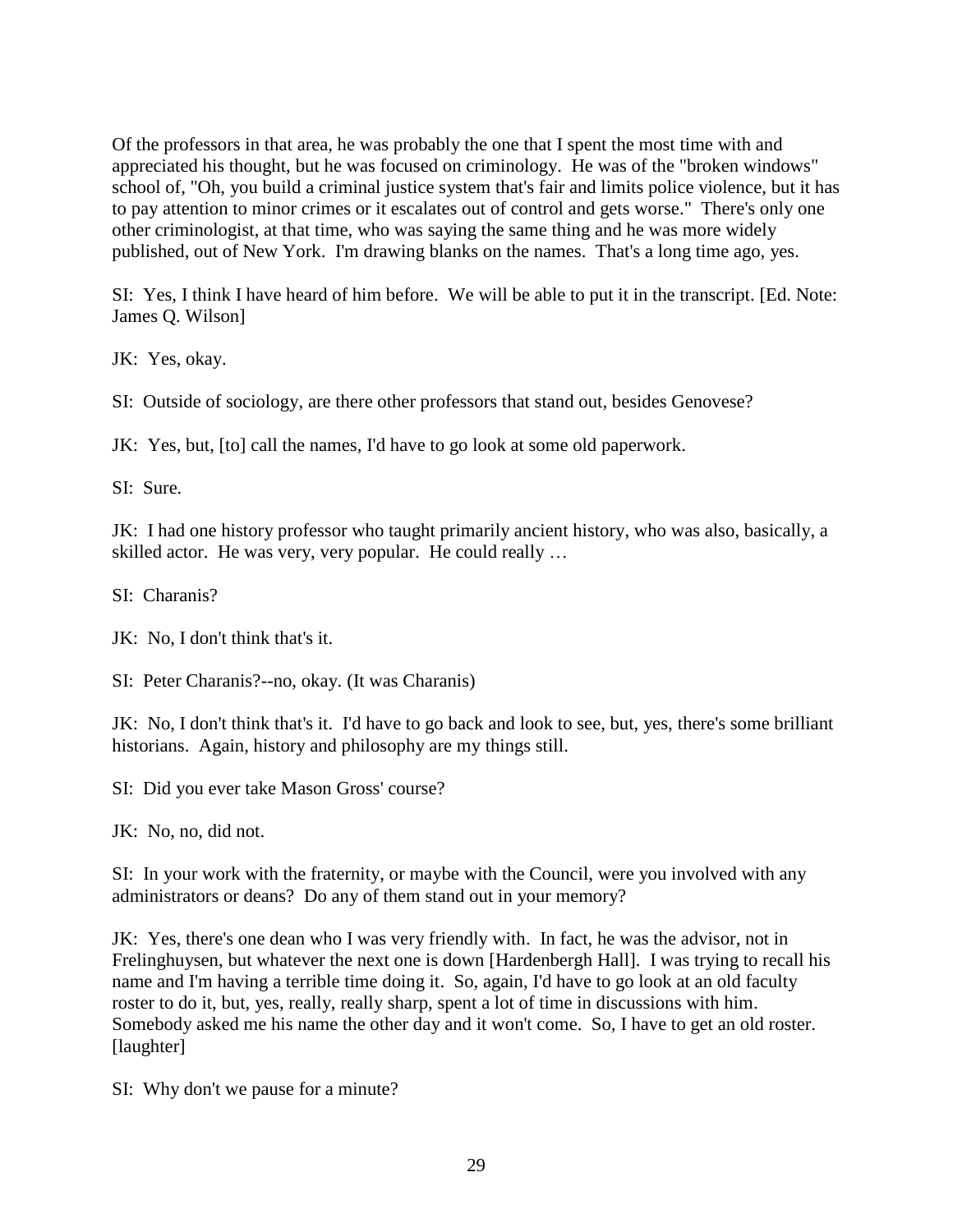Of the professors in that area, he was probably the one that I spent the most time with and appreciated his thought, but he was focused on criminology. He was of the "broken windows" school of, "Oh, you build a criminal justice system that's fair and limits police violence, but it has to pay attention to minor crimes or it escalates out of control and gets worse." There's only one other criminologist, at that time, who was saying the same thing and he was more widely published, out of New York. I'm drawing blanks on the names. That's a long time ago, yes.

SI: Yes, I think I have heard of him before. We will be able to put it in the transcript. [Ed. Note: James Q. Wilson]

JK: Yes, okay.

SI: Outside of sociology, are there other professors that stand out, besides Genovese?

JK: Yes, but, [to] call the names, I'd have to go look at some old paperwork.

SI: Sure.

JK: I had one history professor who taught primarily ancient history, who was also, basically, a skilled actor. He was very, very popular. He could really …

SI: Charanis?

JK: No, I don't think that's it.

SI: Peter Charanis?--no, okay. (It was Charanis)

JK: No, I don't think that's it. I'd have to go back and look to see, but, yes, there's some brilliant historians. Again, history and philosophy are my things still.

SI: Did you ever take Mason Gross' course?

JK: No, no, did not.

SI: In your work with the fraternity, or maybe with the Council, were you involved with any administrators or deans? Do any of them stand out in your memory?

JK: Yes, there's one dean who I was very friendly with. In fact, he was the advisor, not in Frelinghuysen, but whatever the next one is down [Hardenbergh Hall]. I was trying to recall his name and I'm having a terrible time doing it. So, again, I'd have to go look at an old faculty roster to do it, but, yes, really, really sharp, spent a lot of time in discussions with him. Somebody asked me his name the other day and it won't come. So, I have to get an old roster. [laughter]

SI: Why don't we pause for a minute?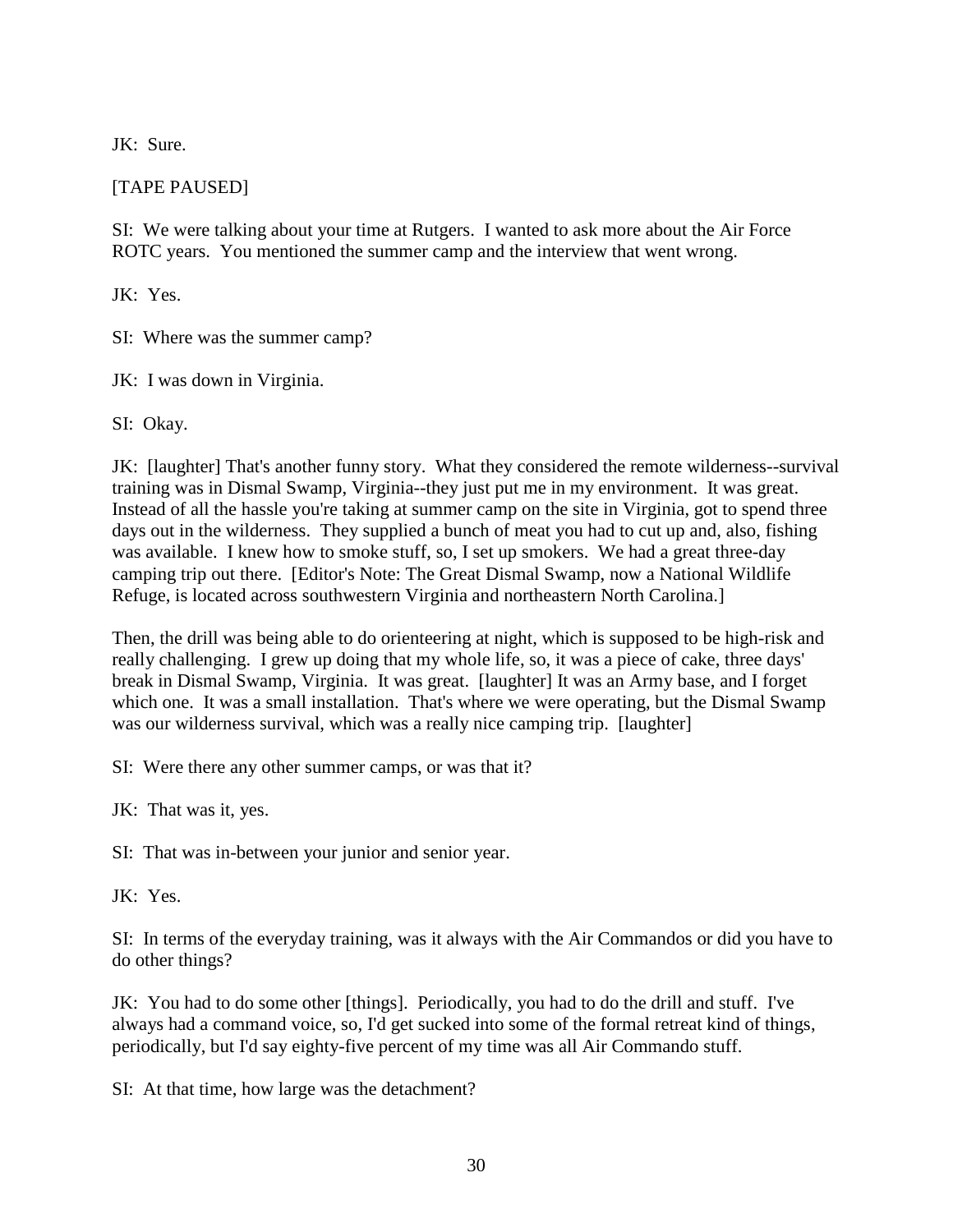JK: Sure.

[TAPE PAUSED]

SI: We were talking about your time at Rutgers. I wanted to ask more about the Air Force ROTC years. You mentioned the summer camp and the interview that went wrong.

JK: Yes.

SI: Where was the summer camp?

JK: I was down in Virginia.

SI: Okay.

JK: [laughter] That's another funny story. What they considered the remote wilderness--survival training was in Dismal Swamp, Virginia--they just put me in my environment. It was great. Instead of all the hassle you're taking at summer camp on the site in Virginia, got to spend three days out in the wilderness. They supplied a bunch of meat you had to cut up and, also, fishing was available. I knew how to smoke stuff, so, I set up smokers. We had a great three-day camping trip out there. [Editor's Note: The Great Dismal Swamp, now a National Wildlife Refuge, is located across southwestern Virginia and northeastern North Carolina.]

Then, the drill was being able to do orienteering at night, which is supposed to be high-risk and really challenging. I grew up doing that my whole life, so, it was a piece of cake, three days' break in Dismal Swamp, Virginia. It was great. [laughter] It was an Army base, and I forget which one. It was a small installation. That's where we were operating, but the Dismal Swamp was our wilderness survival, which was a really nice camping trip. [laughter]

SI: Were there any other summer camps, or was that it?

JK: That was it, yes.

SI: That was in-between your junior and senior year.

JK: Yes.

SI: In terms of the everyday training, was it always with the Air Commandos or did you have to do other things?

JK: You had to do some other [things]. Periodically, you had to do the drill and stuff. I've always had a command voice, so, I'd get sucked into some of the formal retreat kind of things, periodically, but I'd say eighty-five percent of my time was all Air Commando stuff.

SI: At that time, how large was the detachment?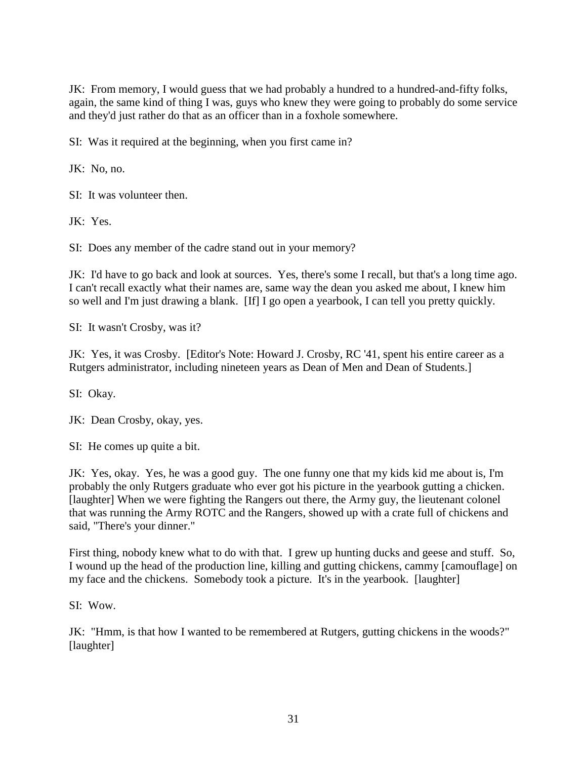JK: From memory, I would guess that we had probably a hundred to a hundred-and-fifty folks, again, the same kind of thing I was, guys who knew they were going to probably do some service and they'd just rather do that as an officer than in a foxhole somewhere.

SI: Was it required at the beginning, when you first came in?

JK: No, no.

SI: It was volunteer then.

JK: Yes.

SI: Does any member of the cadre stand out in your memory?

JK: I'd have to go back and look at sources. Yes, there's some I recall, but that's a long time ago. I can't recall exactly what their names are, same way the dean you asked me about, I knew him so well and I'm just drawing a blank. [If] I go open a yearbook, I can tell you pretty quickly.

SI: It wasn't Crosby, was it?

JK: Yes, it was Crosby. [Editor's Note: Howard J. Crosby, RC '41, spent his entire career as a Rutgers administrator, including nineteen years as Dean of Men and Dean of Students.]

SI: Okay.

JK: Dean Crosby, okay, yes.

SI: He comes up quite a bit.

JK: Yes, okay. Yes, he was a good guy. The one funny one that my kids kid me about is, I'm probably the only Rutgers graduate who ever got his picture in the yearbook gutting a chicken. [laughter] When we were fighting the Rangers out there, the Army guy, the lieutenant colonel that was running the Army ROTC and the Rangers, showed up with a crate full of chickens and said, "There's your dinner."

First thing, nobody knew what to do with that. I grew up hunting ducks and geese and stuff. So, I wound up the head of the production line, killing and gutting chickens, cammy [camouflage] on my face and the chickens. Somebody took a picture. It's in the yearbook. [laughter]

SI: Wow.

JK: "Hmm, is that how I wanted to be remembered at Rutgers, gutting chickens in the woods?" [laughter]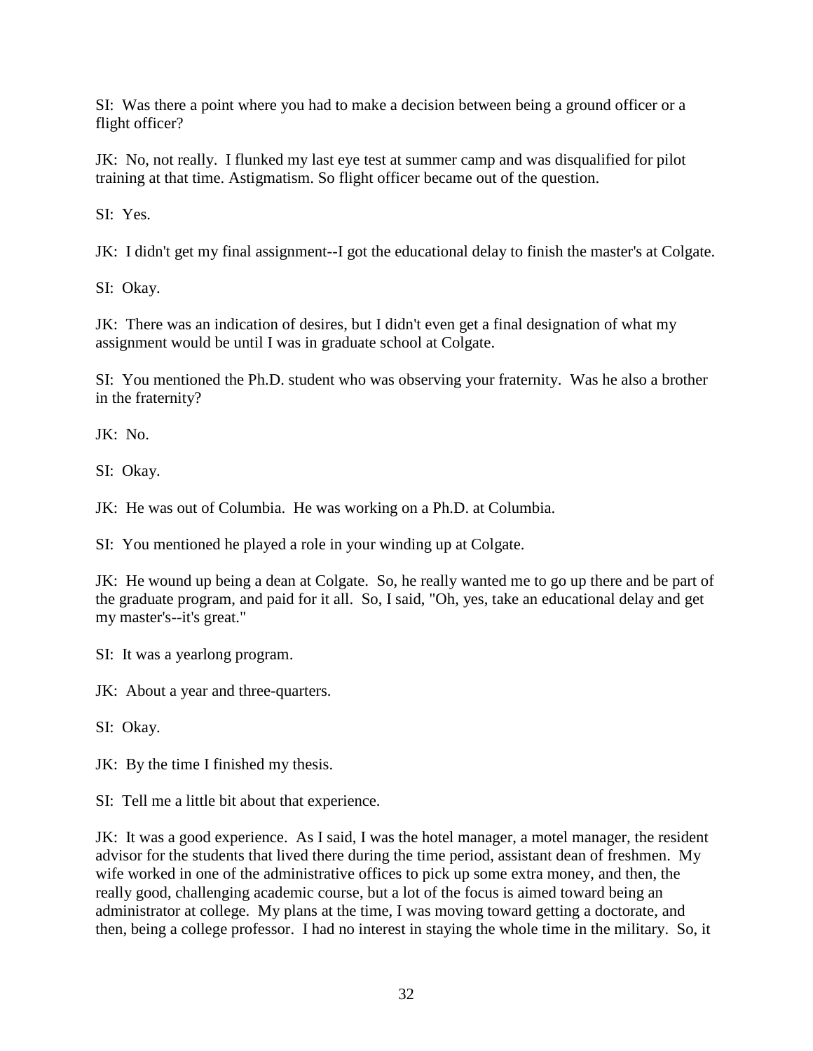SI: Was there a point where you had to make a decision between being a ground officer or a flight officer?

JK: No, not really. I flunked my last eye test at summer camp and was disqualified for pilot training at that time. Astigmatism. So flight officer became out of the question.

SI: Yes.

JK: I didn't get my final assignment--I got the educational delay to finish the master's at Colgate.

SI: Okay.

JK: There was an indication of desires, but I didn't even get a final designation of what my assignment would be until I was in graduate school at Colgate.

SI: You mentioned the Ph.D. student who was observing your fraternity. Was he also a brother in the fraternity?

JK: No.

SI: Okay.

JK: He was out of Columbia. He was working on a Ph.D. at Columbia.

SI: You mentioned he played a role in your winding up at Colgate.

JK: He wound up being a dean at Colgate. So, he really wanted me to go up there and be part of the graduate program, and paid for it all. So, I said, "Oh, yes, take an educational delay and get my master's--it's great."

SI: It was a yearlong program.

JK: About a year and three-quarters.

SI: Okay.

JK: By the time I finished my thesis.

SI: Tell me a little bit about that experience.

JK: It was a good experience. As I said, I was the hotel manager, a motel manager, the resident advisor for the students that lived there during the time period, assistant dean of freshmen. My wife worked in one of the administrative offices to pick up some extra money, and then, the really good, challenging academic course, but a lot of the focus is aimed toward being an administrator at college. My plans at the time, I was moving toward getting a doctorate, and then, being a college professor. I had no interest in staying the whole time in the military. So, it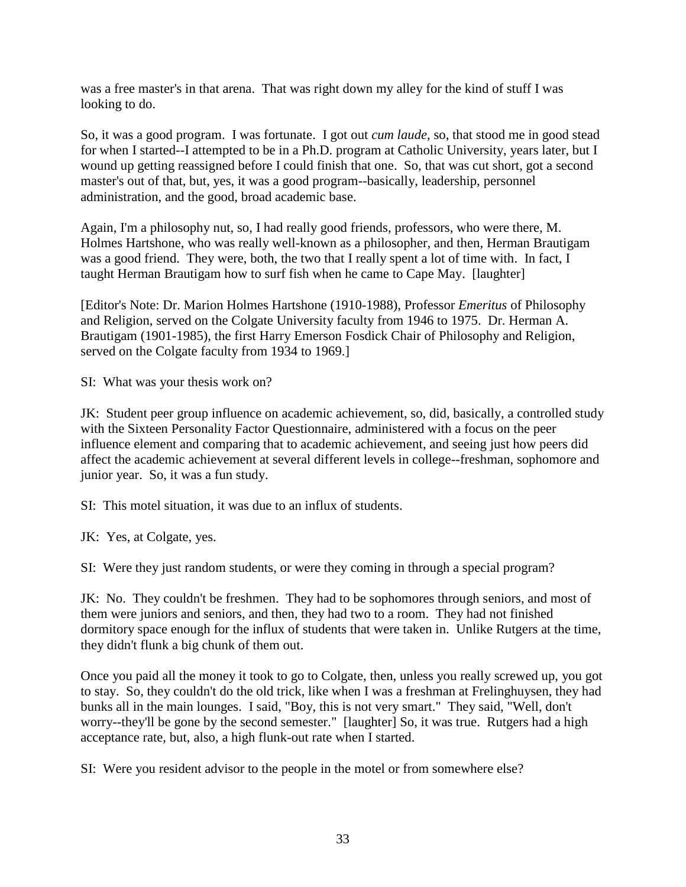was a free master's in that arena. That was right down my alley for the kind of stuff I was looking to do.

So, it was a good program. I was fortunate. I got out *cum laude*, so, that stood me in good stead for when I started--I attempted to be in a Ph.D. program at Catholic University, years later, but I wound up getting reassigned before I could finish that one. So, that was cut short, got a second master's out of that, but, yes, it was a good program--basically, leadership, personnel administration, and the good, broad academic base.

Again, I'm a philosophy nut, so, I had really good friends, professors, who were there, M. Holmes Hartshone, who was really well-known as a philosopher, and then, Herman Brautigam was a good friend. They were, both, the two that I really spent a lot of time with. In fact, I taught Herman Brautigam how to surf fish when he came to Cape May. [laughter]

[Editor's Note: Dr. Marion Holmes Hartshone (1910-1988), Professor *Emeritus* of Philosophy and Religion, served on the Colgate University faculty from 1946 to 1975. Dr. Herman A. Brautigam (1901-1985), the first Harry Emerson Fosdick Chair of Philosophy and Religion, served on the Colgate faculty from 1934 to 1969.]

SI: What was your thesis work on?

JK: Student peer group influence on academic achievement, so, did, basically, a controlled study with the Sixteen Personality Factor Questionnaire, administered with a focus on the peer influence element and comparing that to academic achievement, and seeing just how peers did affect the academic achievement at several different levels in college--freshman, sophomore and junior year. So, it was a fun study.

SI: This motel situation, it was due to an influx of students.

JK: Yes, at Colgate, yes.

SI: Were they just random students, or were they coming in through a special program?

JK: No. They couldn't be freshmen. They had to be sophomores through seniors, and most of them were juniors and seniors, and then, they had two to a room. They had not finished dormitory space enough for the influx of students that were taken in. Unlike Rutgers at the time, they didn't flunk a big chunk of them out.

Once you paid all the money it took to go to Colgate, then, unless you really screwed up, you got to stay. So, they couldn't do the old trick, like when I was a freshman at Frelinghuysen, they had bunks all in the main lounges. I said, "Boy, this is not very smart." They said, "Well, don't worry--they'll be gone by the second semester." [laughter] So, it was true. Rutgers had a high acceptance rate, but, also, a high flunk-out rate when I started.

SI: Were you resident advisor to the people in the motel or from somewhere else?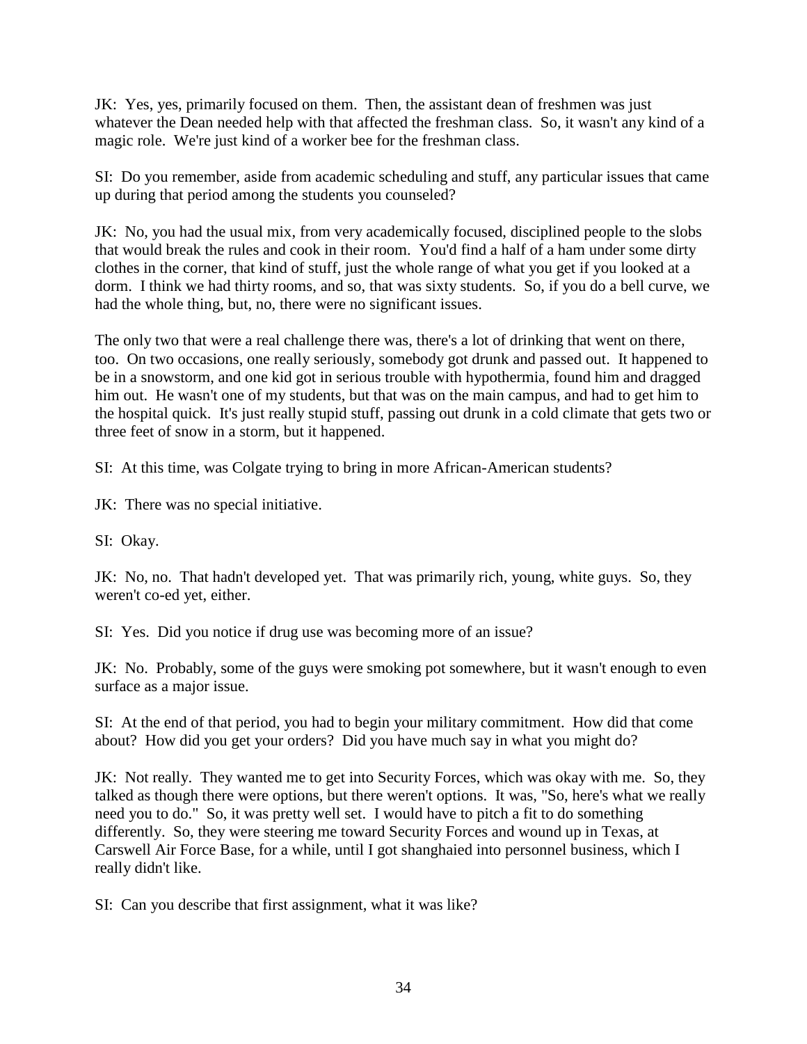JK: Yes, yes, primarily focused on them. Then, the assistant dean of freshmen was just whatever the Dean needed help with that affected the freshman class. So, it wasn't any kind of a magic role. We're just kind of a worker bee for the freshman class.

SI: Do you remember, aside from academic scheduling and stuff, any particular issues that came up during that period among the students you counseled?

JK: No, you had the usual mix, from very academically focused, disciplined people to the slobs that would break the rules and cook in their room. You'd find a half of a ham under some dirty clothes in the corner, that kind of stuff, just the whole range of what you get if you looked at a dorm. I think we had thirty rooms, and so, that was sixty students. So, if you do a bell curve, we had the whole thing, but, no, there were no significant issues.

The only two that were a real challenge there was, there's a lot of drinking that went on there, too. On two occasions, one really seriously, somebody got drunk and passed out. It happened to be in a snowstorm, and one kid got in serious trouble with hypothermia, found him and dragged him out. He wasn't one of my students, but that was on the main campus, and had to get him to the hospital quick. It's just really stupid stuff, passing out drunk in a cold climate that gets two or three feet of snow in a storm, but it happened.

SI: At this time, was Colgate trying to bring in more African-American students?

JK: There was no special initiative.

SI: Okay.

JK: No, no. That hadn't developed yet. That was primarily rich, young, white guys. So, they weren't co-ed yet, either.

SI: Yes. Did you notice if drug use was becoming more of an issue?

JK: No. Probably, some of the guys were smoking pot somewhere, but it wasn't enough to even surface as a major issue.

SI: At the end of that period, you had to begin your military commitment. How did that come about? How did you get your orders? Did you have much say in what you might do?

JK: Not really. They wanted me to get into Security Forces, which was okay with me. So, they talked as though there were options, but there weren't options. It was, "So, here's what we really need you to do." So, it was pretty well set. I would have to pitch a fit to do something differently. So, they were steering me toward Security Forces and wound up in Texas, at Carswell Air Force Base, for a while, until I got shanghaied into personnel business, which I really didn't like.

SI: Can you describe that first assignment, what it was like?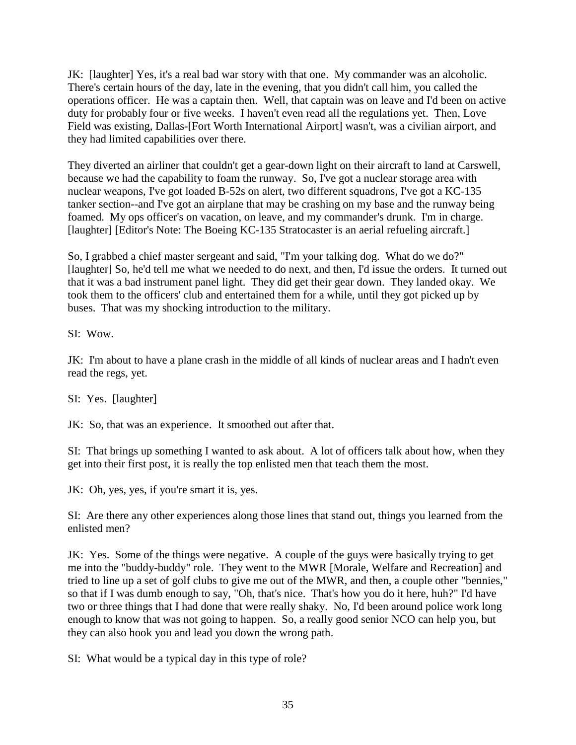JK: [laughter] Yes, it's a real bad war story with that one. My commander was an alcoholic. There's certain hours of the day, late in the evening, that you didn't call him, you called the operations officer. He was a captain then. Well, that captain was on leave and I'd been on active duty for probably four or five weeks. I haven't even read all the regulations yet. Then, Love Field was existing, Dallas-[Fort Worth International Airport] wasn't, was a civilian airport, and they had limited capabilities over there.

They diverted an airliner that couldn't get a gear-down light on their aircraft to land at Carswell, because we had the capability to foam the runway. So, I've got a nuclear storage area with nuclear weapons, I've got loaded B-52s on alert, two different squadrons, I've got a KC-135 tanker section--and I've got an airplane that may be crashing on my base and the runway being foamed. My ops officer's on vacation, on leave, and my commander's drunk. I'm in charge. [laughter] [Editor's Note: The Boeing KC-135 Stratocaster is an aerial refueling aircraft.]

So, I grabbed a chief master sergeant and said, "I'm your talking dog. What do we do?" [laughter] So, he'd tell me what we needed to do next, and then, I'd issue the orders. It turned out that it was a bad instrument panel light. They did get their gear down. They landed okay. We took them to the officers' club and entertained them for a while, until they got picked up by buses. That was my shocking introduction to the military.

SI: Wow.

JK: I'm about to have a plane crash in the middle of all kinds of nuclear areas and I hadn't even read the regs, yet.

SI: Yes. [laughter]

JK: So, that was an experience. It smoothed out after that.

SI: That brings up something I wanted to ask about. A lot of officers talk about how, when they get into their first post, it is really the top enlisted men that teach them the most.

JK: Oh, yes, yes, if you're smart it is, yes.

SI: Are there any other experiences along those lines that stand out, things you learned from the enlisted men?

JK: Yes. Some of the things were negative. A couple of the guys were basically trying to get me into the "buddy-buddy" role. They went to the MWR [Morale, Welfare and Recreation] and tried to line up a set of golf clubs to give me out of the MWR, and then, a couple other "bennies," so that if I was dumb enough to say, "Oh, that's nice. That's how you do it here, huh?" I'd have two or three things that I had done that were really shaky. No, I'd been around police work long enough to know that was not going to happen. So, a really good senior NCO can help you, but they can also hook you and lead you down the wrong path.

SI: What would be a typical day in this type of role?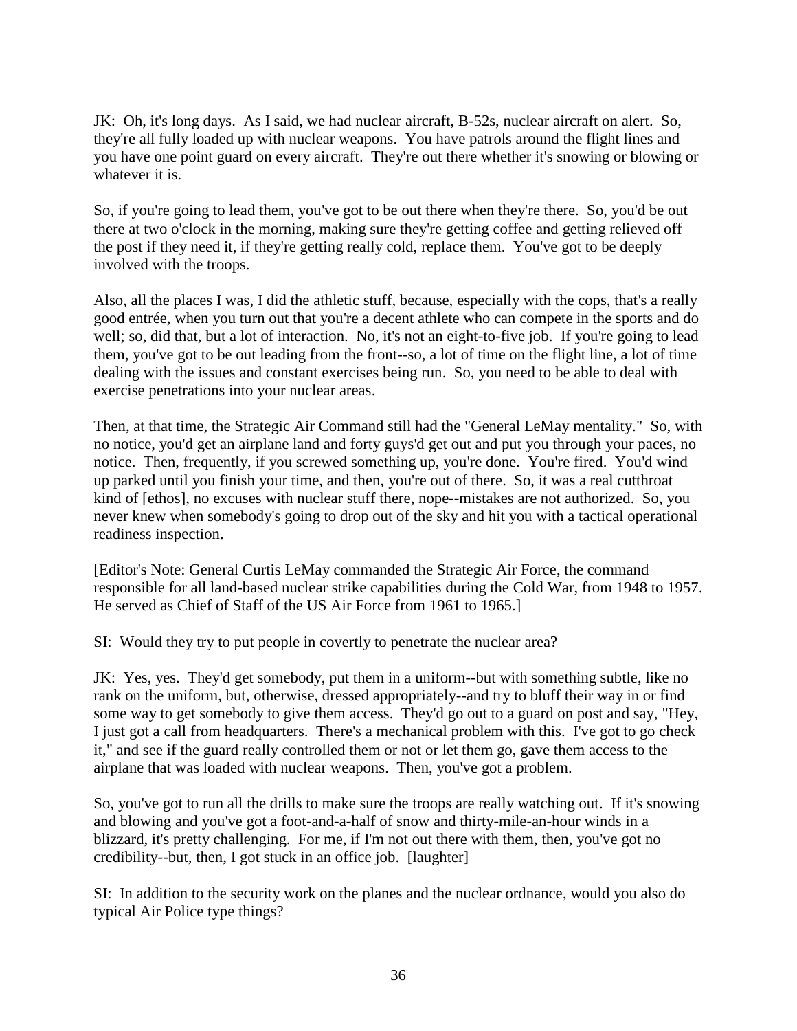JK: Oh, it's long days. As I said, we had nuclear aircraft, B-52s, nuclear aircraft on alert. So, they're all fully loaded up with nuclear weapons. You have patrols around the flight lines and you have one point guard on every aircraft. They're out there whether it's snowing or blowing or whatever it is.

So, if you're going to lead them, you've got to be out there when they're there. So, you'd be out there at two o'clock in the morning, making sure they're getting coffee and getting relieved off the post if they need it, if they're getting really cold, replace them. You've got to be deeply involved with the troops.

Also, all the places I was, I did the athletic stuff, because, especially with the cops, that's a really good entrée, when you turn out that you're a decent athlete who can compete in the sports and do well; so, did that, but a lot of interaction. No, it's not an eight-to-five job. If you're going to lead them, you've got to be out leading from the front--so, a lot of time on the flight line, a lot of time dealing with the issues and constant exercises being run. So, you need to be able to deal with exercise penetrations into your nuclear areas.

Then, at that time, the Strategic Air Command still had the "General LeMay mentality." So, with no notice, you'd get an airplane land and forty guys'd get out and put you through your paces, no notice. Then, frequently, if you screwed something up, you're done. You're fired. You'd wind up parked until you finish your time, and then, you're out of there. So, it was a real cutthroat kind of [ethos], no excuses with nuclear stuff there, nope--mistakes are not authorized. So, you never knew when somebody's going to drop out of the sky and hit you with a tactical operational readiness inspection.

[Editor's Note: General Curtis LeMay commanded the Strategic Air Force, the command responsible for all land-based nuclear strike capabilities during the Cold War, from 1948 to 1957. He served as Chief of Staff of the US Air Force from 1961 to 1965.]

SI: Would they try to put people in covertly to penetrate the nuclear area?

JK: Yes, yes. They'd get somebody, put them in a uniform--but with something subtle, like no rank on the uniform, but, otherwise, dressed appropriately--and try to bluff their way in or find some way to get somebody to give them access. They'd go out to a guard on post and say, "Hey, I just got a call from headquarters. There's a mechanical problem with this. I've got to go check it," and see if the guard really controlled them or not or let them go, gave them access to the airplane that was loaded with nuclear weapons. Then, you've got a problem.

So, you've got to run all the drills to make sure the troops are really watching out. If it's snowing and blowing and you've got a foot-and-a-half of snow and thirty-mile-an-hour winds in a blizzard, it's pretty challenging. For me, if I'm not out there with them, then, you've got no credibility--but, then, I got stuck in an office job. [laughter]

SI: In addition to the security work on the planes and the nuclear ordnance, would you also do typical Air Police type things?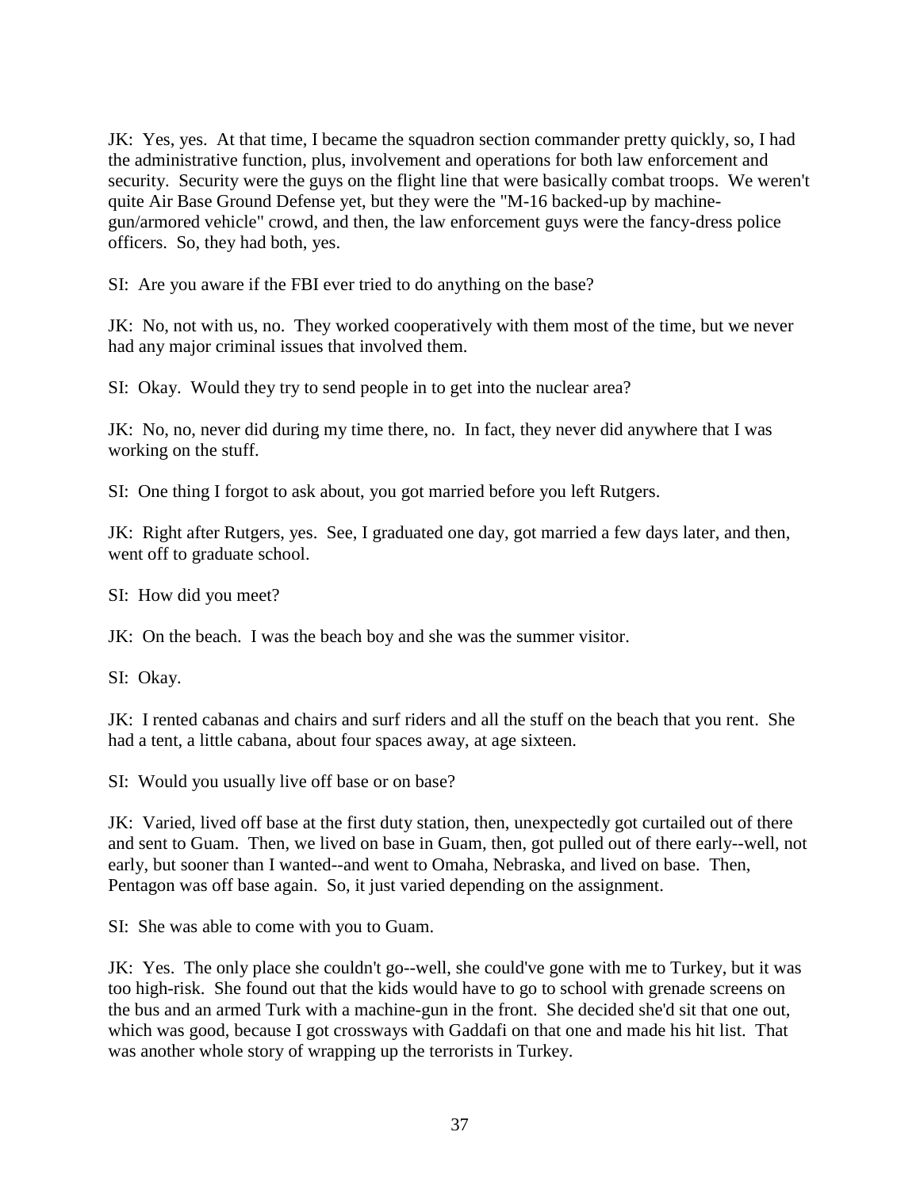JK: Yes, yes. At that time, I became the squadron section commander pretty quickly, so, I had the administrative function, plus, involvement and operations for both law enforcement and security. Security were the guys on the flight line that were basically combat troops. We weren't quite Air Base Ground Defense yet, but they were the "M-16 backed-up by machine-gun/armored vehicle" crowd, and then, the law enforcement guys were the fancy-dress police officers. So, they had both, yes.

SI: Are you aware if the FBI ever tried to do anything on the base?

JK: No, not with us, no. They worked cooperatively with them most of the time, but we never had any major criminal issues that involved them.

SI: Okay. Would they try to send people in to get into the nuclear area?

JK: No, no, never did during my time there, no. In fact, they never did anywhere that I was working on the stuff.

SI: One thing I forgot to ask about, you got married before you left Rutgers.

JK: Right after Rutgers, yes. See, I graduated one day, got married a few days later, and then, went off to graduate school.

SI: How did you meet?

JK: On the beach. I was the beach boy and she was the summer visitor.

SI: Okay.

JK: I rented cabanas and chairs and surf riders and all the stuff on the beach that you rent. She had a tent, a little cabana, about four spaces away, at age sixteen.

SI: Would you usually live off base or on base?

JK: Varied, lived off base at the first duty station, then, unexpectedly got curtailed out of there and sent to Guam. Then, we lived on base in Guam, then, got pulled out of there early--well, not early, but sooner than I wanted--and went to Omaha, Nebraska, and lived on base. Then, Pentagon was off base again. So, it just varied depending on the assignment.

SI: She was able to come with you to Guam.

JK: Yes. The only place she couldn't go--well, she could've gone with me to Turkey, but it was too high-risk. She found out that the kids would have to go to school with grenade screens on the bus and an armed Turk with a machine-gun in the front. She decided she'd sit that one out, which was good, because I got crossways with Gaddafi on that one and made his hit list. That was another whole story of wrapping up the terrorists in Turkey.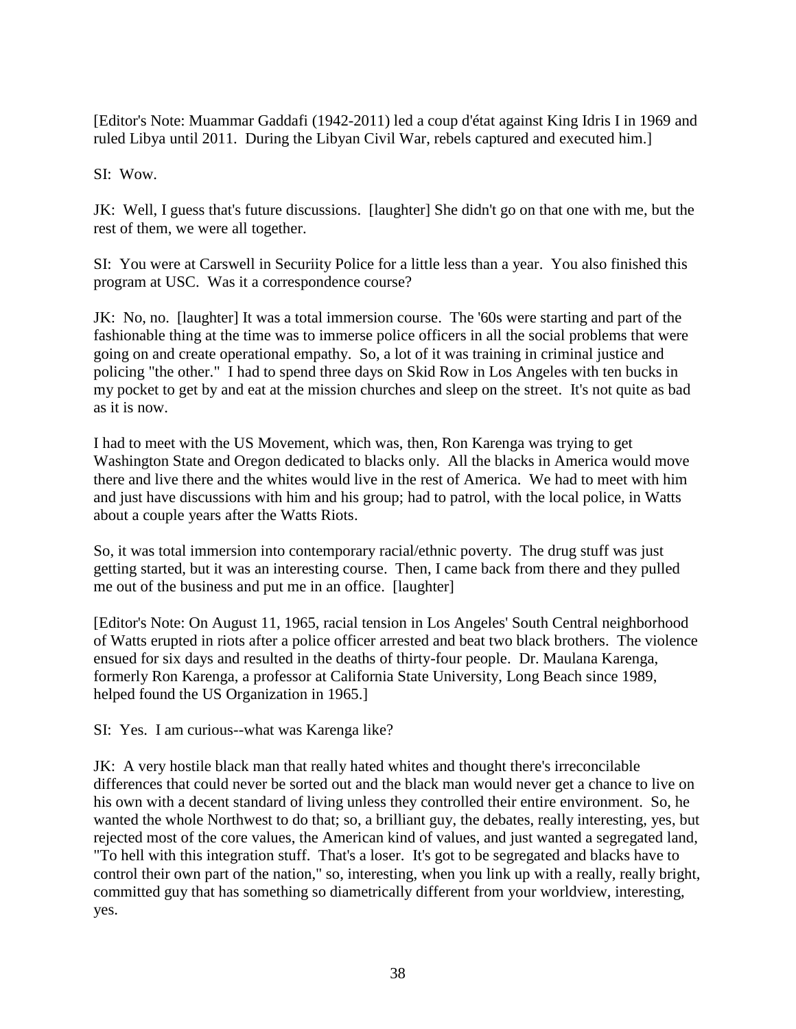[Editor's Note: Muammar Gaddafi (1942-2011) led a coup d'état against King Idris I in 1969 and ruled Libya until 2011. During the Libyan Civil War, rebels captured and executed him.]

SI: Wow.

JK: Well, I guess that's future discussions. [laughter] She didn't go on that one with me, but the rest of them, we were all together.

SI: You were at Carswell in Securiity Police for a little less than a year. You also finished this program at USC. Was it a correspondence course?

JK: No, no. [laughter] It was a total immersion course. The '60s were starting and part of the fashionable thing at the time was to immerse police officers in all the social problems that were going on and create operational empathy. So, a lot of it was training in criminal justice and policing "the other." I had to spend three days on Skid Row in Los Angeles with ten bucks in my pocket to get by and eat at the mission churches and sleep on the street. It's not quite as bad as it is now.

I had to meet with the US Movement, which was, then, Ron Karenga was trying to get Washington State and Oregon dedicated to blacks only. All the blacks in America would move there and live there and the whites would live in the rest of America. We had to meet with him and just have discussions with him and his group; had to patrol, with the local police, in Watts about a couple years after the Watts Riots.

So, it was total immersion into contemporary racial/ethnic poverty. The drug stuff was just getting started, but it was an interesting course. Then, I came back from there and they pulled me out of the business and put me in an office. [laughter]

[Editor's Note: On August 11, 1965, racial tension in Los Angeles' South Central neighborhood of Watts erupted in riots after a police officer arrested and beat two black brothers. The violence ensued for six days and resulted in the deaths of thirty-four people. Dr. Maulana Karenga, formerly Ron Karenga, a professor at California State University, Long Beach since 1989, helped found the US Organization in 1965.]

SI: Yes. I am curious--what was Karenga like?

JK: A very hostile black man that really hated whites and thought there's irreconcilable differences that could never be sorted out and the black man would never get a chance to live on his own with a decent standard of living unless they controlled their entire environment. So, he wanted the whole Northwest to do that; so, a brilliant guy, the debates, really interesting, yes, but rejected most of the core values, the American kind of values, and just wanted a segregated land, "To hell with this integration stuff. That's a loser. It's got to be segregated and blacks have to control their own part of the nation," so, interesting, when you link up with a really, really bright, committed guy that has something so diametrically different from your worldview, interesting, yes.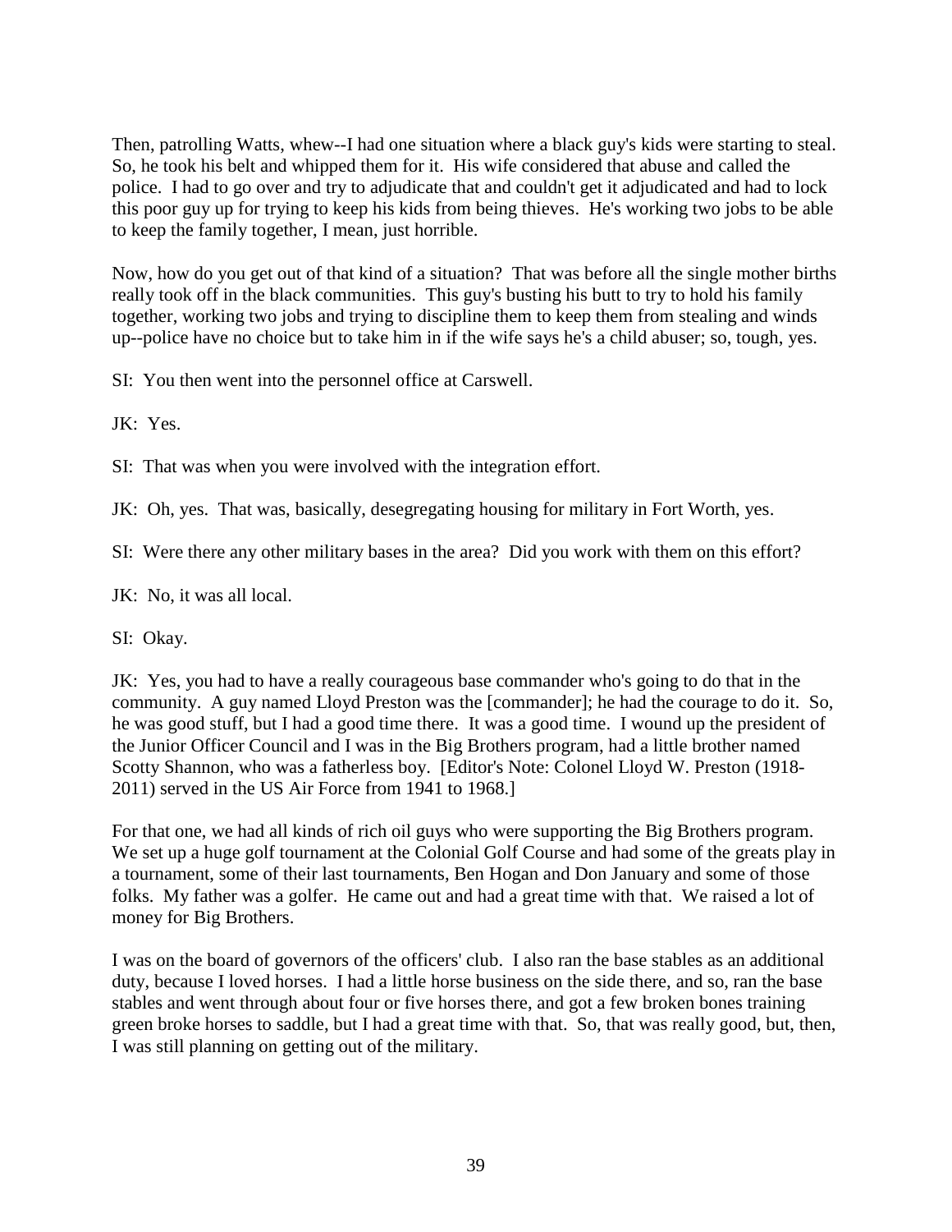Then, patrolling Watts, whew--I had one situation where a black guy's kids were starting to steal. So, he took his belt and whipped them for it. His wife considered that abuse and called the police. I had to go over and try to adjudicate that and couldn't get it adjudicated and had to lock this poor guy up for trying to keep his kids from being thieves. He's working two jobs to be able to keep the family together, I mean, just horrible.

Now, how do you get out of that kind of a situation? That was before all the single mother births really took off in the black communities. This guy's busting his butt to try to hold his family together, working two jobs and trying to discipline them to keep them from stealing and winds up--police have no choice but to take him in if the wife says he's a child abuser; so, tough, yes.

SI: You then went into the personnel office at Carswell.

JK: Yes.

SI: That was when you were involved with the integration effort.

JK: Oh, yes. That was, basically, desegregating housing for military in Fort Worth, yes.

SI: Were there any other military bases in the area? Did you work with them on this effort?

JK: No, it was all local.

SI: Okay.

JK: Yes, you had to have a really courageous base commander who's going to do that in the community. A guy named Lloyd Preston was the [commander]; he had the courage to do it. So, he was good stuff, but I had a good time there. It was a good time. I wound up the president of the Junior Officer Council and I was in the Big Brothers program, had a little brother named Scotty Shannon, who was a fatherless boy. [Editor's Note: Colonel Lloyd W. Preston (1918-2011) served in the US Air Force from 1941 to 1968.]

For that one, we had all kinds of rich oil guys who were supporting the Big Brothers program. We set up a huge golf tournament at the Colonial Golf Course and had some of the greats play in a tournament, some of their last tournaments, Ben Hogan and Don January and some of those folks. My father was a golfer. He came out and had a great time with that. We raised a lot of money for Big Brothers.

I was on the board of governors of the officers' club. I also ran the base stables as an additional duty, because I loved horses. I had a little horse business on the side there, and so, ran the base stables and went through about four or five horses there, and got a few broken bones training green broke horses to saddle, but I had a great time with that. So, that was really good, but, then, I was still planning on getting out of the military.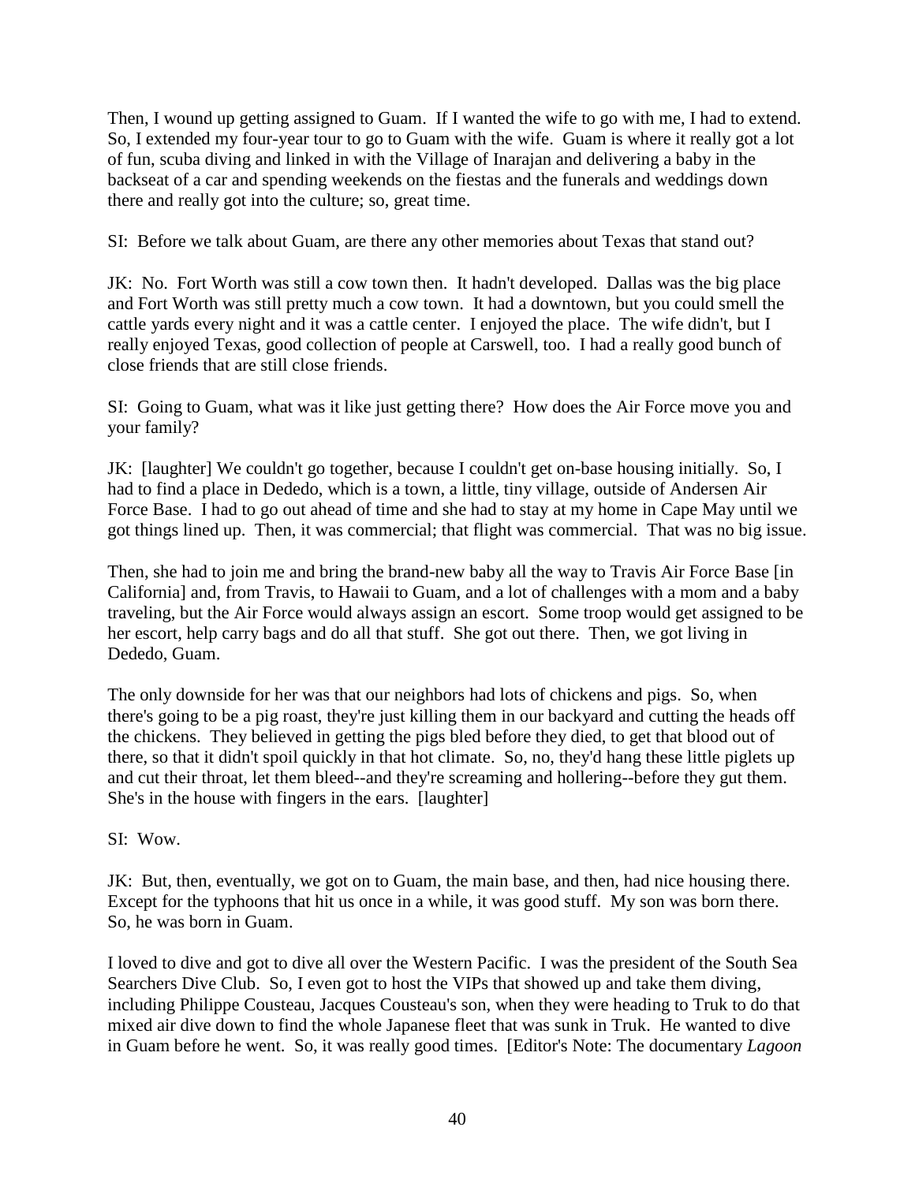Then, I wound up getting assigned to Guam. If I wanted the wife to go with me, I had to extend. So, I extended my four-year tour to go to Guam with the wife. Guam is where it really got a lot of fun, scuba diving and linked in with the Village of Inarajan and delivering a baby in the backseat of a car and spending weekends on the fiestas and the funerals and weddings down there and really got into the culture; so, great time.

SI: Before we talk about Guam, are there any other memories about Texas that stand out?

JK: No. Fort Worth was still a cow town then. It hadn't developed. Dallas was the big place and Fort Worth was still pretty much a cow town. It had a downtown, but you could smell the cattle yards every night and it was a cattle center. I enjoyed the place. The wife didn't, but I really enjoyed Texas, good collection of people at Carswell, too. I had a really good bunch of close friends that are still close friends.

SI: Going to Guam, what was it like just getting there? How does the Air Force move you and your family?

JK: [laughter] We couldn't go together, because I couldn't get on-base housing initially. So, I had to find a place in Dededo, which is a town, a little, tiny village, outside of Andersen Air Force Base. I had to go out ahead of time and she had to stay at my home in Cape May until we got things lined up. Then, it was commercial; that flight was commercial. That was no big issue.

Then, she had to join me and bring the brand-new baby all the way to Travis Air Force Base [in California] and, from Travis, to Hawaii to Guam, and a lot of challenges with a mom and a baby traveling, but the Air Force would always assign an escort. Some troop would get assigned to be her escort, help carry bags and do all that stuff. She got out there. Then, we got living in Dededo, Guam.

The only downside for her was that our neighbors had lots of chickens and pigs. So, when there's going to be a pig roast, they're just killing them in our backyard and cutting the heads off the chickens. They believed in getting the pigs bled before they died, to get that blood out of there, so that it didn't spoil quickly in that hot climate. So, no, they'd hang these little piglets up and cut their throat, let them bleed--and they're screaming and hollering--before they gut them. She's in the house with fingers in the ears. [laughter]

SI: Wow.

JK: But, then, eventually, we got on to Guam, the main base, and then, had nice housing there. Except for the typhoons that hit us once in a while, it was good stuff. My son was born there. So, he was born in Guam.

I loved to dive and got to dive all over the Western Pacific. I was the president of the South Sea Searchers Dive Club. So, I even got to host the VIPs that showed up and take them diving, including Philippe Cousteau, Jacques Cousteau's son, when they were heading to Truk to do that mixed air dive down to find the whole Japanese fleet that was sunk in Truk. He wanted to dive in Guam before he went. So, it was really good times. [Editor's Note: The documentary *Lagoon*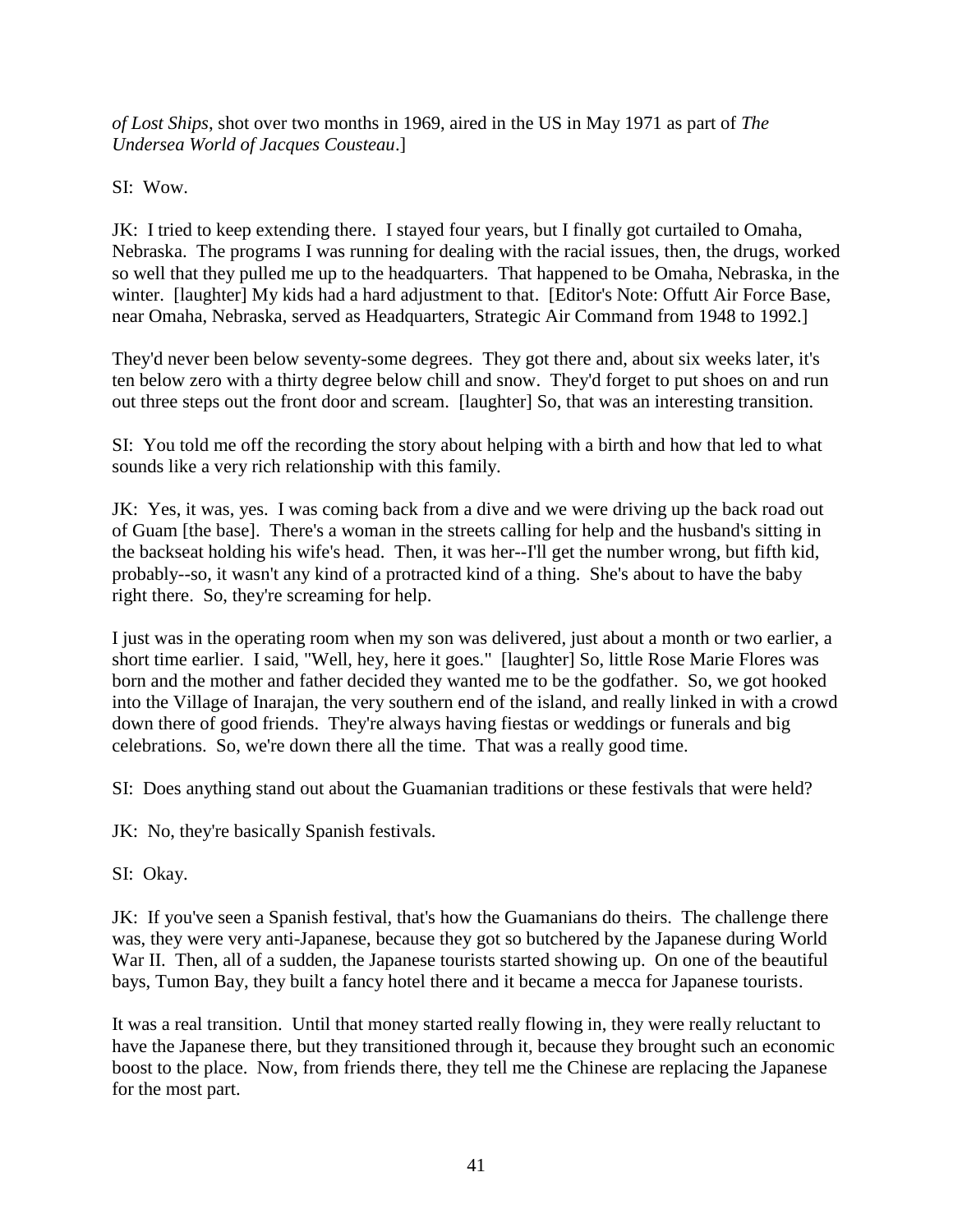*of Lost Ships*, shot over two months in 1969, aired in the US in May 1971 as part of *The Undersea World of Jacques Cousteau*.]

SI: Wow.

JK: I tried to keep extending there. I stayed four years, but I finally got curtailed to Omaha, Nebraska. The programs I was running for dealing with the racial issues, then, the drugs, worked so well that they pulled me up to the headquarters. That happened to be Omaha, Nebraska, in the winter. [laughter] My kids had a hard adjustment to that. [Editor's Note: Offutt Air Force Base, near Omaha, Nebraska, served as Headquarters, Strategic Air Command from 1948 to 1992.]

They'd never been below seventy-some degrees. They got there and, about six weeks later, it's ten below zero with a thirty degree below chill and snow. They'd forget to put shoes on and run out three steps out the front door and scream. [laughter] So, that was an interesting transition.

SI: You told me off the recording the story about helping with a birth and how that led to what sounds like a very rich relationship with this family.

JK: Yes, it was, yes. I was coming back from a dive and we were driving up the back road out of Guam [the base]. There's a woman in the streets calling for help and the husband's sitting in the backseat holding his wife's head. Then, it was her--I'll get the number wrong, but fifth kid, probably--so, it wasn't any kind of a protracted kind of a thing. She's about to have the baby right there. So, they're screaming for help.

I just was in the operating room when my son was delivered, just about a month or two earlier, a short time earlier. I said, "Well, hey, here it goes." [laughter] So, little Rose Marie Flores was born and the mother and father decided they wanted me to be the godfather. So, we got hooked into the Village of Inarajan, the very southern end of the island, and really linked in with a crowd down there of good friends. They're always having fiestas or weddings or funerals and big celebrations. So, we're down there all the time. That was a really good time.

SI: Does anything stand out about the Guamanian traditions or these festivals that were held?

JK: No, they're basically Spanish festivals.

SI: Okay.

JK: If you've seen a Spanish festival, that's how the Guamanians do theirs. The challenge there was, they were very anti-Japanese, because they got so butchered by the Japanese during World War II. Then, all of a sudden, the Japanese tourists started showing up. On one of the beautiful bays, Tumon Bay, they built a fancy hotel there and it became a mecca for Japanese tourists.

It was a real transition. Until that money started really flowing in, they were really reluctant to have the Japanese there, but they transitioned through it, because they brought such an economic boost to the place. Now, from friends there, they tell me the Chinese are replacing the Japanese for the most part.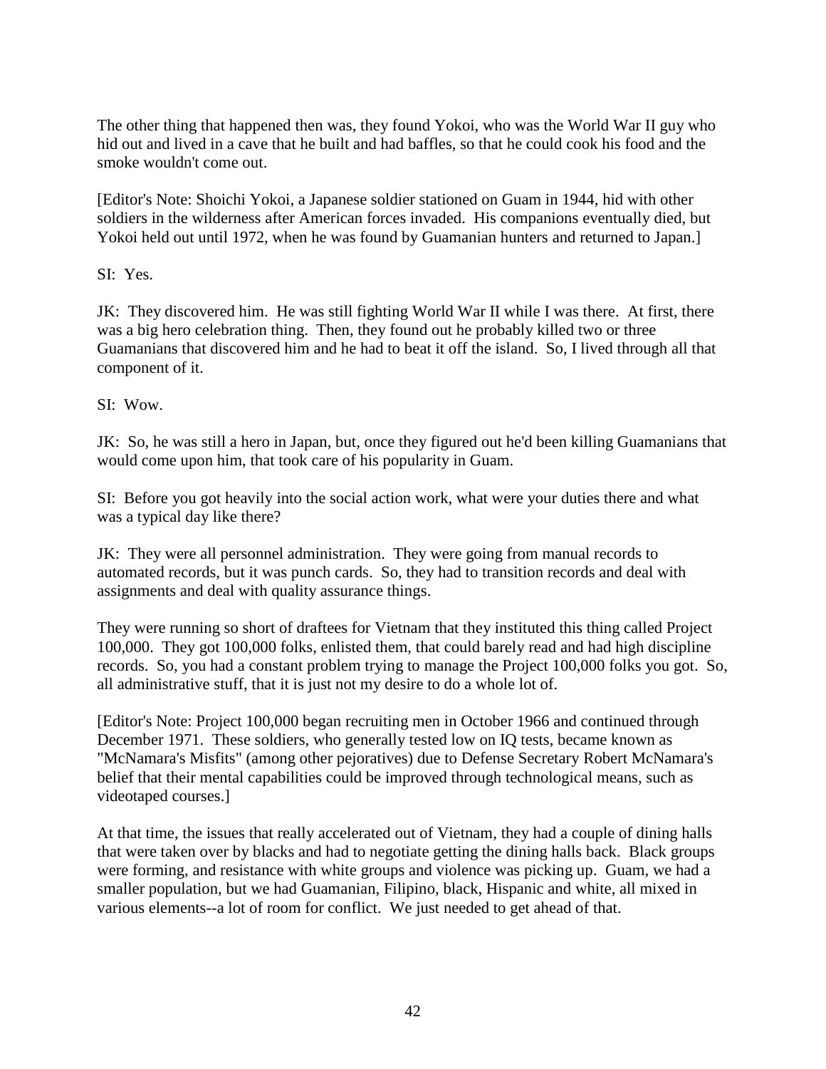The other thing that happened then was, they found Yokoi, who was the World War II guy who hid out and lived in a cave that he built and had baffles, so that he could cook his food and the smoke wouldn't come out.

[Editor's Note: Shoichi Yokoi, a Japanese soldier stationed on Guam in 1944, hid with other soldiers in the wilderness after American forces invaded. His companions eventually died, but Yokoi held out until 1972, when he was found by Guamanian hunters and returned to Japan.]

SI: Yes.

JK: They discovered him. He was still fighting World War II while I was there. At first, there was a big hero celebration thing. Then, they found out he probably killed two or three Guamanians that discovered him and he had to beat it off the island. So, I lived through all that component of it.

SI: Wow.

JK: So, he was still a hero in Japan, but, once they figured out he'd been killing Guamanians that would come upon him, that took care of his popularity in Guam.

SI: Before you got heavily into the social action work, what were your duties there and what was a typical day like there?

JK: They were all personnel administration. They were going from manual records to automated records, but it was punch cards. So, they had to transition records and deal with assignments and deal with quality assurance things.

They were running so short of draftees for Vietnam that they instituted this thing called Project 100,000. They got 100,000 folks, enlisted them, that could barely read and had high discipline records. So, you had a constant problem trying to manage the Project 100,000 folks you got. So, all administrative stuff, that it is just not my desire to do a whole lot of.

[Editor's Note: Project 100,000 began recruiting men in October 1966 and continued through December 1971. These soldiers, who generally tested low on IQ tests, became known as "McNamara's Misfits" (among other pejoratives) due to Defense Secretary Robert McNamara's belief that their mental capabilities could be improved through technological means, such as videotaped courses.]

At that time, the issues that really accelerated out of Vietnam, they had a couple of dining halls that were taken over by blacks and had to negotiate getting the dining halls back. Black groups were forming, and resistance with white groups and violence was picking up. Guam, we had a smaller population, but we had Guamanian, Filipino, black, Hispanic and white, all mixed in various elements--a lot of room for conflict. We just needed to get ahead of that.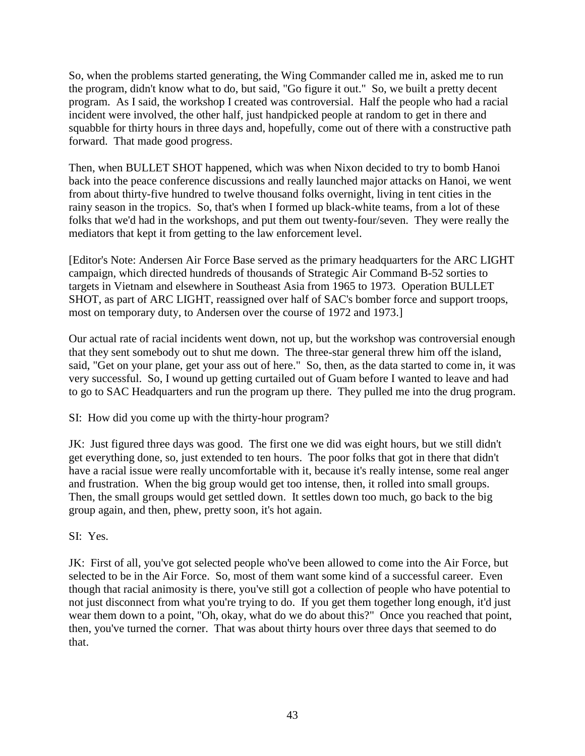So, when the problems started generating, the Wing Commander called me in, asked me to run the program, didn't know what to do, but said, "Go figure it out." So, we built a pretty decent program. As I said, the workshop I created was controversial. Half the people who had a racial incident were involved, the other half, just handpicked people at random to get in there and squabble for thirty hours in three days and, hopefully, come out of there with a constructive path forward. That made good progress.

Then, when BULLET SHOT happened, which was when Nixon decided to try to bomb Hanoi back into the peace conference discussions and really launched major attacks on Hanoi, we went from about thirty-five hundred to twelve thousand folks overnight, living in tent cities in the rainy season in the tropics. So, that's when I formed up black-white teams, from a lot of these folks that we'd had in the workshops, and put them out twenty-four/seven. They were really the mediators that kept it from getting to the law enforcement level.

[Editor's Note: Andersen Air Force Base served as the primary headquarters for the ARC LIGHT campaign, which directed hundreds of thousands of Strategic Air Command B-52 sorties to targets in Vietnam and elsewhere in Southeast Asia from 1965 to 1973. Operation BULLET SHOT, as part of ARC LIGHT, reassigned over half of SAC's bomber force and support troops, most on temporary duty, to Andersen over the course of 1972 and 1973.]

Our actual rate of racial incidents went down, not up, but the workshop was controversial enough that they sent somebody out to shut me down. The three-star general threw him off the island, said, "Get on your plane, get your ass out of here." So, then, as the data started to come in, it was very successful. So, I wound up getting curtailed out of Guam before I wanted to leave and had to go to SAC Headquarters and run the program up there. They pulled me into the drug program.

SI: How did you come up with the thirty-hour program?

JK: Just figured three days was good. The first one we did was eight hours, but we still didn't get everything done, so, just extended to ten hours. The poor folks that got in there that didn't have a racial issue were really uncomfortable with it, because it's really intense, some real anger and frustration. When the big group would get too intense, then, it rolled into small groups. Then, the small groups would get settled down. It settles down too much, go back to the big group again, and then, phew, pretty soon, it's hot again.

SI: Yes.

JK: First of all, you've got selected people who've been allowed to come into the Air Force, but selected to be in the Air Force. So, most of them want some kind of a successful career. Even though that racial animosity is there, you've still got a collection of people who have potential to not just disconnect from what you're trying to do. If you get them together long enough, it'd just wear them down to a point, "Oh, okay, what do we do about this?" Once you reached that point, then, you've turned the corner. That was about thirty hours over three days that seemed to do that.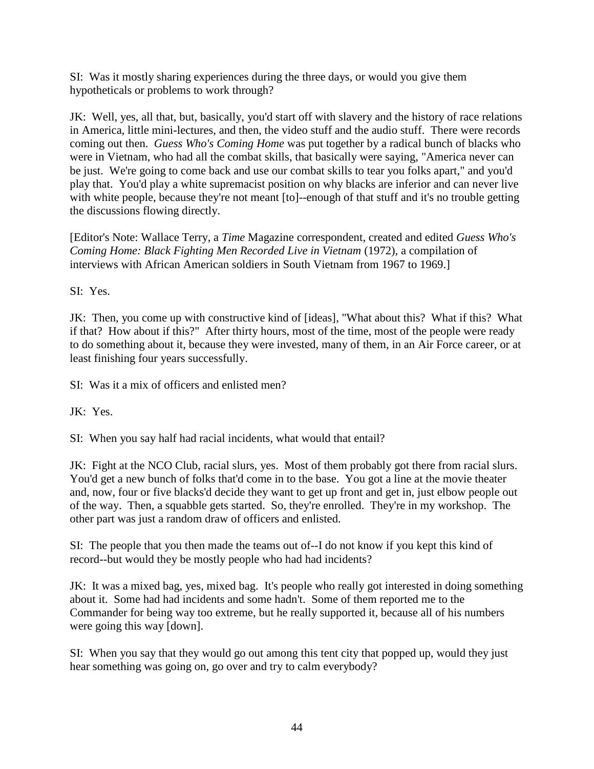SI: Was it mostly sharing experiences during the three days, or would you give them hypotheticals or problems to work through?

JK: Well, yes, all that, but, basically, you'd start off with slavery and the history of race relations in America, little mini-lectures, and then, the video stuff and the audio stuff. There were records coming out then. *Guess Who's Coming Home* was put together by a radical bunch of blacks who were in Vietnam, who had all the combat skills, that basically were saying, "America never can be just. We're going to come back and use our combat skills to tear you folks apart," and you'd play that. You'd play a white supremacist position on why blacks are inferior and can never live with white people, because they're not meant [to]--enough of that stuff and it's no trouble getting the discussions flowing directly.

[Editor's Note: Wallace Terry, a *Time* Magazine correspondent, created and edited *Guess Who's Coming Home: Black Fighting Men Recorded Live in Vietnam* (1972), a compilation of interviews with African American soldiers in South Vietnam from 1967 to 1969.]

SI: Yes.

JK: Then, you come up with constructive kind of [ideas], "What about this? What if this? What if that? How about if this?" After thirty hours, most of the time, most of the people were ready to do something about it, because they were invested, many of them, in an Air Force career, or at least finishing four years successfully.

SI: Was it a mix of officers and enlisted men?

JK: Yes.

SI: When you say half had racial incidents, what would that entail?

JK: Fight at the NCO Club, racial slurs, yes. Most of them probably got there from racial slurs. You'd get a new bunch of folks that'd come in to the base. You got a line at the movie theater and, now, four or five blacks'd decide they want to get up front and get in, just elbow people out of the way. Then, a squabble gets started. So, they're enrolled. They're in my workshop. The other part was just a random draw of officers and enlisted.

SI: The people that you then made the teams out of--I do not know if you kept this kind of record--but would they be mostly people who had had incidents?

JK: It was a mixed bag, yes, mixed bag. It's people who really got interested in doing something about it. Some had had incidents and some hadn't. Some of them reported me to the Commander for being way too extreme, but he really supported it, because all of his numbers were going this way [down].

SI: When you say that they would go out among this tent city that popped up, would they just hear something was going on, go over and try to calm everybody?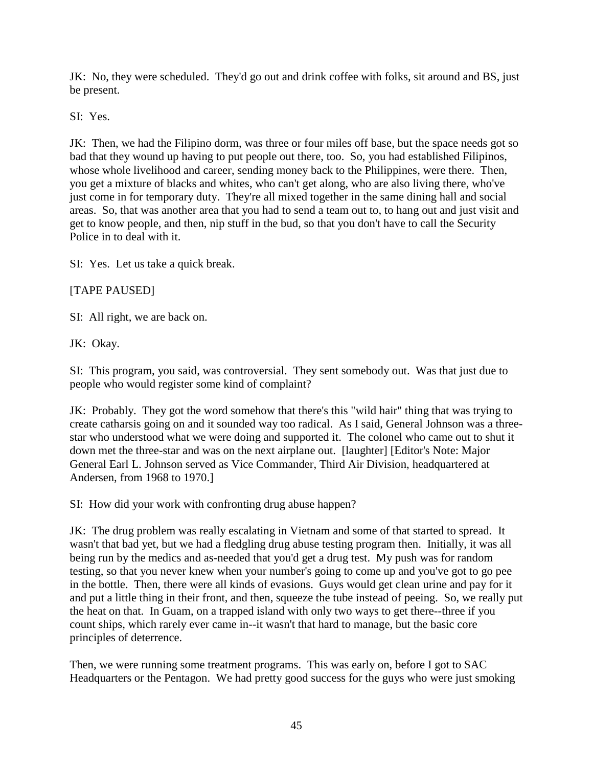JK: No, they were scheduled. They'd go out and drink coffee with folks, sit around and BS, just be present.

SI: Yes.

JK: Then, we had the Filipino dorm, was three or four miles off base, but the space needs got so bad that they wound up having to put people out there, too. So, you had established Filipinos, whose whole livelihood and career, sending money back to the Philippines, were there. Then, you get a mixture of blacks and whites, who can't get along, who are also living there, who've just come in for temporary duty. They're all mixed together in the same dining hall and social areas. So, that was another area that you had to send a team out to, to hang out and just visit and get to know people, and then, nip stuff in the bud, so that you don't have to call the Security Police in to deal with it.

SI: Yes. Let us take a quick break.

[TAPE PAUSED]

SI: All right, we are back on.

JK: Okay.

SI: This program, you said, was controversial. They sent somebody out. Was that just due to people who would register some kind of complaint?

JK: Probably. They got the word somehow that there's this "wild hair" thing that was trying to create catharsis going on and it sounded way too radical. As I said, General Johnson was a three-star who understood what we were doing and supported it. The colonel who came out to shut it down met the three-star and was on the next airplane out. [laughter] [Editor's Note: Major General Earl L. Johnson served as Vice Commander, Third Air Division, headquartered at Andersen, from 1968 to 1970.]

SI: How did your work with confronting drug abuse happen?

JK: The drug problem was really escalating in Vietnam and some of that started to spread. It wasn't that bad yet, but we had a fledgling drug abuse testing program then. Initially, it was all being run by the medics and as-needed that you'd get a drug test. My push was for random testing, so that you never knew when your number's going to come up and you've got to go pee in the bottle. Then, there were all kinds of evasions. Guys would get clean urine and pay for it and put a little thing in their front, and then, squeeze the tube instead of peeing. So, we really put the heat on that. In Guam, on a trapped island with only two ways to get there--three if you count ships, which rarely ever came in--it wasn't that hard to manage, but the basic core principles of deterrence.

Then, we were running some treatment programs. This was early on, before I got to SAC Headquarters or the Pentagon. We had pretty good success for the guys who were just smoking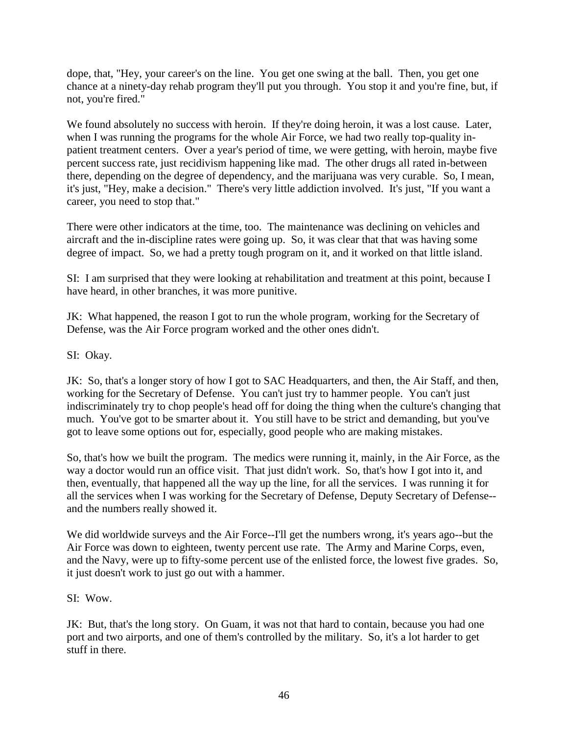dope, that, "Hey, your career's on the line. You get one swing at the ball. Then, you get one chance at a ninety-day rehab program they'll put you through. You stop it and you're fine, but, if not, you're fired."

We found absolutely no success with heroin. If they're doing heroin, it was a lost cause. Later, when I was running the programs for the whole Air Force, we had two really top-quality in-patient treatment centers. Over a year's period of time, we were getting, with heroin, maybe five percent success rate, just recidivism happening like mad. The other drugs all rated in-between there, depending on the degree of dependency, and the marijuana was very curable. So, I mean, it's just, "Hey, make a decision." There's very little addiction involved. It's just, "If you want a career, you need to stop that."

There were other indicators at the time, too. The maintenance was declining on vehicles and aircraft and the in-discipline rates were going up. So, it was clear that that was having some degree of impact. So, we had a pretty tough program on it, and it worked on that little island.

SI: I am surprised that they were looking at rehabilitation and treatment at this point, because I have heard, in other branches, it was more punitive.

JK: What happened, the reason I got to run the whole program, working for the Secretary of Defense, was the Air Force program worked and the other ones didn't.

SI: Okay.

JK: So, that's a longer story of how I got to SAC Headquarters, and then, the Air Staff, and then, working for the Secretary of Defense. You can't just try to hammer people. You can't just indiscriminately try to chop people's head off for doing the thing when the culture's changing that much. You've got to be smarter about it. You still have to be strict and demanding, but you've got to leave some options out for, especially, good people who are making mistakes.

So, that's how we built the program. The medics were running it, mainly, in the Air Force, as the way a doctor would run an office visit. That just didn't work. So, that's how I got into it, and then, eventually, that happened all the way up the line, for all the services. I was running it for all the services when I was working for the Secretary of Defense, Deputy Secretary of Defense--and the numbers really showed it.

We did worldwide surveys and the Air Force--I'll get the numbers wrong, it's years ago--but the Air Force was down to eighteen, twenty percent use rate. The Army and Marine Corps, even, and the Navy, were up to fifty-some percent use of the enlisted force, the lowest five grades. So, it just doesn't work to just go out with a hammer.

SI: Wow.

JK: But, that's the long story. On Guam, it was not that hard to contain, because you had one port and two airports, and one of them's controlled by the military. So, it's a lot harder to get stuff in there.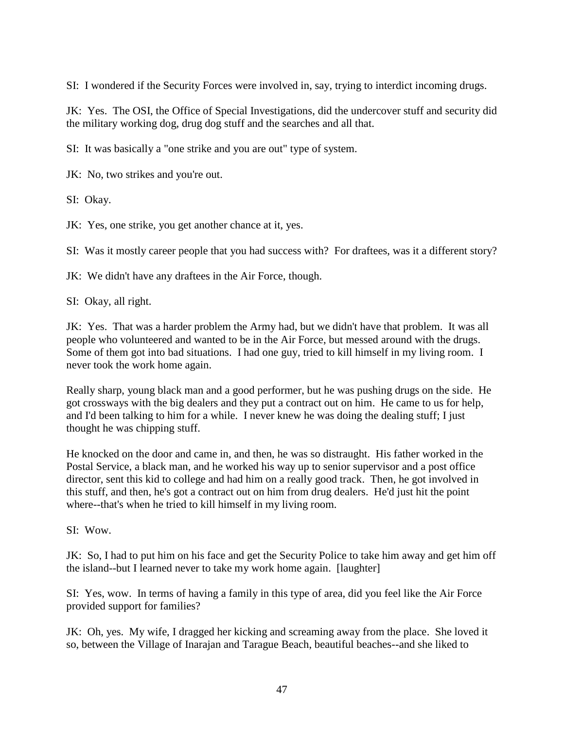SI: I wondered if the Security Forces were involved in, say, trying to interdict incoming drugs.

JK: Yes. The OSI, the Office of Special Investigations, did the undercover stuff and security did the military working dog, drug dog stuff and the searches and all that.

SI: It was basically a "one strike and you are out" type of system.

JK: No, two strikes and you're out.

SI: Okay.

JK: Yes, one strike, you get another chance at it, yes.

SI: Was it mostly career people that you had success with? For draftees, was it a different story?

JK: We didn't have any draftees in the Air Force, though.

SI: Okay, all right.

JK: Yes. That was a harder problem the Army had, but we didn't have that problem. It was all people who volunteered and wanted to be in the Air Force, but messed around with the drugs. Some of them got into bad situations. I had one guy, tried to kill himself in my living room. I never took the work home again.

Really sharp, young black man and a good performer, but he was pushing drugs on the side. He got crossways with the big dealers and they put a contract out on him. He came to us for help, and I'd been talking to him for a while. I never knew he was doing the dealing stuff; I just thought he was chipping stuff.

He knocked on the door and came in, and then, he was so distraught. His father worked in the Postal Service, a black man, and he worked his way up to senior supervisor and a post office director, sent this kid to college and had him on a really good track. Then, he got involved in this stuff, and then, he's got a contract out on him from drug dealers. He'd just hit the point where--that's when he tried to kill himself in my living room.

SI: Wow.

JK: So, I had to put him on his face and get the Security Police to take him away and get him off the island--but I learned never to take my work home again. [laughter]

SI: Yes, wow. In terms of having a family in this type of area, did you feel like the Air Force provided support for families?

JK: Oh, yes. My wife, I dragged her kicking and screaming away from the place. She loved it so, between the Village of Inarajan and Tarague Beach, beautiful beaches--and she liked to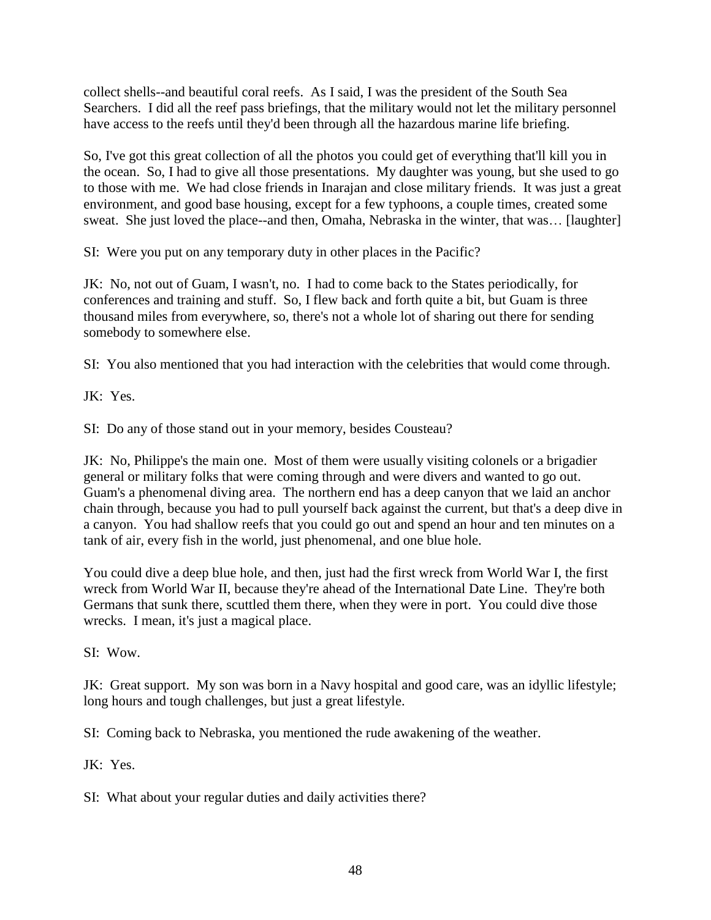collect shells--and beautiful coral reefs. As I said, I was the president of the South Sea Searchers. I did all the reef pass briefings, that the military would not let the military personnel have access to the reefs until they'd been through all the hazardous marine life briefing.

So, I've got this great collection of all the photos you could get of everything that'll kill you in the ocean. So, I had to give all those presentations. My daughter was young, but she used to go to those with me. We had close friends in Inarajan and close military friends. It was just a great environment, and good base housing, except for a few typhoons, a couple times, created some sweat. She just loved the place--and then, Omaha, Nebraska in the winter, that was… [laughter]

SI: Were you put on any temporary duty in other places in the Pacific?

JK: No, not out of Guam, I wasn't, no. I had to come back to the States periodically, for conferences and training and stuff. So, I flew back and forth quite a bit, but Guam is three thousand miles from everywhere, so, there's not a whole lot of sharing out there for sending somebody to somewhere else.

SI: You also mentioned that you had interaction with the celebrities that would come through.

JK: Yes.

SI: Do any of those stand out in your memory, besides Cousteau?

JK: No, Philippe's the main one. Most of them were usually visiting colonels or a brigadier general or military folks that were coming through and were divers and wanted to go out. Guam's a phenomenal diving area. The northern end has a deep canyon that we laid an anchor chain through, because you had to pull yourself back against the current, but that's a deep dive in a canyon. You had shallow reefs that you could go out and spend an hour and ten minutes on a tank of air, every fish in the world, just phenomenal, and one blue hole.

You could dive a deep blue hole, and then, just had the first wreck from World War I, the first wreck from World War II, because they're ahead of the International Date Line. They're both Germans that sunk there, scuttled them there, when they were in port. You could dive those wrecks. I mean, it's just a magical place.

SI: Wow.

JK: Great support. My son was born in a Navy hospital and good care, was an idyllic lifestyle; long hours and tough challenges, but just a great lifestyle.

SI: Coming back to Nebraska, you mentioned the rude awakening of the weather.

JK: Yes.

SI: What about your regular duties and daily activities there?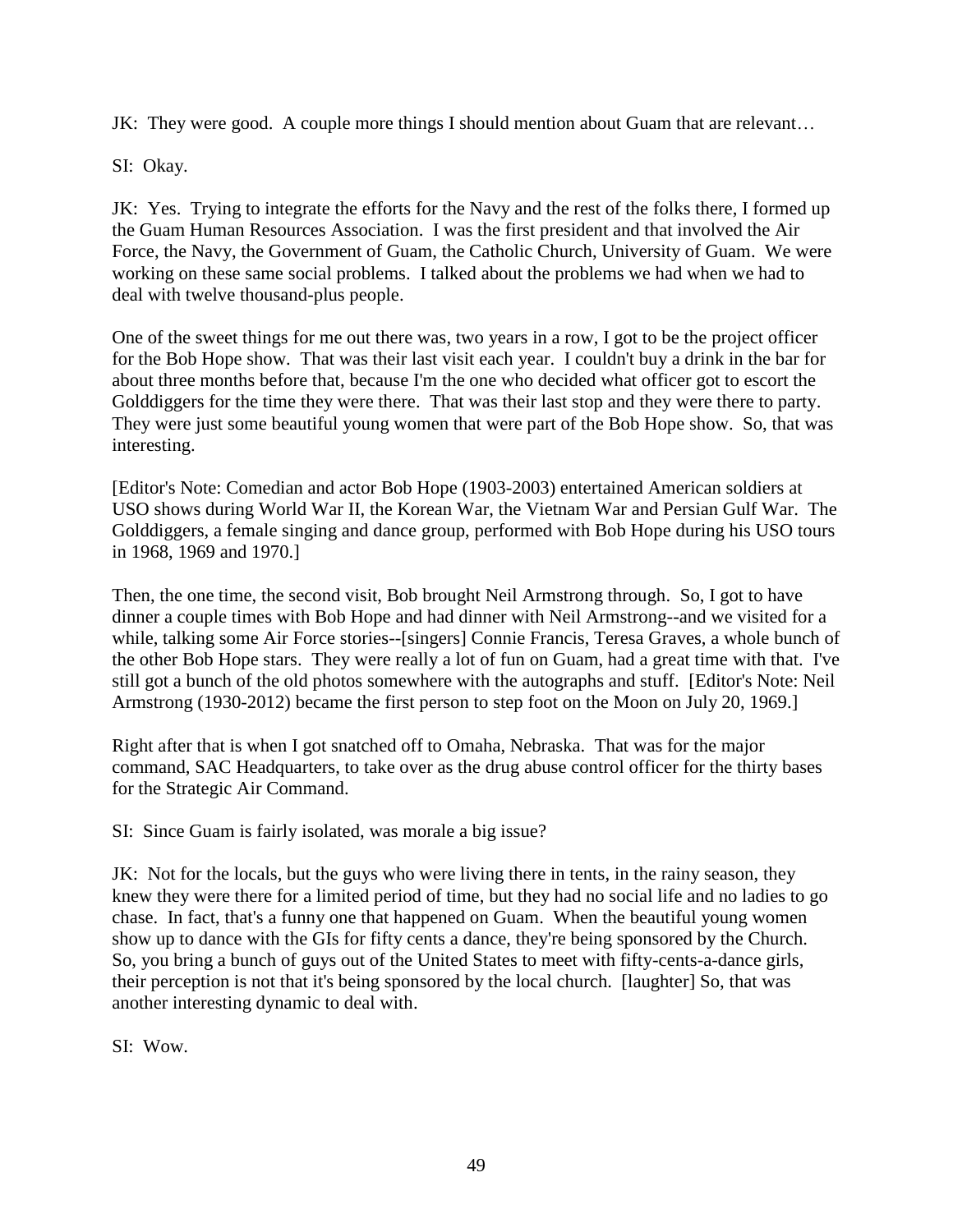JK: They were good. A couple more things I should mention about Guam that are relevant…

SI: Okay.

JK: Yes. Trying to integrate the efforts for the Navy and the rest of the folks there, I formed up the Guam Human Resources Association. I was the first president and that involved the Air Force, the Navy, the Government of Guam, the Catholic Church, University of Guam. We were working on these same social problems. I talked about the problems we had when we had to deal with twelve thousand-plus people.

One of the sweet things for me out there was, two years in a row, I got to be the project officer for the Bob Hope show. That was their last visit each year. I couldn't buy a drink in the bar for about three months before that, because I'm the one who decided what officer got to escort the Golddiggers for the time they were there. That was their last stop and they were there to party. They were just some beautiful young women that were part of the Bob Hope show. So, that was interesting.

[Editor's Note: Comedian and actor Bob Hope (1903-2003) entertained American soldiers at USO shows during World War II, the Korean War, the Vietnam War and Persian Gulf War. The Golddiggers, a female singing and dance group, performed with Bob Hope during his USO tours in 1968, 1969 and 1970.]

Then, the one time, the second visit, Bob brought Neil Armstrong through. So, I got to have dinner a couple times with Bob Hope and had dinner with Neil Armstrong--and we visited for a while, talking some Air Force stories--[singers] Connie Francis, Teresa Graves, a whole bunch of the other Bob Hope stars. They were really a lot of fun on Guam, had a great time with that. I've still got a bunch of the old photos somewhere with the autographs and stuff. [Editor's Note: Neil Armstrong (1930-2012) became the first person to step foot on the Moon on July 20, 1969.]

Right after that is when I got snatched off to Omaha, Nebraska. That was for the major command, SAC Headquarters, to take over as the drug abuse control officer for the thirty bases for the Strategic Air Command.

SI: Since Guam is fairly isolated, was morale a big issue?

JK: Not for the locals, but the guys who were living there in tents, in the rainy season, they knew they were there for a limited period of time, but they had no social life and no ladies to go chase. In fact, that's a funny one that happened on Guam. When the beautiful young women show up to dance with the GIs for fifty cents a dance, they're being sponsored by the Church. So, you bring a bunch of guys out of the United States to meet with fifty-cents-a-dance girls, their perception is not that it's being sponsored by the local church. [laughter] So, that was another interesting dynamic to deal with.

SI: Wow.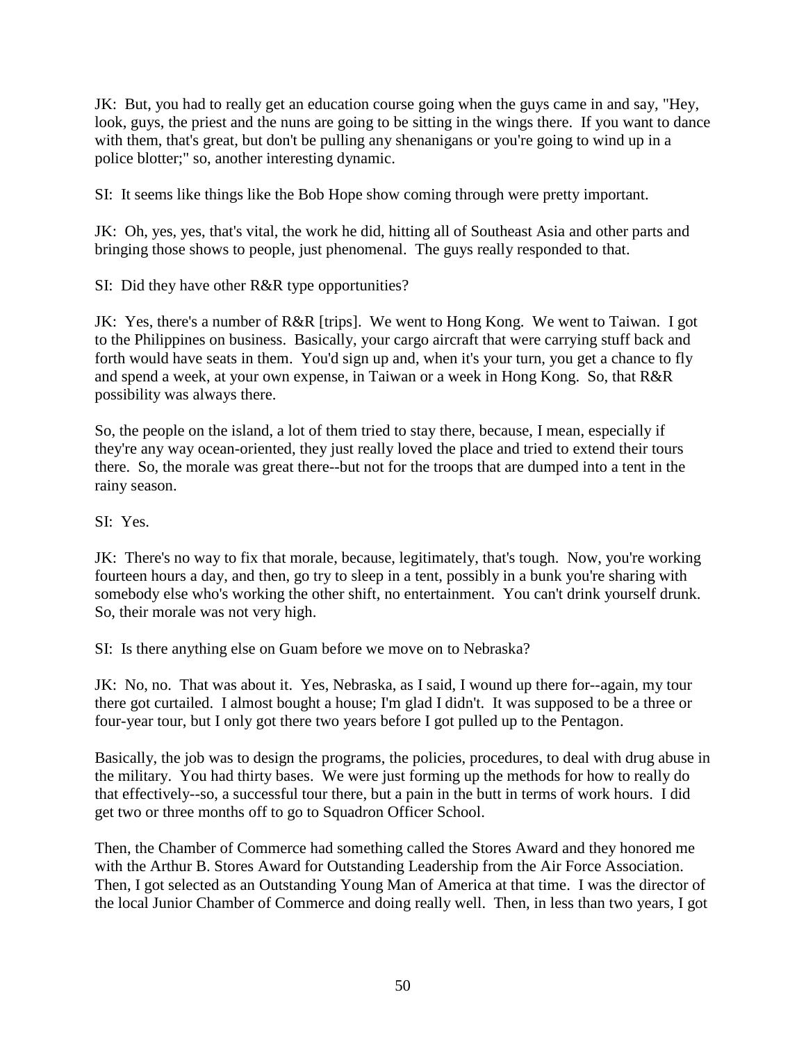JK: But, you had to really get an education course going when the guys came in and say, "Hey, look, guys, the priest and the nuns are going to be sitting in the wings there. If you want to dance with them, that's great, but don't be pulling any shenanigans or you're going to wind up in a police blotter;" so, another interesting dynamic.

SI: It seems like things like the Bob Hope show coming through were pretty important.

JK: Oh, yes, yes, that's vital, the work he did, hitting all of Southeast Asia and other parts and bringing those shows to people, just phenomenal. The guys really responded to that.

SI: Did they have other R&R type opportunities?

JK: Yes, there's a number of R&R [trips]. We went to Hong Kong. We went to Taiwan. I got to the Philippines on business. Basically, your cargo aircraft that were carrying stuff back and forth would have seats in them. You'd sign up and, when it's your turn, you get a chance to fly and spend a week, at your own expense, in Taiwan or a week in Hong Kong. So, that R&R possibility was always there.

So, the people on the island, a lot of them tried to stay there, because, I mean, especially if they're any way ocean-oriented, they just really loved the place and tried to extend their tours there. So, the morale was great there--but not for the troops that are dumped into a tent in the rainy season.

SI: Yes.

JK: There's no way to fix that morale, because, legitimately, that's tough. Now, you're working fourteen hours a day, and then, go try to sleep in a tent, possibly in a bunk you're sharing with somebody else who's working the other shift, no entertainment. You can't drink yourself drunk. So, their morale was not very high.

SI: Is there anything else on Guam before we move on to Nebraska?

JK: No, no. That was about it. Yes, Nebraska, as I said, I wound up there for--again, my tour there got curtailed. I almost bought a house; I'm glad I didn't. It was supposed to be a three or four-year tour, but I only got there two years before I got pulled up to the Pentagon.

Basically, the job was to design the programs, the policies, procedures, to deal with drug abuse in the military. You had thirty bases. We were just forming up the methods for how to really do that effectively--so, a successful tour there, but a pain in the butt in terms of work hours. I did get two or three months off to go to Squadron Officer School.

Then, the Chamber of Commerce had something called the Stores Award and they honored me with the Arthur B. Stores Award for Outstanding Leadership from the Air Force Association. Then, I got selected as an Outstanding Young Man of America at that time. I was the director of the local Junior Chamber of Commerce and doing really well. Then, in less than two years, I got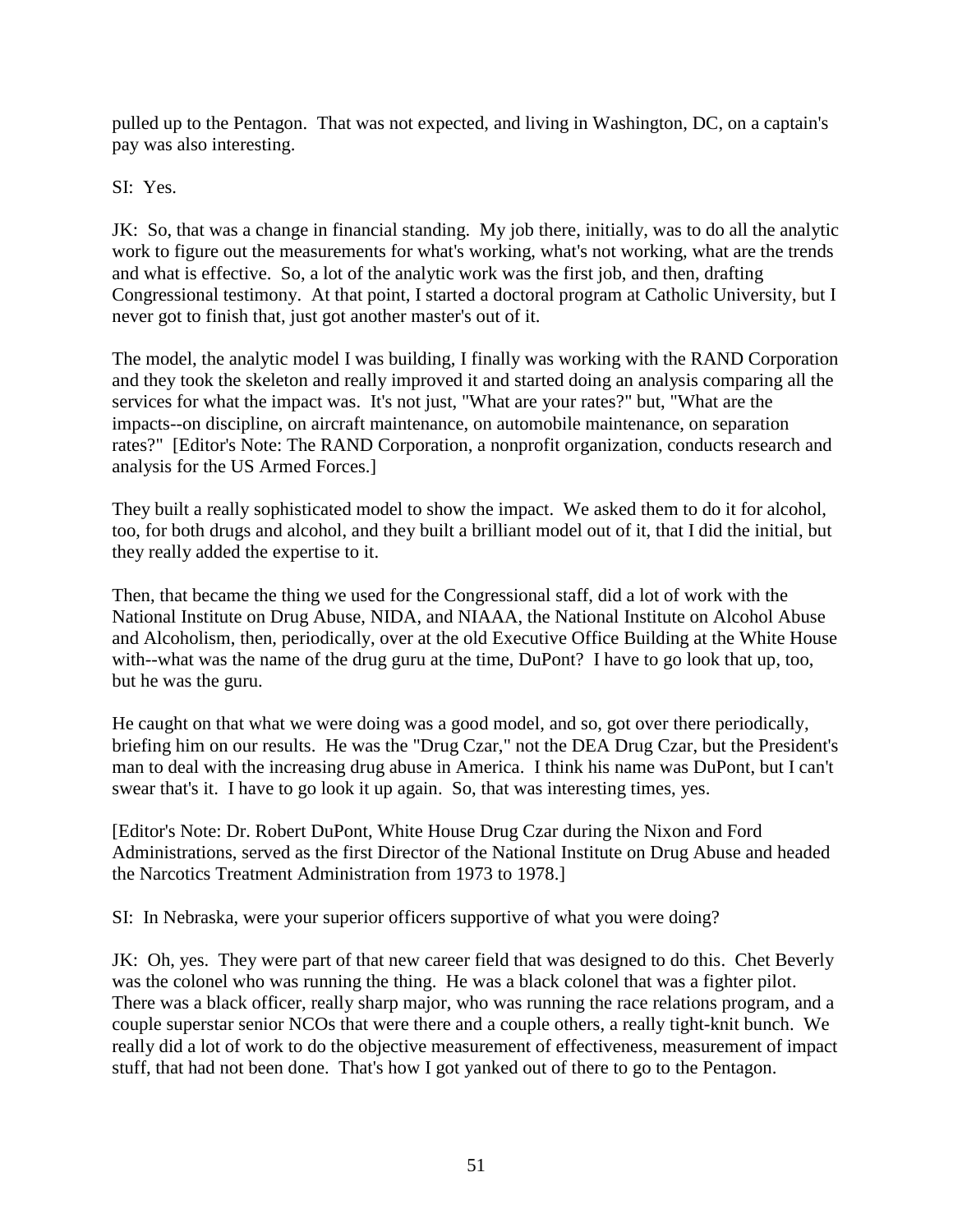pulled up to the Pentagon. That was not expected, and living in Washington, DC, on a captain's pay was also interesting.

SI: Yes.

JK: So, that was a change in financial standing. My job there, initially, was to do all the analytic work to figure out the measurements for what's working, what's not working, what are the trends and what is effective. So, a lot of the analytic work was the first job, and then, drafting Congressional testimony. At that point, I started a doctoral program at Catholic University, but I never got to finish that, just got another master's out of it.

The model, the analytic model I was building, I finally was working with the RAND Corporation and they took the skeleton and really improved it and started doing an analysis comparing all the services for what the impact was. It's not just, "What are your rates?" but, "What are the impacts--on discipline, on aircraft maintenance, on automobile maintenance, on separation rates?" [Editor's Note: The RAND Corporation, a nonprofit organization, conducts research and analysis for the US Armed Forces.]

They built a really sophisticated model to show the impact. We asked them to do it for alcohol, too, for both drugs and alcohol, and they built a brilliant model out of it, that I did the initial, but they really added the expertise to it.

Then, that became the thing we used for the Congressional staff, did a lot of work with the National Institute on Drug Abuse, NIDA, and NIAAA, the National Institute on Alcohol Abuse and Alcoholism, then, periodically, over at the old Executive Office Building at the White House with--what was the name of the drug guru at the time, DuPont? I have to go look that up, too, but he was the guru.

He caught on that what we were doing was a good model, and so, got over there periodically, briefing him on our results. He was the "Drug Czar," not the DEA Drug Czar, but the President's man to deal with the increasing drug abuse in America. I think his name was DuPont, but I can't swear that's it. I have to go look it up again. So, that was interesting times, yes.

[Editor's Note: Dr. Robert DuPont, White House Drug Czar during the Nixon and Ford Administrations, served as the first Director of the National Institute on Drug Abuse and headed the Narcotics Treatment Administration from 1973 to 1978.]

SI: In Nebraska, were your superior officers supportive of what you were doing?

JK: Oh, yes. They were part of that new career field that was designed to do this. Chet Beverly was the colonel who was running the thing. He was a black colonel that was a fighter pilot. There was a black officer, really sharp major, who was running the race relations program, and a couple superstar senior NCOs that were there and a couple others, a really tight-knit bunch. We really did a lot of work to do the objective measurement of effectiveness, measurement of impact stuff, that had not been done. That's how I got yanked out of there to go to the Pentagon.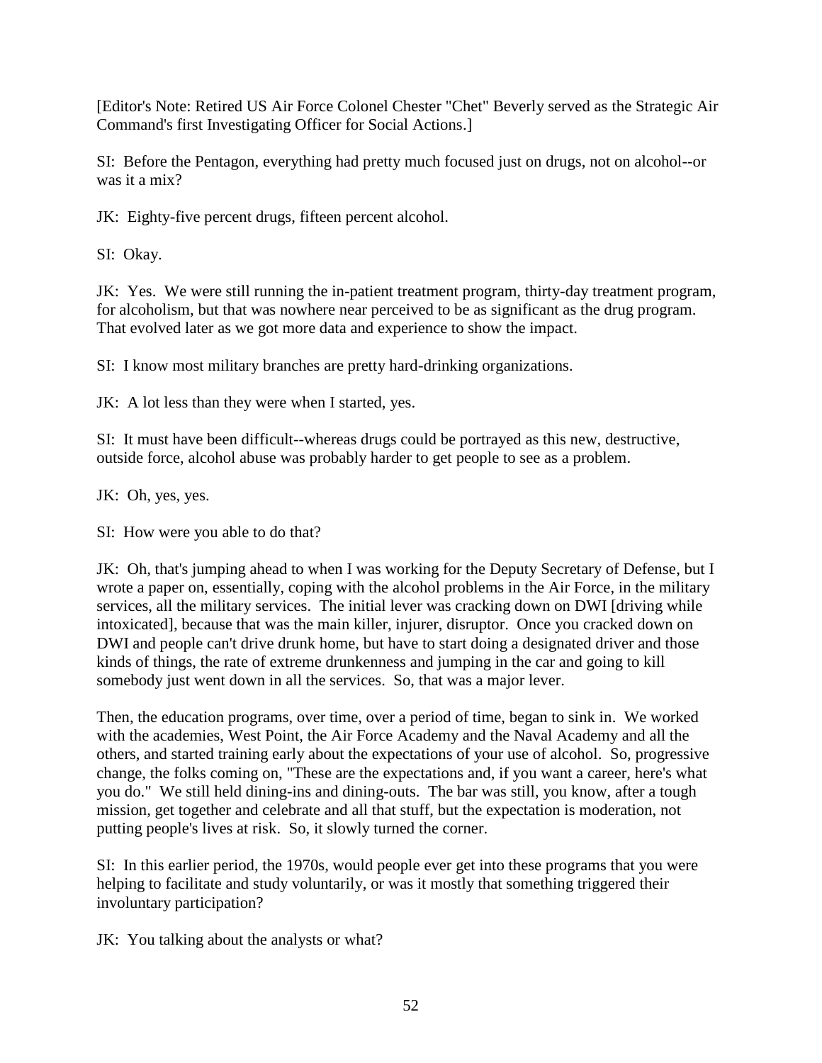[Editor's Note: Retired US Air Force Colonel Chester "Chet" Beverly served as the Strategic Air Command's first Investigating Officer for Social Actions.]

SI: Before the Pentagon, everything had pretty much focused just on drugs, not on alcohol--or was it a mix?

JK: Eighty-five percent drugs, fifteen percent alcohol.

SI: Okay.

JK: Yes. We were still running the in-patient treatment program, thirty-day treatment program, for alcoholism, but that was nowhere near perceived to be as significant as the drug program. That evolved later as we got more data and experience to show the impact.

SI: I know most military branches are pretty hard-drinking organizations.

JK: A lot less than they were when I started, yes.

SI: It must have been difficult--whereas drugs could be portrayed as this new, destructive, outside force, alcohol abuse was probably harder to get people to see as a problem.

JK: Oh, yes, yes.

SI: How were you able to do that?

JK: Oh, that's jumping ahead to when I was working for the Deputy Secretary of Defense, but I wrote a paper on, essentially, coping with the alcohol problems in the Air Force, in the military services, all the military services. The initial lever was cracking down on DWI [driving while intoxicated], because that was the main killer, injurer, disruptor. Once you cracked down on DWI and people can't drive drunk home, but have to start doing a designated driver and those kinds of things, the rate of extreme drunkenness and jumping in the car and going to kill somebody just went down in all the services. So, that was a major lever.

Then, the education programs, over time, over a period of time, began to sink in. We worked with the academies, West Point, the Air Force Academy and the Naval Academy and all the others, and started training early about the expectations of your use of alcohol. So, progressive change, the folks coming on, "These are the expectations and, if you want a career, here's what you do." We still held dining-ins and dining-outs. The bar was still, you know, after a tough mission, get together and celebrate and all that stuff, but the expectation is moderation, not putting people's lives at risk. So, it slowly turned the corner.

SI: In this earlier period, the 1970s, would people ever get into these programs that you were helping to facilitate and study voluntarily, or was it mostly that something triggered their involuntary participation?

JK: You talking about the analysts or what?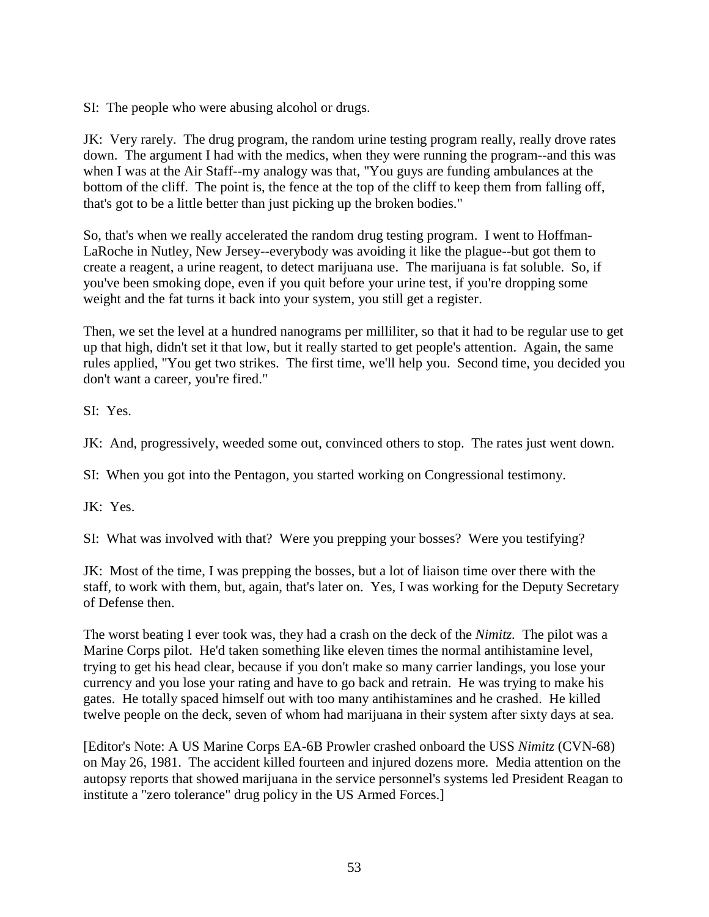SI: The people who were abusing alcohol or drugs.

JK: Very rarely. The drug program, the random urine testing program really, really drove rates down. The argument I had with the medics, when they were running the program--and this was when I was at the Air Staff--my analogy was that, "You guys are funding ambulances at the bottom of the cliff. The point is, the fence at the top of the cliff to keep them from falling off, that's got to be a little better than just picking up the broken bodies."

So, that's when we really accelerated the random drug testing program. I went to Hoffman-LaRoche in Nutley, New Jersey--everybody was avoiding it like the plague--but got them to create a reagent, a urine reagent, to detect marijuana use. The marijuana is fat soluble. So, if you've been smoking dope, even if you quit before your urine test, if you're dropping some weight and the fat turns it back into your system, you still get a register.

Then, we set the level at a hundred nanograms per milliliter, so that it had to be regular use to get up that high, didn't set it that low, but it really started to get people's attention. Again, the same rules applied, "You get two strikes. The first time, we'll help you. Second time, you decided you don't want a career, you're fired."

SI: Yes.

JK: And, progressively, weeded some out, convinced others to stop. The rates just went down.

SI: When you got into the Pentagon, you started working on Congressional testimony.

JK: Yes.

SI: What was involved with that? Were you prepping your bosses? Were you testifying?

JK: Most of the time, I was prepping the bosses, but a lot of liaison time over there with the staff, to work with them, but, again, that's later on. Yes, I was working for the Deputy Secretary of Defense then.

The worst beating I ever took was, they had a crash on the deck of the *Nimitz*. The pilot was a Marine Corps pilot. He'd taken something like eleven times the normal antihistamine level, trying to get his head clear, because if you don't make so many carrier landings, you lose your currency and you lose your rating and have to go back and retrain. He was trying to make his gates. He totally spaced himself out with too many antihistamines and he crashed. He killed twelve people on the deck, seven of whom had marijuana in their system after sixty days at sea.

[Editor's Note: A US Marine Corps EA-6B Prowler crashed onboard the USS *Nimitz* (CVN-68) on May 26, 1981. The accident killed fourteen and injured dozens more. Media attention on the autopsy reports that showed marijuana in the service personnel's systems led President Reagan to institute a "zero tolerance" drug policy in the US Armed Forces.]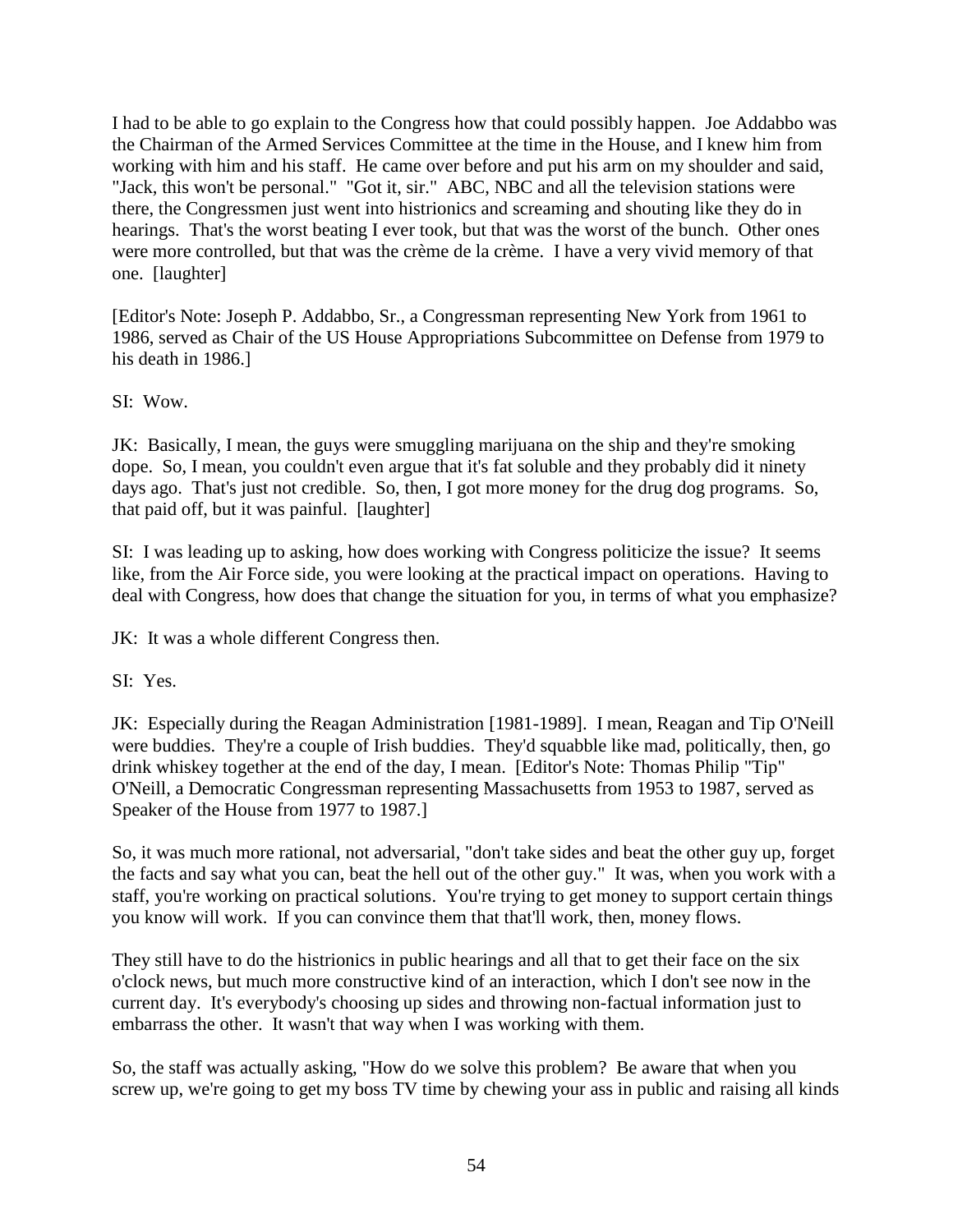I had to be able to go explain to the Congress how that could possibly happen. Joe Addabbo was the Chairman of the Armed Services Committee at the time in the House, and I knew him from working with him and his staff. He came over before and put his arm on my shoulder and said, "Jack, this won't be personal." "Got it, sir." ABC, NBC and all the television stations were there, the Congressmen just went into histrionics and screaming and shouting like they do in hearings. That's the worst beating I ever took, but that was the worst of the bunch. Other ones were more controlled, but that was the crème de la crème. I have a very vivid memory of that one. [laughter]

[Editor's Note: Joseph P. Addabbo, Sr., a Congressman representing New York from 1961 to 1986, served as Chair of the US House Appropriations Subcommittee on Defense from 1979 to his death in 1986.]

SI: Wow.

JK: Basically, I mean, the guys were smuggling marijuana on the ship and they're smoking dope. So, I mean, you couldn't even argue that it's fat soluble and they probably did it ninety days ago. That's just not credible. So, then, I got more money for the drug dog programs. So, that paid off, but it was painful. [laughter]

SI: I was leading up to asking, how does working with Congress politicize the issue? It seems like, from the Air Force side, you were looking at the practical impact on operations. Having to deal with Congress, how does that change the situation for you, in terms of what you emphasize?

JK: It was a whole different Congress then.

SI: Yes.

JK: Especially during the Reagan Administration [1981-1989]. I mean, Reagan and Tip O'Neill were buddies. They're a couple of Irish buddies. They'd squabble like mad, politically, then, go drink whiskey together at the end of the day, I mean. [Editor's Note: Thomas Philip "Tip" O'Neill, a Democratic Congressman representing Massachusetts from 1953 to 1987, served as Speaker of the House from 1977 to 1987.]

So, it was much more rational, not adversarial, "don't take sides and beat the other guy up, forget the facts and say what you can, beat the hell out of the other guy." It was, when you work with a staff, you're working on practical solutions. You're trying to get money to support certain things you know will work. If you can convince them that that'll work, then, money flows.

They still have to do the histrionics in public hearings and all that to get their face on the six o'clock news, but much more constructive kind of an interaction, which I don't see now in the current day. It's everybody's choosing up sides and throwing non-factual information just to embarrass the other. It wasn't that way when I was working with them.

So, the staff was actually asking, "How do we solve this problem? Be aware that when you screw up, we're going to get my boss TV time by chewing your ass in public and raising all kinds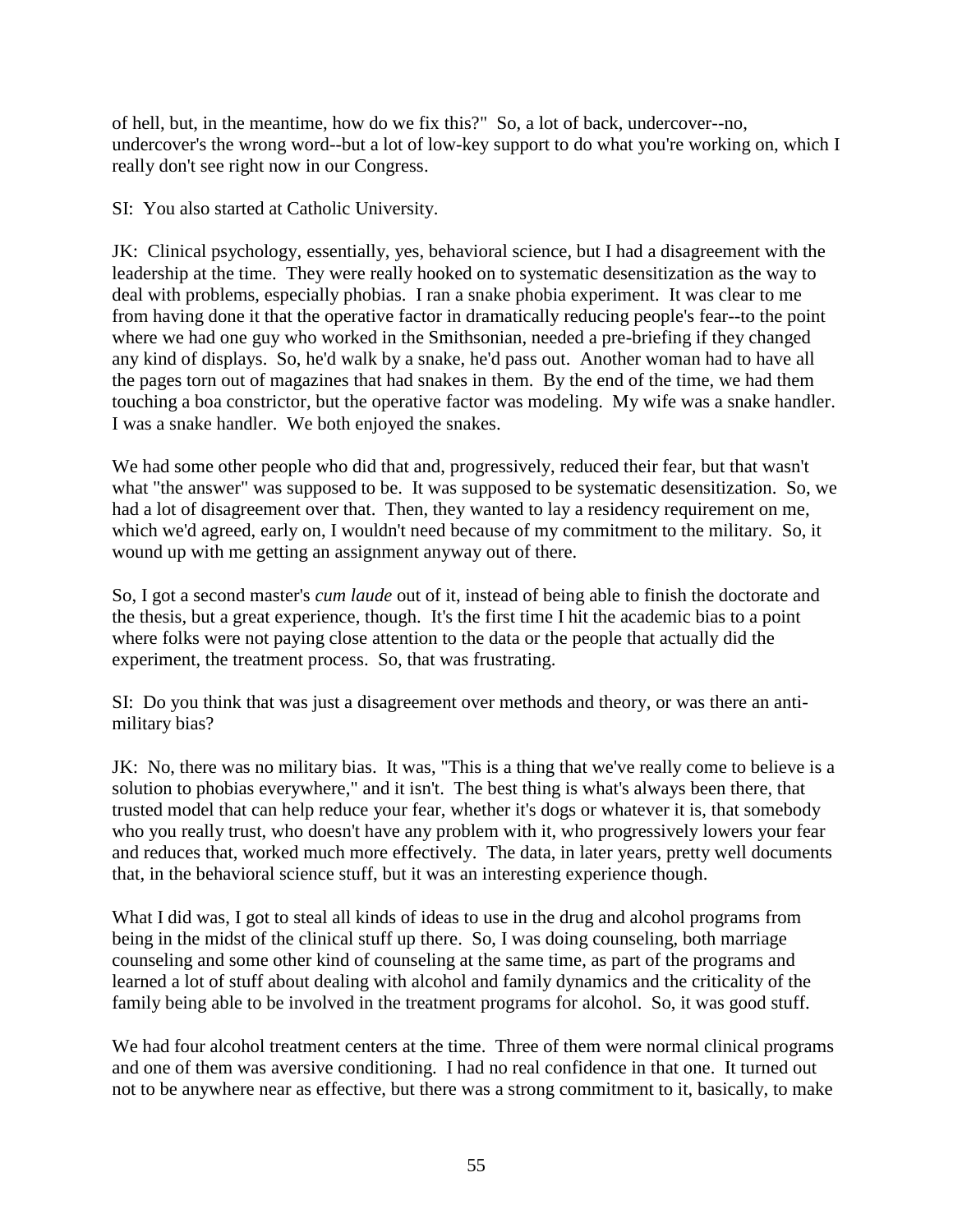of hell, but, in the meantime, how do we fix this?" So, a lot of back, undercover--no, undercover's the wrong word--but a lot of low-key support to do what you're working on, which I really don't see right now in our Congress.

SI: You also started at Catholic University.

JK: Clinical psychology, essentially, yes, behavioral science, but I had a disagreement with the leadership at the time. They were really hooked on to systematic desensitization as the way to deal with problems, especially phobias. I ran a snake phobia experiment. It was clear to me from having done it that the operative factor in dramatically reducing people's fear--to the point where we had one guy who worked in the Smithsonian, needed a pre-briefing if they changed any kind of displays. So, he'd walk by a snake, he'd pass out. Another woman had to have all the pages torn out of magazines that had snakes in them. By the end of the time, we had them touching a boa constrictor, but the operative factor was modeling. My wife was a snake handler. I was a snake handler. We both enjoyed the snakes.

We had some other people who did that and, progressively, reduced their fear, but that wasn't what "the answer" was supposed to be. It was supposed to be systematic desensitization. So, we had a lot of disagreement over that. Then, they wanted to lay a residency requirement on me, which we'd agreed, early on, I wouldn't need because of my commitment to the military. So, it wound up with me getting an assignment anyway out of there.

So, I got a second master's *cum laude* out of it, instead of being able to finish the doctorate and the thesis, but a great experience, though. It's the first time I hit the academic bias to a point where folks were not paying close attention to the data or the people that actually did the experiment, the treatment process. So, that was frustrating.

SI: Do you think that was just a disagreement over methods and theory, or was there an anti-military bias?

JK: No, there was no military bias. It was, "This is a thing that we've really come to believe is a solution to phobias everywhere," and it isn't. The best thing is what's always been there, that trusted model that can help reduce your fear, whether it's dogs or whatever it is, that somebody who you really trust, who doesn't have any problem with it, who progressively lowers your fear and reduces that, worked much more effectively. The data, in later years, pretty well documents that, in the behavioral science stuff, but it was an interesting experience though.

What I did was, I got to steal all kinds of ideas to use in the drug and alcohol programs from being in the midst of the clinical stuff up there. So, I was doing counseling, both marriage counseling and some other kind of counseling at the same time, as part of the programs and learned a lot of stuff about dealing with alcohol and family dynamics and the criticality of the family being able to be involved in the treatment programs for alcohol. So, it was good stuff.

We had four alcohol treatment centers at the time. Three of them were normal clinical programs and one of them was aversive conditioning. I had no real confidence in that one. It turned out not to be anywhere near as effective, but there was a strong commitment to it, basically, to make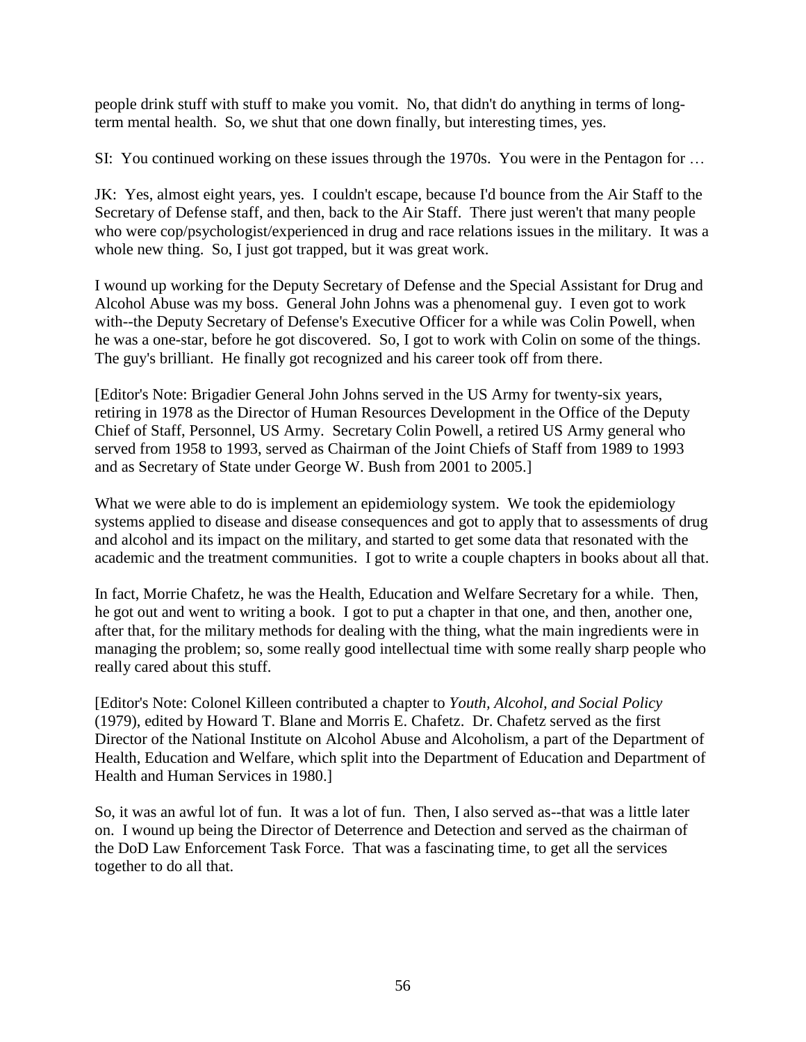people drink stuff with stuff to make you vomit. No, that didn't do anything in terms of long-term mental health. So, we shut that one down finally, but interesting times, yes.

SI: You continued working on these issues through the 1970s. You were in the Pentagon for …

JK: Yes, almost eight years, yes. I couldn't escape, because I'd bounce from the Air Staff to the Secretary of Defense staff, and then, back to the Air Staff. There just weren't that many people who were cop/psychologist/experienced in drug and race relations issues in the military. It was a whole new thing. So, I just got trapped, but it was great work.

I wound up working for the Deputy Secretary of Defense and the Special Assistant for Drug and Alcohol Abuse was my boss. General John Johns was a phenomenal guy. I even got to work with--the Deputy Secretary of Defense's Executive Officer for a while was Colin Powell, when he was a one-star, before he got discovered. So, I got to work with Colin on some of the things. The guy's brilliant. He finally got recognized and his career took off from there.

[Editor's Note: Brigadier General John Johns served in the US Army for twenty-six years, retiring in 1978 as the Director of Human Resources Development in the Office of the Deputy Chief of Staff, Personnel, US Army. Secretary Colin Powell, a retired US Army general who served from 1958 to 1993, served as Chairman of the Joint Chiefs of Staff from 1989 to 1993 and as Secretary of State under George W. Bush from 2001 to 2005.]

What we were able to do is implement an epidemiology system. We took the epidemiology systems applied to disease and disease consequences and got to apply that to assessments of drug and alcohol and its impact on the military, and started to get some data that resonated with the academic and the treatment communities. I got to write a couple chapters in books about all that.

In fact, Morrie Chafetz, he was the Health, Education and Welfare Secretary for a while. Then, he got out and went to writing a book. I got to put a chapter in that one, and then, another one, after that, for the military methods for dealing with the thing, what the main ingredients were in managing the problem; so, some really good intellectual time with some really sharp people who really cared about this stuff.

[Editor's Note: Colonel Killeen contributed a chapter to *Youth, Alcohol, and Social Policy* (1979), edited by Howard T. Blane and Morris E. Chafetz. Dr. Chafetz served as the first Director of the National Institute on Alcohol Abuse and Alcoholism, a part of the Department of Health, Education and Welfare, which split into the Department of Education and Department of Health and Human Services in 1980.]

So, it was an awful lot of fun. It was a lot of fun. Then, I also served as--that was a little later on. I wound up being the Director of Deterrence and Detection and served as the chairman of the DoD Law Enforcement Task Force. That was a fascinating time, to get all the services together to do all that.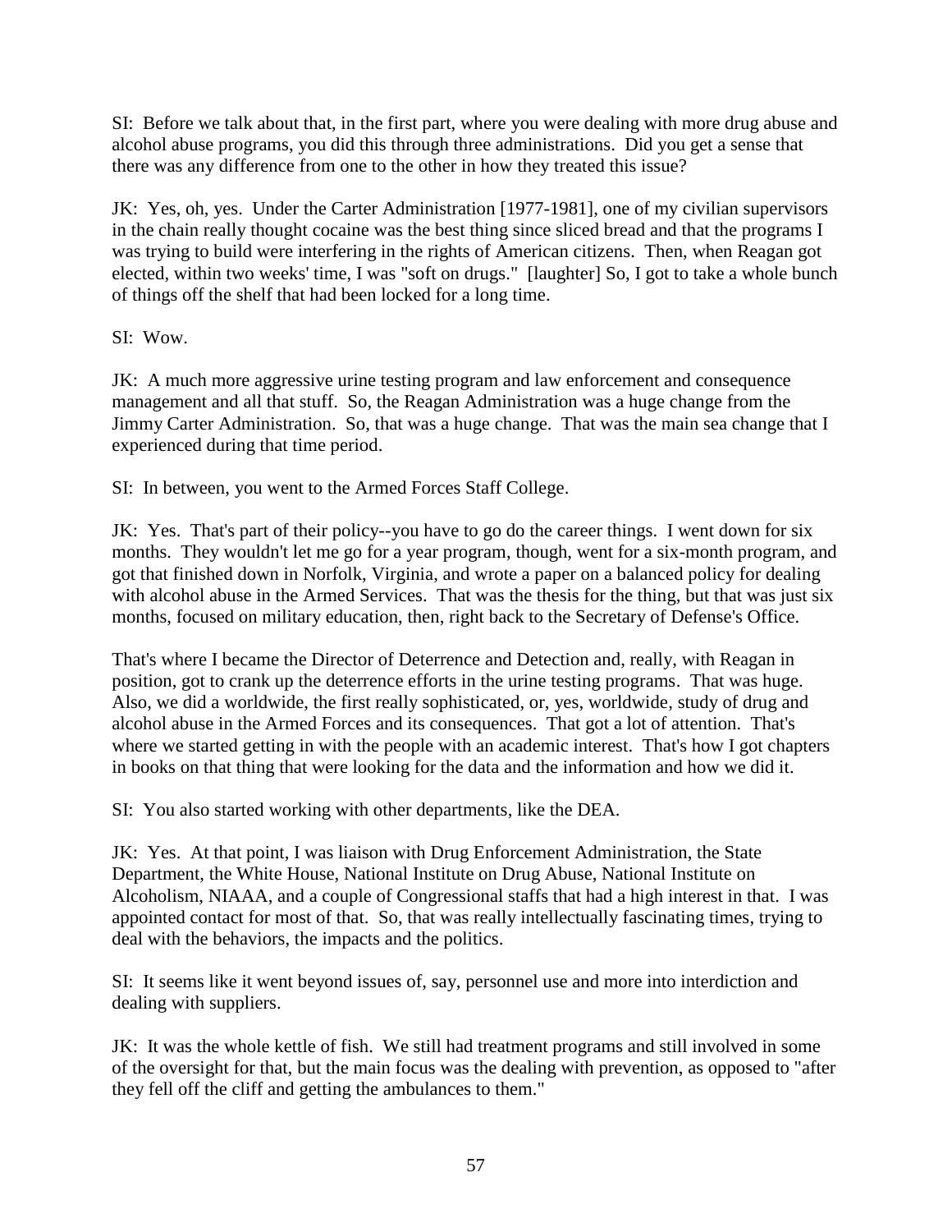SI: Before we talk about that, in the first part, where you were dealing with more drug abuse and alcohol abuse programs, you did this through three administrations. Did you get a sense that there was any difference from one to the other in how they treated this issue?

JK: Yes, oh, yes. Under the Carter Administration [1977-1981], one of my civilian supervisors in the chain really thought cocaine was the best thing since sliced bread and that the programs I was trying to build were interfering in the rights of American citizens. Then, when Reagan got elected, within two weeks' time, I was "soft on drugs." [laughter] So, I got to take a whole bunch of things off the shelf that had been locked for a long time.

SI: Wow.

JK: A much more aggressive urine testing program and law enforcement and consequence management and all that stuff. So, the Reagan Administration was a huge change from the Jimmy Carter Administration. So, that was a huge change. That was the main sea change that I experienced during that time period.

SI: In between, you went to the Armed Forces Staff College.

JK: Yes. That's part of their policy--you have to go do the career things. I went down for six months. They wouldn't let me go for a year program, though, went for a six-month program, and got that finished down in Norfolk, Virginia, and wrote a paper on a balanced policy for dealing with alcohol abuse in the Armed Services. That was the thesis for the thing, but that was just six months, focused on military education, then, right back to the Secretary of Defense's Office.

That's where I became the Director of Deterrence and Detection and, really, with Reagan in position, got to crank up the deterrence efforts in the urine testing programs. That was huge. Also, we did a worldwide, the first really sophisticated, or, yes, worldwide, study of drug and alcohol abuse in the Armed Forces and its consequences. That got a lot of attention. That's where we started getting in with the people with an academic interest. That's how I got chapters in books on that thing that were looking for the data and the information and how we did it.

SI: You also started working with other departments, like the DEA.

JK: Yes. At that point, I was liaison with Drug Enforcement Administration, the State Department, the White House, National Institute on Drug Abuse, National Institute on Alcoholism, NIAAA, and a couple of Congressional staffs that had a high interest in that. I was appointed contact for most of that. So, that was really intellectually fascinating times, trying to deal with the behaviors, the impacts and the politics.

SI: It seems like it went beyond issues of, say, personnel use and more into interdiction and dealing with suppliers.

JK: It was the whole kettle of fish. We still had treatment programs and still involved in some of the oversight for that, but the main focus was the dealing with prevention, as opposed to "after they fell off the cliff and getting the ambulances to them."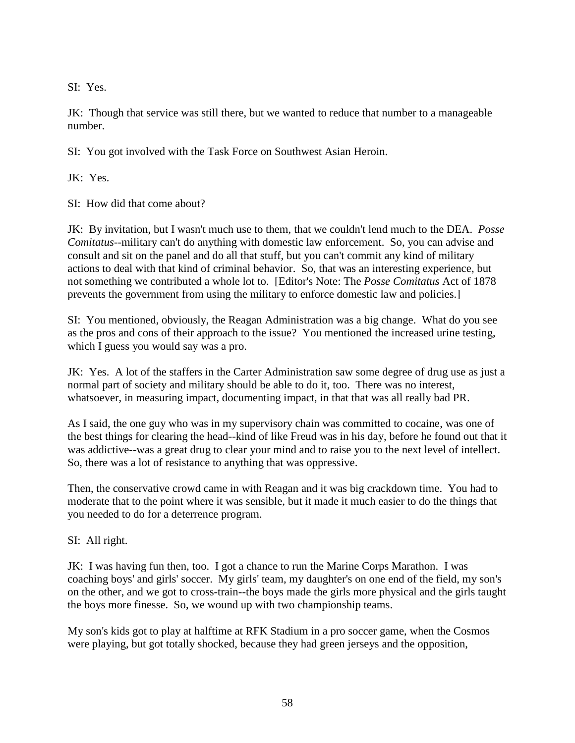SI: Yes.

JK: Though that service was still there, but we wanted to reduce that number to a manageable number.

SI: You got involved with the Task Force on Southwest Asian Heroin.

JK: Yes.

SI: How did that come about?

JK: By invitation, but I wasn't much use to them, that we couldn't lend much to the DEA. *Posse Comitatus*--military can't do anything with domestic law enforcement. So, you can advise and consult and sit on the panel and do all that stuff, but you can't commit any kind of military actions to deal with that kind of criminal behavior. So, that was an interesting experience, but not something we contributed a whole lot to. [Editor's Note: The *Posse Comitatus* Act of 1878 prevents the government from using the military to enforce domestic law and policies.]

SI: You mentioned, obviously, the Reagan Administration was a big change. What do you see as the pros and cons of their approach to the issue? You mentioned the increased urine testing, which I guess you would say was a pro.

JK: Yes. A lot of the staffers in the Carter Administration saw some degree of drug use as just a normal part of society and military should be able to do it, too. There was no interest, whatsoever, in measuring impact, documenting impact, in that that was all really bad PR.

As I said, the one guy who was in my supervisory chain was committed to cocaine, was one of the best things for clearing the head--kind of like Freud was in his day, before he found out that it was addictive--was a great drug to clear your mind and to raise you to the next level of intellect. So, there was a lot of resistance to anything that was oppressive.

Then, the conservative crowd came in with Reagan and it was big crackdown time. You had to moderate that to the point where it was sensible, but it made it much easier to do the things that you needed to do for a deterrence program.

SI: All right.

JK: I was having fun then, too. I got a chance to run the Marine Corps Marathon. I was coaching boys' and girls' soccer. My girls' team, my daughter's on one end of the field, my son's on the other, and we got to cross-train--the boys made the girls more physical and the girls taught the boys more finesse. So, we wound up with two championship teams.

My son's kids got to play at halftime at RFK Stadium in a pro soccer game, when the Cosmos were playing, but got totally shocked, because they had green jerseys and the opposition,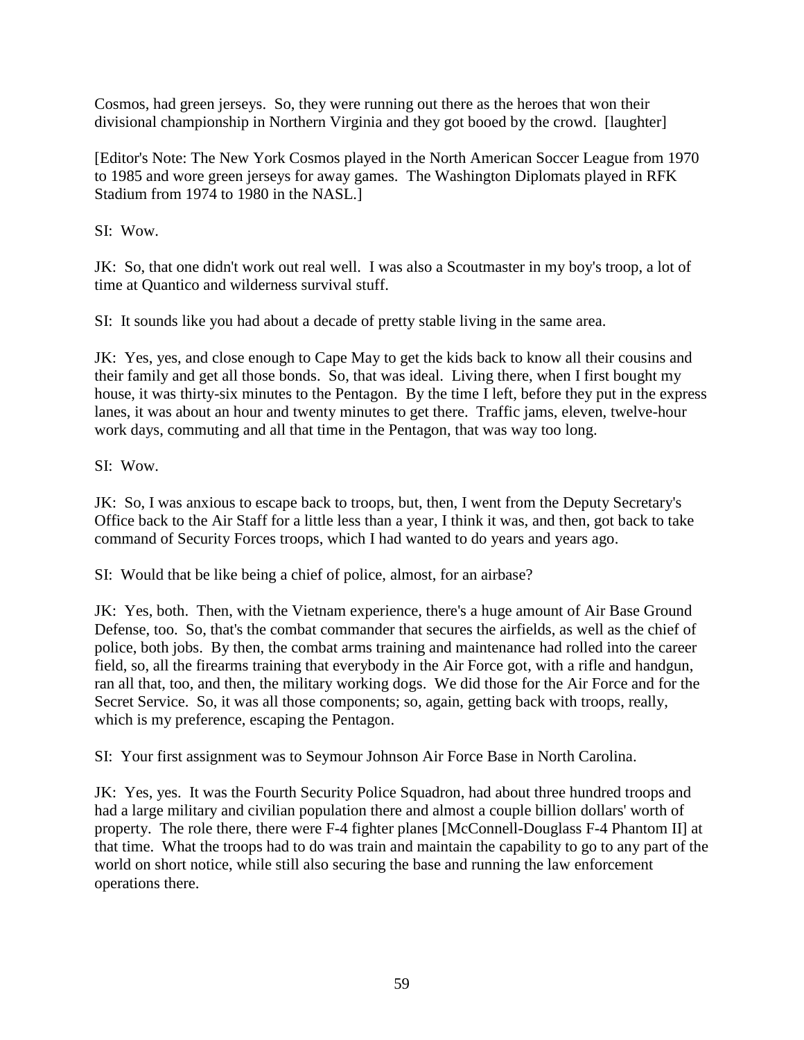Cosmos, had green jerseys. So, they were running out there as the heroes that won their divisional championship in Northern Virginia and they got booed by the crowd. [laughter]

[Editor's Note: The New York Cosmos played in the North American Soccer League from 1970 to 1985 and wore green jerseys for away games. The Washington Diplomats played in RFK Stadium from 1974 to 1980 in the NASL.]

SI: Wow.

JK: So, that one didn't work out real well. I was also a Scoutmaster in my boy's troop, a lot of time at Quantico and wilderness survival stuff.

SI: It sounds like you had about a decade of pretty stable living in the same area.

JK: Yes, yes, and close enough to Cape May to get the kids back to know all their cousins and their family and get all those bonds. So, that was ideal. Living there, when I first bought my house, it was thirty-six minutes to the Pentagon. By the time I left, before they put in the express lanes, it was about an hour and twenty minutes to get there. Traffic jams, eleven, twelve-hour work days, commuting and all that time in the Pentagon, that was way too long.

SI: Wow.

JK: So, I was anxious to escape back to troops, but, then, I went from the Deputy Secretary's Office back to the Air Staff for a little less than a year, I think it was, and then, got back to take command of Security Forces troops, which I had wanted to do years and years ago.

SI: Would that be like being a chief of police, almost, for an airbase?

JK: Yes, both. Then, with the Vietnam experience, there's a huge amount of Air Base Ground Defense, too. So, that's the combat commander that secures the airfields, as well as the chief of police, both jobs. By then, the combat arms training and maintenance had rolled into the career field, so, all the firearms training that everybody in the Air Force got, with a rifle and handgun, ran all that, too, and then, the military working dogs. We did those for the Air Force and for the Secret Service. So, it was all those components; so, again, getting back with troops, really, which is my preference, escaping the Pentagon.

SI: Your first assignment was to Seymour Johnson Air Force Base in North Carolina.

JK: Yes, yes. It was the Fourth Security Police Squadron, had about three hundred troops and had a large military and civilian population there and almost a couple billion dollars' worth of property. The role there, there were F-4 fighter planes [McConnell-Douglass F-4 Phantom II] at that time. What the troops had to do was train and maintain the capability to go to any part of the world on short notice, while still also securing the base and running the law enforcement operations there.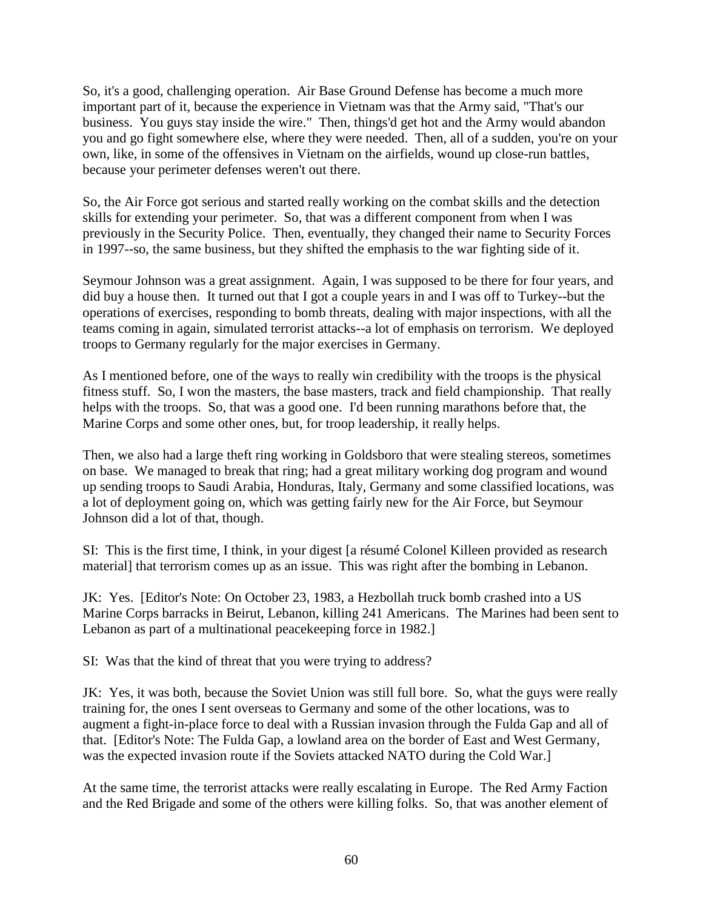So, it's a good, challenging operation. Air Base Ground Defense has become a much more important part of it, because the experience in Vietnam was that the Army said, "That's our business. You guys stay inside the wire." Then, things'd get hot and the Army would abandon you and go fight somewhere else, where they were needed. Then, all of a sudden, you're on your own, like, in some of the offensives in Vietnam on the airfields, wound up close-run battles, because your perimeter defenses weren't out there.

So, the Air Force got serious and started really working on the combat skills and the detection skills for extending your perimeter. So, that was a different component from when I was previously in the Security Police. Then, eventually, they changed their name to Security Forces in 1997--so, the same business, but they shifted the emphasis to the war fighting side of it.

Seymour Johnson was a great assignment. Again, I was supposed to be there for four years, and did buy a house then. It turned out that I got a couple years in and I was off to Turkey--but the operations of exercises, responding to bomb threats, dealing with major inspections, with all the teams coming in again, simulated terrorist attacks--a lot of emphasis on terrorism. We deployed troops to Germany regularly for the major exercises in Germany.

As I mentioned before, one of the ways to really win credibility with the troops is the physical fitness stuff. So, I won the masters, the base masters, track and field championship. That really helps with the troops. So, that was a good one. I'd been running marathons before that, the Marine Corps and some other ones, but, for troop leadership, it really helps.

Then, we also had a large theft ring working in Goldsboro that were stealing stereos, sometimes on base. We managed to break that ring; had a great military working dog program and wound up sending troops to Saudi Arabia, Honduras, Italy, Germany and some classified locations, was a lot of deployment going on, which was getting fairly new for the Air Force, but Seymour Johnson did a lot of that, though.

SI: This is the first time, I think, in your digest [a résumé Colonel Killeen provided as research material] that terrorism comes up as an issue. This was right after the bombing in Lebanon.

JK: Yes. [Editor's Note: On October 23, 1983, a Hezbollah truck bomb crashed into a US Marine Corps barracks in Beirut, Lebanon, killing 241 Americans. The Marines had been sent to Lebanon as part of a multinational peacekeeping force in 1982.]

SI: Was that the kind of threat that you were trying to address?

JK: Yes, it was both, because the Soviet Union was still full bore. So, what the guys were really training for, the ones I sent overseas to Germany and some of the other locations, was to augment a fight-in-place force to deal with a Russian invasion through the Fulda Gap and all of that. [Editor's Note: The Fulda Gap, a lowland area on the border of East and West Germany, was the expected invasion route if the Soviets attacked NATO during the Cold War.]

At the same time, the terrorist attacks were really escalating in Europe. The Red Army Faction and the Red Brigade and some of the others were killing folks. So, that was another element of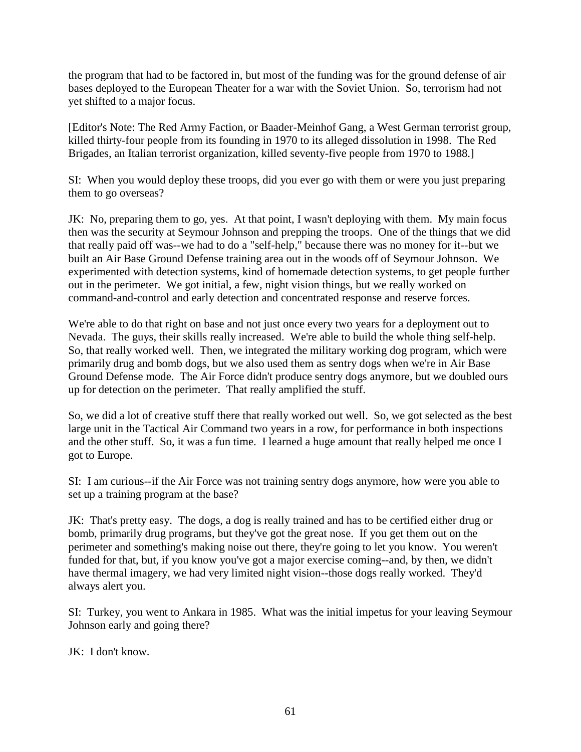the program that had to be factored in, but most of the funding was for the ground defense of air bases deployed to the European Theater for a war with the Soviet Union. So, terrorism had not yet shifted to a major focus.

[Editor's Note: The Red Army Faction, or Baader-Meinhof Gang, a West German terrorist group, killed thirty-four people from its founding in 1970 to its alleged dissolution in 1998. The Red Brigades, an Italian terrorist organization, killed seventy-five people from 1970 to 1988.]

SI: When you would deploy these troops, did you ever go with them or were you just preparing them to go overseas?

JK: No, preparing them to go, yes. At that point, I wasn't deploying with them. My main focus then was the security at Seymour Johnson and prepping the troops. One of the things that we did that really paid off was--we had to do a "self-help," because there was no money for it--but we built an Air Base Ground Defense training area out in the woods off of Seymour Johnson. We experimented with detection systems, kind of homemade detection systems, to get people further out in the perimeter. We got initial, a few, night vision things, but we really worked on command-and-control and early detection and concentrated response and reserve forces.

We're able to do that right on base and not just once every two years for a deployment out to Nevada. The guys, their skills really increased. We're able to build the whole thing self-help. So, that really worked well. Then, we integrated the military working dog program, which were primarily drug and bomb dogs, but we also used them as sentry dogs when we're in Air Base Ground Defense mode. The Air Force didn't produce sentry dogs anymore, but we doubled ours up for detection on the perimeter. That really amplified the stuff.

So, we did a lot of creative stuff there that really worked out well. So, we got selected as the best large unit in the Tactical Air Command two years in a row, for performance in both inspections and the other stuff. So, it was a fun time. I learned a huge amount that really helped me once I got to Europe.

SI: I am curious--if the Air Force was not training sentry dogs anymore, how were you able to set up a training program at the base?

JK: That's pretty easy. The dogs, a dog is really trained and has to be certified either drug or bomb, primarily drug programs, but they've got the great nose. If you get them out on the perimeter and something's making noise out there, they're going to let you know. You weren't funded for that, but, if you know you've got a major exercise coming--and, by then, we didn't have thermal imagery, we had very limited night vision--those dogs really worked. They'd always alert you.

SI: Turkey, you went to Ankara in 1985. What was the initial impetus for your leaving Seymour Johnson early and going there?

JK: I don't know.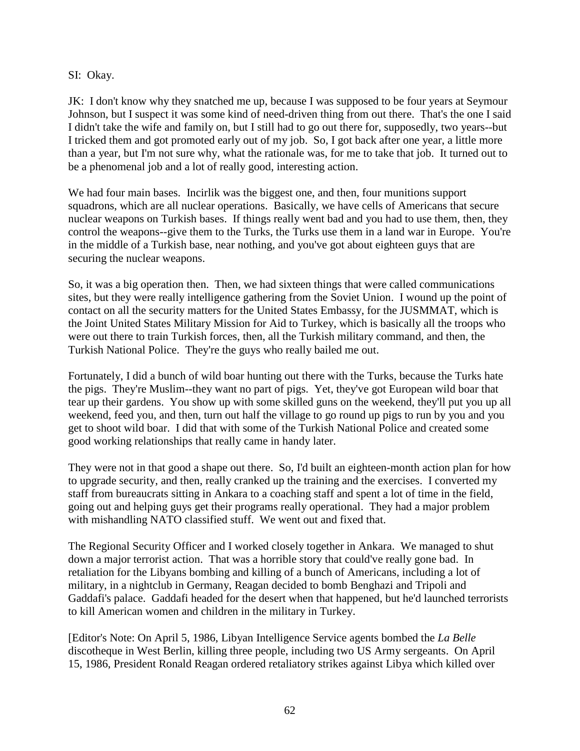SI: Okay.

JK: I don't know why they snatched me up, because I was supposed to be four years at Seymour Johnson, but I suspect it was some kind of need-driven thing from out there. That's the one I said I didn't take the wife and family on, but I still had to go out there for, supposedly, two years--but I tricked them and got promoted early out of my job. So, I got back after one year, a little more than a year, but I'm not sure why, what the rationale was, for me to take that job. It turned out to be a phenomenal job and a lot of really good, interesting action.

We had four main bases. Incirlik was the biggest one, and then, four munitions support squadrons, which are all nuclear operations. Basically, we have cells of Americans that secure nuclear weapons on Turkish bases. If things really went bad and you had to use them, then, they control the weapons--give them to the Turks, the Turks use them in a land war in Europe. You're in the middle of a Turkish base, near nothing, and you've got about eighteen guys that are securing the nuclear weapons.

So, it was a big operation then. Then, we had sixteen things that were called communications sites, but they were really intelligence gathering from the Soviet Union. I wound up the point of contact on all the security matters for the United States Embassy, for the JUSMMAT, which is the Joint United States Military Mission for Aid to Turkey, which is basically all the troops who were out there to train Turkish forces, then, all the Turkish military command, and then, the Turkish National Police. They're the guys who really bailed me out.

Fortunately, I did a bunch of wild boar hunting out there with the Turks, because the Turks hate the pigs. They're Muslim--they want no part of pigs. Yet, they've got European wild boar that tear up their gardens. You show up with some skilled guns on the weekend, they'll put you up all weekend, feed you, and then, turn out half the village to go round up pigs to run by you and you get to shoot wild boar. I did that with some of the Turkish National Police and created some good working relationships that really came in handy later.

They were not in that good a shape out there. So, I'd built an eighteen-month action plan for how to upgrade security, and then, really cranked up the training and the exercises. I converted my staff from bureaucrats sitting in Ankara to a coaching staff and spent a lot of time in the field, going out and helping guys get their programs really operational. They had a major problem with mishandling NATO classified stuff. We went out and fixed that.

The Regional Security Officer and I worked closely together in Ankara. We managed to shut down a major terrorist action. That was a horrible story that could've really gone bad. In retaliation for the Libyans bombing and killing of a bunch of Americans, including a lot of military, in a nightclub in Germany, Reagan decided to bomb Benghazi and Tripoli and Gaddafi's palace. Gaddafi headed for the desert when that happened, but he'd launched terrorists to kill American women and children in the military in Turkey.

[Editor's Note: On April 5, 1986, Libyan Intelligence Service agents bombed the *La Belle* discotheque in West Berlin, killing three people, including two US Army sergeants. On April 15, 1986, President Ronald Reagan ordered retaliatory strikes against Libya which killed over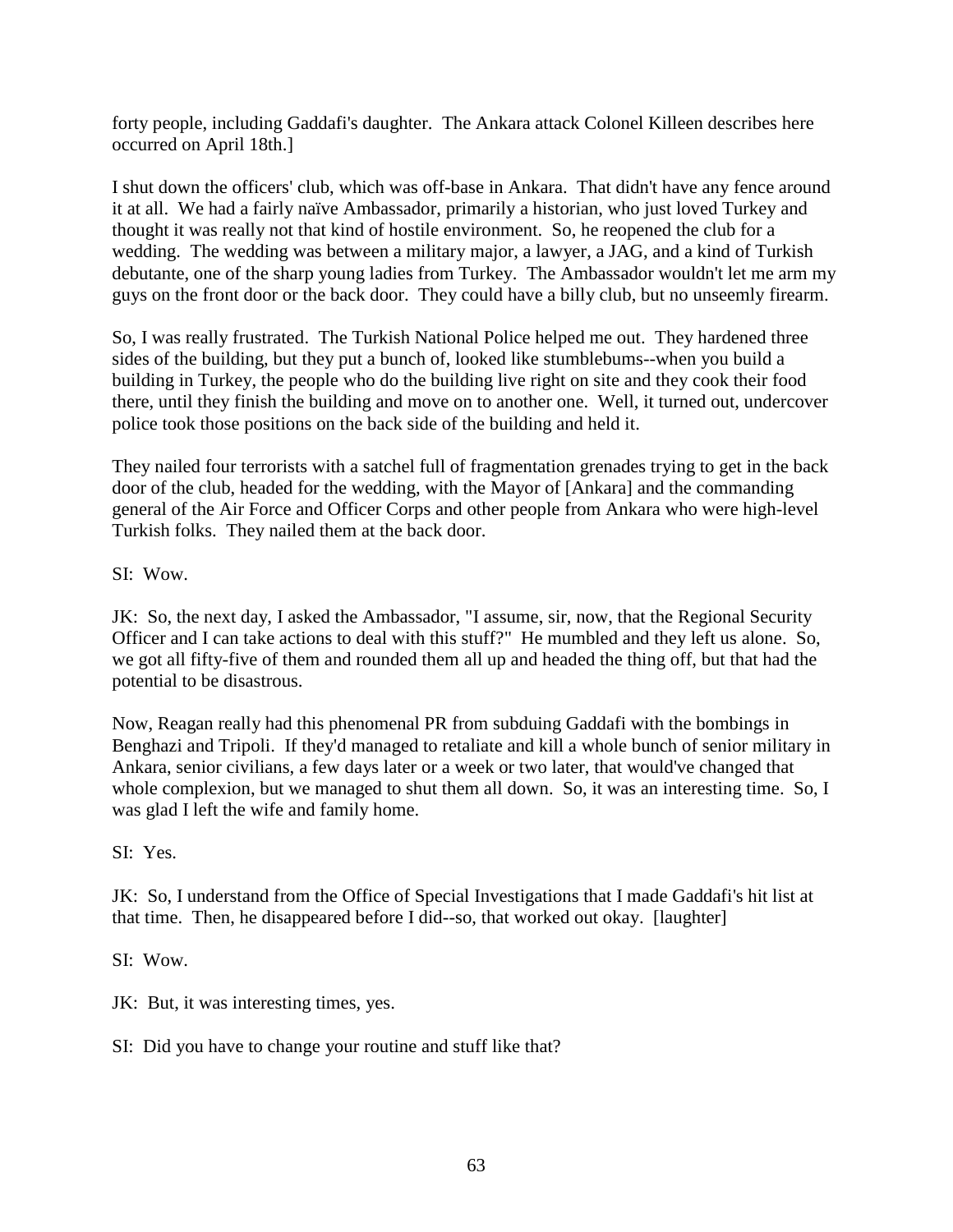forty people, including Gaddafi's daughter. The Ankara attack Colonel Killeen describes here occurred on April 18th.]

I shut down the officers' club, which was off-base in Ankara. That didn't have any fence around it at all. We had a fairly naïve Ambassador, primarily a historian, who just loved Turkey and thought it was really not that kind of hostile environment. So, he reopened the club for a wedding. The wedding was between a military major, a lawyer, a JAG, and a kind of Turkish debutante, one of the sharp young ladies from Turkey. The Ambassador wouldn't let me arm my guys on the front door or the back door. They could have a billy club, but no unseemly firearm.

So, I was really frustrated. The Turkish National Police helped me out. They hardened three sides of the building, but they put a bunch of, looked like stumblebums--when you build a building in Turkey, the people who do the building live right on site and they cook their food there, until they finish the building and move on to another one. Well, it turned out, undercover police took those positions on the back side of the building and held it.

They nailed four terrorists with a satchel full of fragmentation grenades trying to get in the back door of the club, headed for the wedding, with the Mayor of [Ankara] and the commanding general of the Air Force and Officer Corps and other people from Ankara who were high-level Turkish folks. They nailed them at the back door.

SI: Wow.

JK: So, the next day, I asked the Ambassador, "I assume, sir, now, that the Regional Security Officer and I can take actions to deal with this stuff?" He mumbled and they left us alone. So, we got all fifty-five of them and rounded them all up and headed the thing off, but that had the potential to be disastrous.

Now, Reagan really had this phenomenal PR from subduing Gaddafi with the bombings in Benghazi and Tripoli. If they'd managed to retaliate and kill a whole bunch of senior military in Ankara, senior civilians, a few days later or a week or two later, that would've changed that whole complexion, but we managed to shut them all down. So, it was an interesting time. So, I was glad I left the wife and family home.

SI: Yes.

JK: So, I understand from the Office of Special Investigations that I made Gaddafi's hit list at that time. Then, he disappeared before I did--so, that worked out okay. [laughter]

SI: Wow.

JK: But, it was interesting times, yes.

SI: Did you have to change your routine and stuff like that?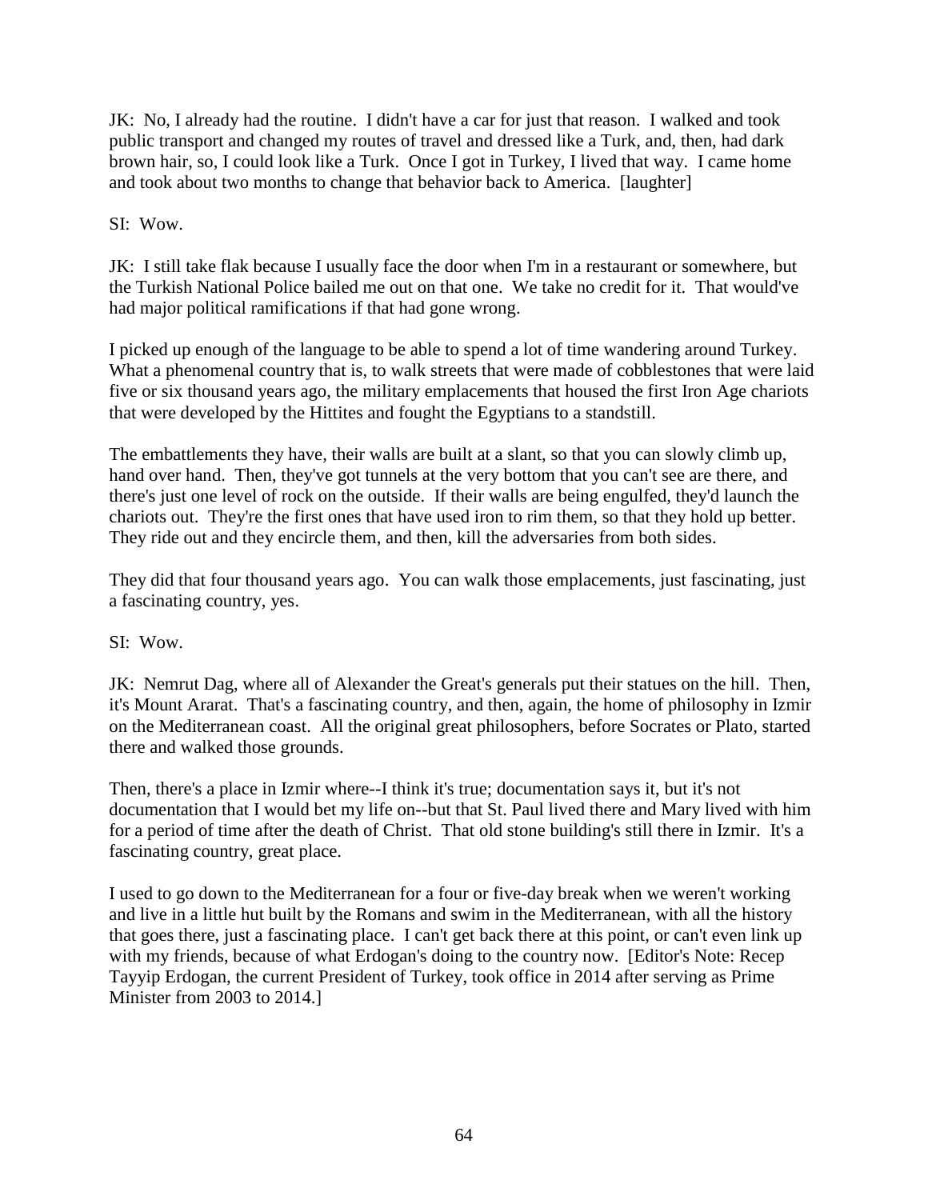JK: No, I already had the routine. I didn't have a car for just that reason. I walked and took public transport and changed my routes of travel and dressed like a Turk, and, then, had dark brown hair, so, I could look like a Turk. Once I got in Turkey, I lived that way. I came home and took about two months to change that behavior back to America. [laughter]

SI: Wow.

JK: I still take flak because I usually face the door when I'm in a restaurant or somewhere, but the Turkish National Police bailed me out on that one. We take no credit for it. That would've had major political ramifications if that had gone wrong.

I picked up enough of the language to be able to spend a lot of time wandering around Turkey. What a phenomenal country that is, to walk streets that were made of cobblestones that were laid five or six thousand years ago, the military emplacements that housed the first Iron Age chariots that were developed by the Hittites and fought the Egyptians to a standstill.

The embattlements they have, their walls are built at a slant, so that you can slowly climb up, hand over hand. Then, they've got tunnels at the very bottom that you can't see are there, and there's just one level of rock on the outside. If their walls are being engulfed, they'd launch the chariots out. They're the first ones that have used iron to rim them, so that they hold up better. They ride out and they encircle them, and then, kill the adversaries from both sides.

They did that four thousand years ago. You can walk those emplacements, just fascinating, just a fascinating country, yes.

SI: Wow.

JK: Nemrut Dag, where all of Alexander the Great's generals put their statues on the hill. Then, it's Mount Ararat. That's a fascinating country, and then, again, the home of philosophy in Izmir on the Mediterranean coast. All the original great philosophers, before Socrates or Plato, started there and walked those grounds.

Then, there's a place in Izmir where--I think it's true; documentation says it, but it's not documentation that I would bet my life on--but that St. Paul lived there and Mary lived with him for a period of time after the death of Christ. That old stone building's still there in Izmir. It's a fascinating country, great place.

I used to go down to the Mediterranean for a four or five-day break when we weren't working and live in a little hut built by the Romans and swim in the Mediterranean, with all the history that goes there, just a fascinating place. I can't get back there at this point, or can't even link up with my friends, because of what Erdogan's doing to the country now. [Editor's Note: Recep Tayyip Erdogan, the current President of Turkey, took office in 2014 after serving as Prime Minister from 2003 to 2014.]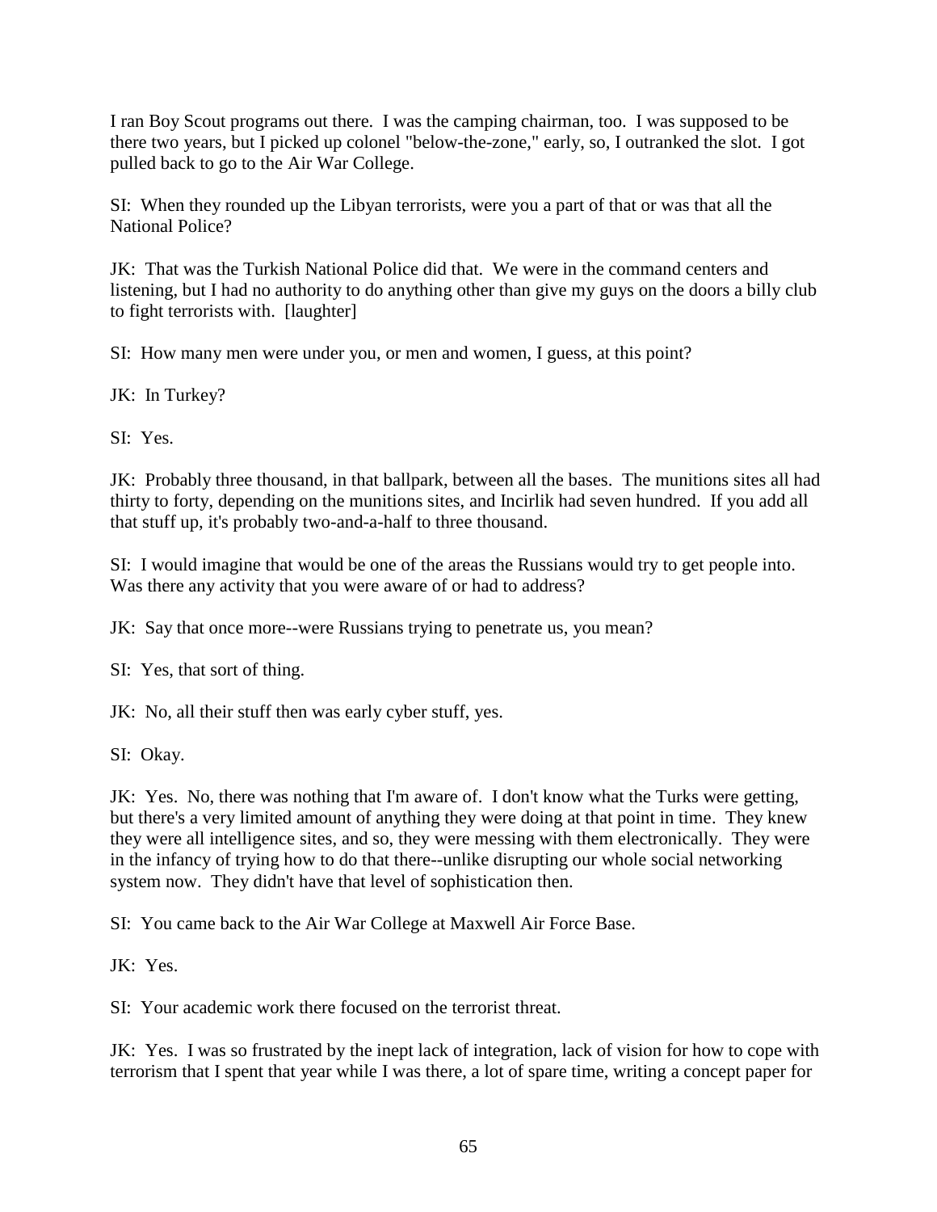I ran Boy Scout programs out there. I was the camping chairman, too. I was supposed to be there two years, but I picked up colonel "below-the-zone," early, so, I outranked the slot. I got pulled back to go to the Air War College.

SI: When they rounded up the Libyan terrorists, were you a part of that or was that all the National Police?

JK: That was the Turkish National Police did that. We were in the command centers and listening, but I had no authority to do anything other than give my guys on the doors a billy club to fight terrorists with. [laughter]

SI: How many men were under you, or men and women, I guess, at this point?

JK: In Turkey?

SI: Yes.

JK: Probably three thousand, in that ballpark, between all the bases. The munitions sites all had thirty to forty, depending on the munitions sites, and Incirlik had seven hundred. If you add all that stuff up, it's probably two-and-a-half to three thousand.

SI: I would imagine that would be one of the areas the Russians would try to get people into. Was there any activity that you were aware of or had to address?

JK: Say that once more--were Russians trying to penetrate us, you mean?

SI: Yes, that sort of thing.

JK: No, all their stuff then was early cyber stuff, yes.

SI: Okay.

JK: Yes. No, there was nothing that I'm aware of. I don't know what the Turks were getting, but there's a very limited amount of anything they were doing at that point in time. They knew they were all intelligence sites, and so, they were messing with them electronically. They were in the infancy of trying how to do that there--unlike disrupting our whole social networking system now. They didn't have that level of sophistication then.

SI: You came back to the Air War College at Maxwell Air Force Base.

JK: Yes.

SI: Your academic work there focused on the terrorist threat.

JK: Yes. I was so frustrated by the inept lack of integration, lack of vision for how to cope with terrorism that I spent that year while I was there, a lot of spare time, writing a concept paper for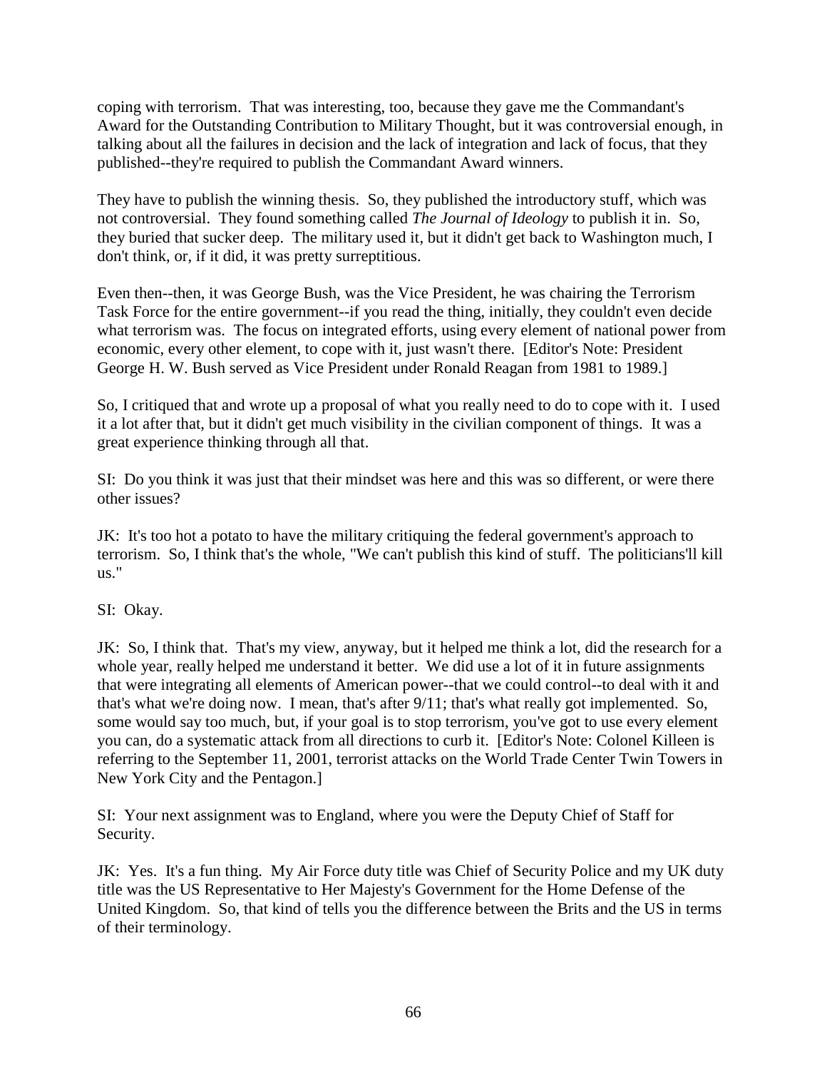coping with terrorism. That was interesting, too, because they gave me the Commandant's Award for the Outstanding Contribution to Military Thought, but it was controversial enough, in talking about all the failures in decision and the lack of integration and lack of focus, that they published--they're required to publish the Commandant Award winners.

They have to publish the winning thesis. So, they published the introductory stuff, which was not controversial. They found something called *The Journal of Ideology* to publish it in. So, they buried that sucker deep. The military used it, but it didn't get back to Washington much, I don't think, or, if it did, it was pretty surreptitious.

Even then--then, it was George Bush, was the Vice President, he was chairing the Terrorism Task Force for the entire government--if you read the thing, initially, they couldn't even decide what terrorism was. The focus on integrated efforts, using every element of national power from economic, every other element, to cope with it, just wasn't there. [Editor's Note: President George H. W. Bush served as Vice President under Ronald Reagan from 1981 to 1989.]

So, I critiqued that and wrote up a proposal of what you really need to do to cope with it. I used it a lot after that, but it didn't get much visibility in the civilian component of things. It was a great experience thinking through all that.

SI: Do you think it was just that their mindset was here and this was so different, or were there other issues?

JK: It's too hot a potato to have the military critiquing the federal government's approach to terrorism. So, I think that's the whole, "We can't publish this kind of stuff. The politicians'll kill us."

SI: Okay.

JK: So, I think that. That's my view, anyway, but it helped me think a lot, did the research for a whole year, really helped me understand it better. We did use a lot of it in future assignments that were integrating all elements of American power--that we could control--to deal with it and that's what we're doing now. I mean, that's after 9/11; that's what really got implemented. So, some would say too much, but, if your goal is to stop terrorism, you've got to use every element you can, do a systematic attack from all directions to curb it. [Editor's Note: Colonel Killeen is referring to the September 11, 2001, terrorist attacks on the World Trade Center Twin Towers in New York City and the Pentagon.]

SI: Your next assignment was to England, where you were the Deputy Chief of Staff for Security.

JK: Yes. It's a fun thing. My Air Force duty title was Chief of Security Police and my UK duty title was the US Representative to Her Majesty's Government for the Home Defense of the United Kingdom. So, that kind of tells you the difference between the Brits and the US in terms of their terminology.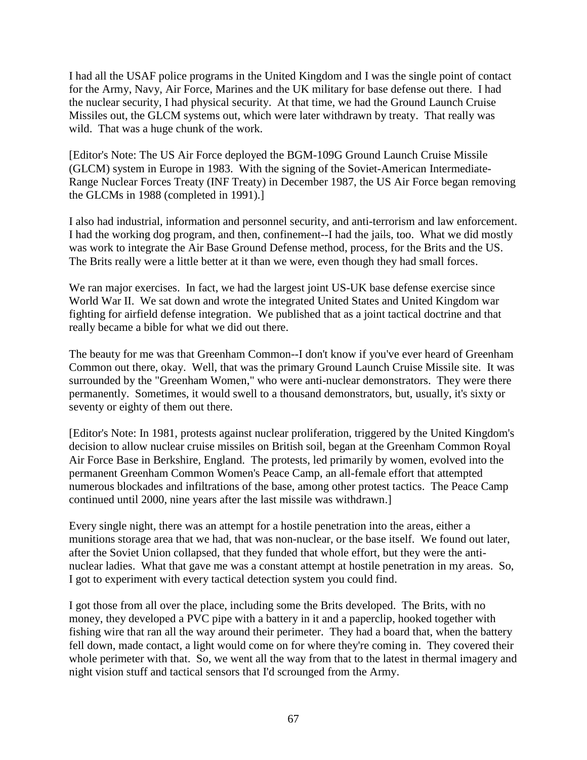I had all the USAF police programs in the United Kingdom and I was the single point of contact for the Army, Navy, Air Force, Marines and the UK military for base defense out there. I had the nuclear security, I had physical security. At that time, we had the Ground Launch Cruise Missiles out, the GLCM systems out, which were later withdrawn by treaty. That really was wild. That was a huge chunk of the work.

[Editor's Note: The US Air Force deployed the BGM-109G Ground Launch Cruise Missile (GLCM) system in Europe in 1983. With the signing of the Soviet-American Intermediate-Range Nuclear Forces Treaty (INF Treaty) in December 1987, the US Air Force began removing the GLCMs in 1988 (completed in 1991).]

I also had industrial, information and personnel security, and anti-terrorism and law enforcement. I had the working dog program, and then, confinement--I had the jails, too. What we did mostly was work to integrate the Air Base Ground Defense method, process, for the Brits and the US. The Brits really were a little better at it than we were, even though they had small forces.

We ran major exercises. In fact, we had the largest joint US-UK base defense exercise since World War II. We sat down and wrote the integrated United States and United Kingdom war fighting for airfield defense integration. We published that as a joint tactical doctrine and that really became a bible for what we did out there.

The beauty for me was that Greenham Common--I don't know if you've ever heard of Greenham Common out there, okay. Well, that was the primary Ground Launch Cruise Missile site. It was surrounded by the "Greenham Women," who were anti-nuclear demonstrators. They were there permanently. Sometimes, it would swell to a thousand demonstrators, but, usually, it's sixty or seventy or eighty of them out there.

[Editor's Note: In 1981, protests against nuclear proliferation, triggered by the United Kingdom's decision to allow nuclear cruise missiles on British soil, began at the Greenham Common Royal Air Force Base in Berkshire, England. The protests, led primarily by women, evolved into the permanent Greenham Common Women's Peace Camp, an all-female effort that attempted numerous blockades and infiltrations of the base, among other protest tactics. The Peace Camp continued until 2000, nine years after the last missile was withdrawn.]

Every single night, there was an attempt for a hostile penetration into the areas, either a munitions storage area that we had, that was non-nuclear, or the base itself. We found out later, after the Soviet Union collapsed, that they funded that whole effort, but they were the anti-nuclear ladies. What that gave me was a constant attempt at hostile penetration in my areas. So, I got to experiment with every tactical detection system you could find.

I got those from all over the place, including some the Brits developed. The Brits, with no money, they developed a PVC pipe with a battery in it and a paperclip, hooked together with fishing wire that ran all the way around their perimeter. They had a board that, when the battery fell down, made contact, a light would come on for where they're coming in. They covered their whole perimeter with that. So, we went all the way from that to the latest in thermal imagery and night vision stuff and tactical sensors that I'd scrounged from the Army.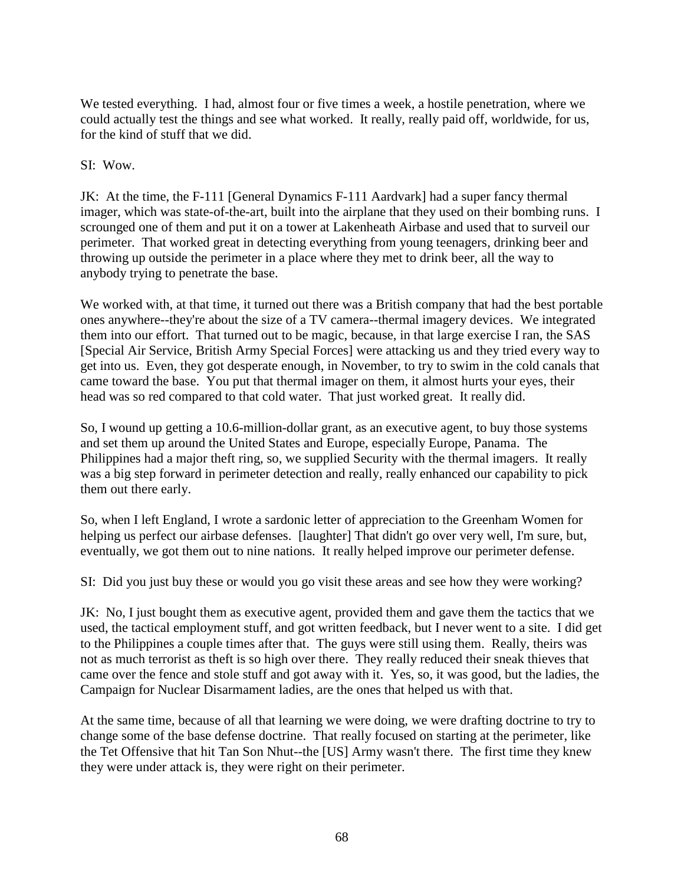We tested everything. I had, almost four or five times a week, a hostile penetration, where we could actually test the things and see what worked. It really, really paid off, worldwide, for us, for the kind of stuff that we did.

SI: Wow.

JK: At the time, the F-111 [General Dynamics F-111 Aardvark] had a super fancy thermal imager, which was state-of-the-art, built into the airplane that they used on their bombing runs. I scrounged one of them and put it on a tower at Lakenheath Airbase and used that to surveil our perimeter. That worked great in detecting everything from young teenagers, drinking beer and throwing up outside the perimeter in a place where they met to drink beer, all the way to anybody trying to penetrate the base.

We worked with, at that time, it turned out there was a British company that had the best portable ones anywhere--they're about the size of a TV camera--thermal imagery devices. We integrated them into our effort. That turned out to be magic, because, in that large exercise I ran, the SAS [Special Air Service, British Army Special Forces] were attacking us and they tried every way to get into us. Even, they got desperate enough, in November, to try to swim in the cold canals that came toward the base. You put that thermal imager on them, it almost hurts your eyes, their head was so red compared to that cold water. That just worked great. It really did.

So, I wound up getting a 10.6-million-dollar grant, as an executive agent, to buy those systems and set them up around the United States and Europe, especially Europe, Panama. The Philippines had a major theft ring, so, we supplied Security with the thermal imagers. It really was a big step forward in perimeter detection and really, really enhanced our capability to pick them out there early.

So, when I left England, I wrote a sardonic letter of appreciation to the Greenham Women for helping us perfect our airbase defenses. [laughter] That didn't go over very well, I'm sure, but, eventually, we got them out to nine nations. It really helped improve our perimeter defense.

SI: Did you just buy these or would you go visit these areas and see how they were working?

JK: No, I just bought them as executive agent, provided them and gave them the tactics that we used, the tactical employment stuff, and got written feedback, but I never went to a site. I did get to the Philippines a couple times after that. The guys were still using them. Really, theirs was not as much terrorist as theft is so high over there. They really reduced their sneak thieves that came over the fence and stole stuff and got away with it. Yes, so, it was good, but the ladies, the Campaign for Nuclear Disarmament ladies, are the ones that helped us with that.

At the same time, because of all that learning we were doing, we were drafting doctrine to try to change some of the base defense doctrine. That really focused on starting at the perimeter, like the Tet Offensive that hit Tan Son Nhut--the [US] Army wasn't there. The first time they knew they were under attack is, they were right on their perimeter.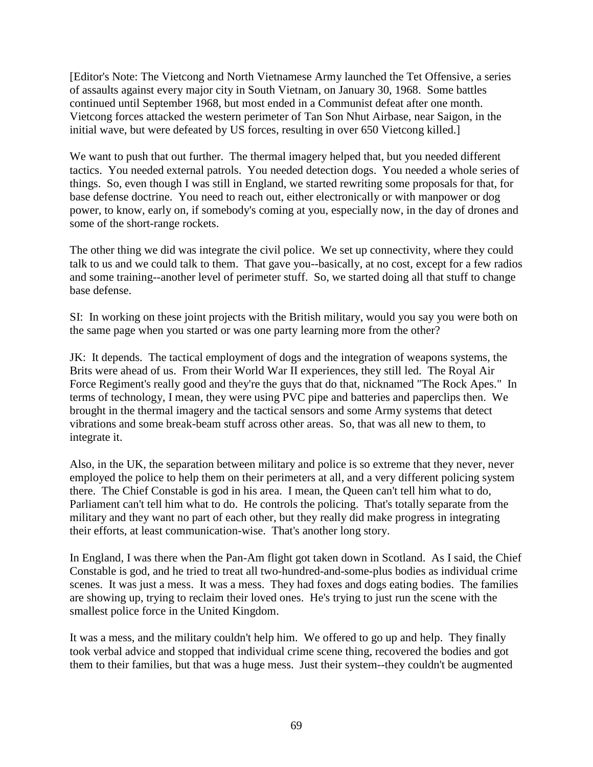[Editor's Note: The Vietcong and North Vietnamese Army launched the Tet Offensive, a series of assaults against every major city in South Vietnam, on January 30, 1968. Some battles continued until September 1968, but most ended in a Communist defeat after one month. Vietcong forces attacked the western perimeter of Tan Son Nhut Airbase, near Saigon, in the initial wave, but were defeated by US forces, resulting in over 650 Vietcong killed.]

We want to push that out further. The thermal imagery helped that, but you needed different tactics. You needed external patrols. You needed detection dogs. You needed a whole series of things. So, even though I was still in England, we started rewriting some proposals for that, for base defense doctrine. You need to reach out, either electronically or with manpower or dog power, to know, early on, if somebody's coming at you, especially now, in the day of drones and some of the short-range rockets.

The other thing we did was integrate the civil police. We set up connectivity, where they could talk to us and we could talk to them. That gave you--basically, at no cost, except for a few radios and some training--another level of perimeter stuff. So, we started doing all that stuff to change base defense.

SI: In working on these joint projects with the British military, would you say you were both on the same page when you started or was one party learning more from the other?

JK: It depends. The tactical employment of dogs and the integration of weapons systems, the Brits were ahead of us. From their World War II experiences, they still led. The Royal Air Force Regiment's really good and they're the guys that do that, nicknamed "The Rock Apes." In terms of technology, I mean, they were using PVC pipe and batteries and paperclips then. We brought in the thermal imagery and the tactical sensors and some Army systems that detect vibrations and some break-beam stuff across other areas. So, that was all new to them, to integrate it.

Also, in the UK, the separation between military and police is so extreme that they never, never employed the police to help them on their perimeters at all, and a very different policing system there. The Chief Constable is god in his area. I mean, the Queen can't tell him what to do, Parliament can't tell him what to do. He controls the policing. That's totally separate from the military and they want no part of each other, but they really did make progress in integrating their efforts, at least communication-wise. That's another long story.

In England, I was there when the Pan-Am flight got taken down in Scotland. As I said, the Chief Constable is god, and he tried to treat all two-hundred-and-some-plus bodies as individual crime scenes. It was just a mess. It was a mess. They had foxes and dogs eating bodies. The families are showing up, trying to reclaim their loved ones. He's trying to just run the scene with the smallest police force in the United Kingdom.

It was a mess, and the military couldn't help him. We offered to go up and help. They finally took verbal advice and stopped that individual crime scene thing, recovered the bodies and got them to their families, but that was a huge mess. Just their system--they couldn't be augmented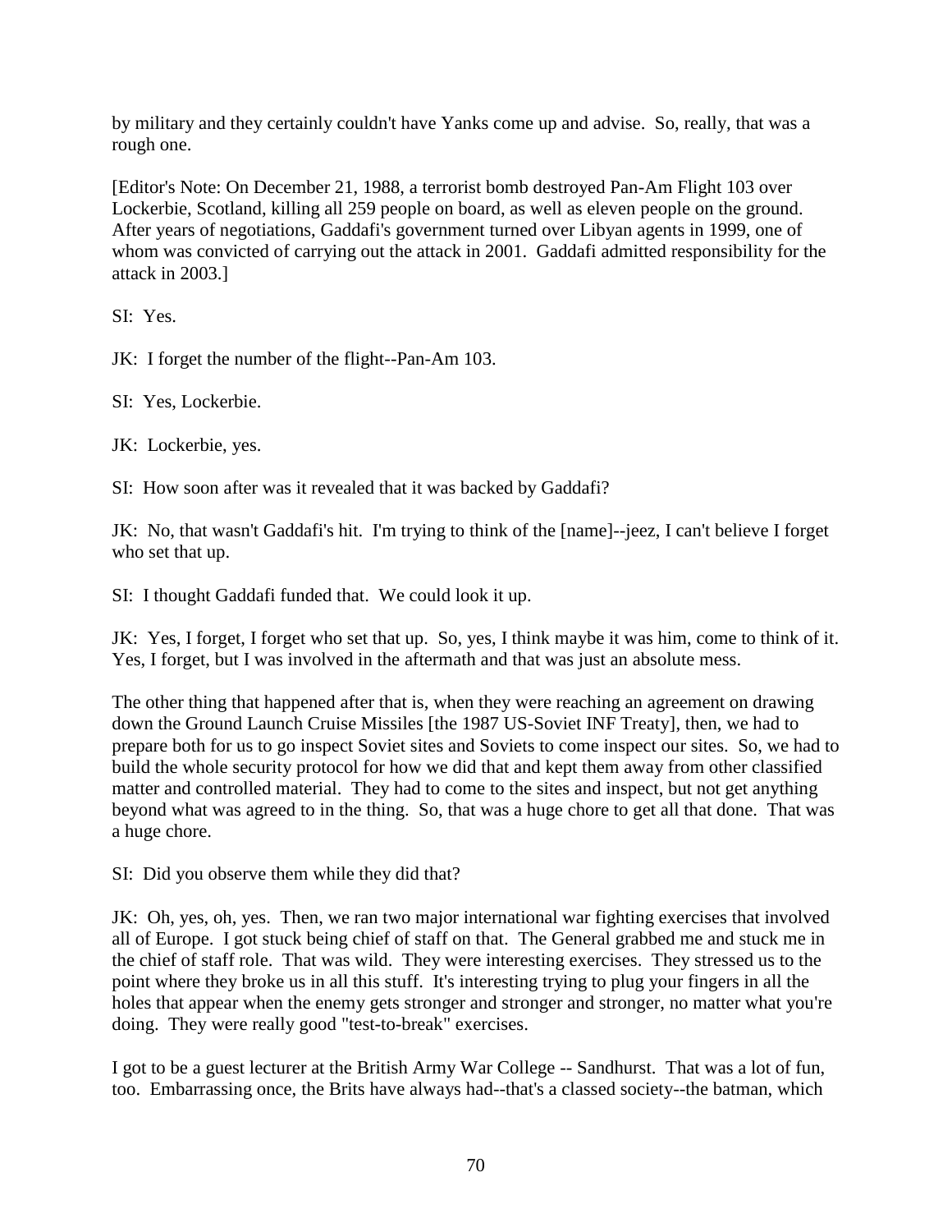by military and they certainly couldn't have Yanks come up and advise. So, really, that was a rough one.

[Editor's Note: On December 21, 1988, a terrorist bomb destroyed Pan-Am Flight 103 over Lockerbie, Scotland, killing all 259 people on board, as well as eleven people on the ground. After years of negotiations, Gaddafi's government turned over Libyan agents in 1999, one of whom was convicted of carrying out the attack in 2001. Gaddafi admitted responsibility for the attack in 2003.]

SI: Yes.

JK: I forget the number of the flight--Pan-Am 103.

SI: Yes, Lockerbie.

JK: Lockerbie, yes.

SI: How soon after was it revealed that it was backed by Gaddafi?

JK: No, that wasn't Gaddafi's hit. I'm trying to think of the [name]--jeez, I can't believe I forget who set that up.

SI: I thought Gaddafi funded that. We could look it up.

JK: Yes, I forget, I forget who set that up. So, yes, I think maybe it was him, come to think of it. Yes, I forget, but I was involved in the aftermath and that was just an absolute mess.

The other thing that happened after that is, when they were reaching an agreement on drawing down the Ground Launch Cruise Missiles [the 1987 US-Soviet INF Treaty], then, we had to prepare both for us to go inspect Soviet sites and Soviets to come inspect our sites. So, we had to build the whole security protocol for how we did that and kept them away from other classified matter and controlled material. They had to come to the sites and inspect, but not get anything beyond what was agreed to in the thing. So, that was a huge chore to get all that done. That was a huge chore.

SI: Did you observe them while they did that?

JK: Oh, yes, oh, yes. Then, we ran two major international war fighting exercises that involved all of Europe. I got stuck being chief of staff on that. The General grabbed me and stuck me in the chief of staff role. That was wild. They were interesting exercises. They stressed us to the point where they broke us in all this stuff. It's interesting trying to plug your fingers in all the holes that appear when the enemy gets stronger and stronger and stronger, no matter what you're doing. They were really good "test-to-break" exercises.

I got to be a guest lecturer at the British Army War College -- Sandhurst. That was a lot of fun, too. Embarrassing once, the Brits have always had--that's a classed society--the batman, which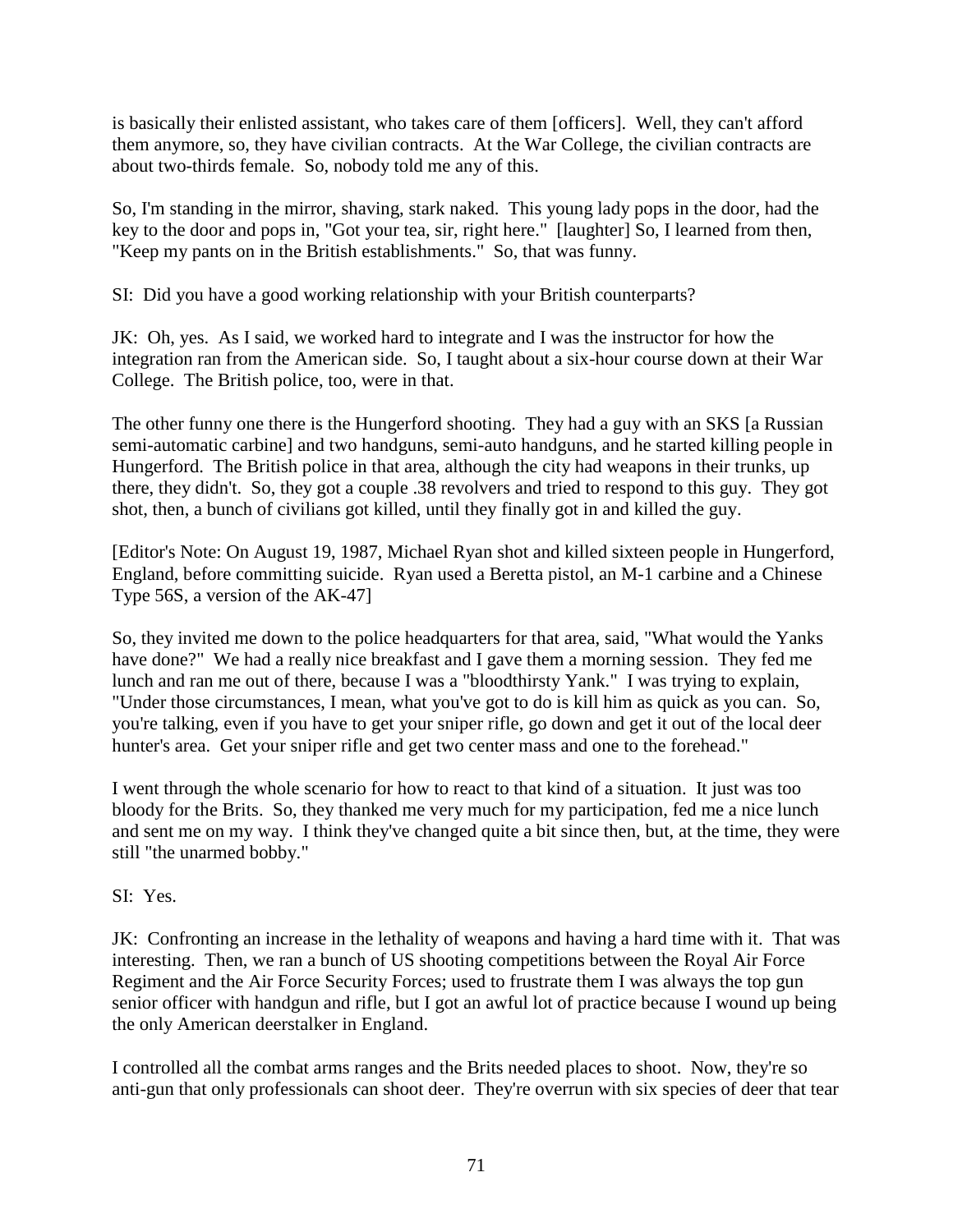is basically their enlisted assistant, who takes care of them [officers]. Well, they can't afford them anymore, so, they have civilian contracts. At the War College, the civilian contracts are about two-thirds female. So, nobody told me any of this.

So, I'm standing in the mirror, shaving, stark naked. This young lady pops in the door, had the key to the door and pops in, "Got your tea, sir, right here." [laughter] So, I learned from then, "Keep my pants on in the British establishments." So, that was funny.

SI: Did you have a good working relationship with your British counterparts?

JK: Oh, yes. As I said, we worked hard to integrate and I was the instructor for how the integration ran from the American side. So, I taught about a six-hour course down at their War College. The British police, too, were in that.

The other funny one there is the Hungerford shooting. They had a guy with an SKS [a Russian semi-automatic carbine] and two handguns, semi-auto handguns, and he started killing people in Hungerford. The British police in that area, although the city had weapons in their trunks, up there, they didn't. So, they got a couple .38 revolvers and tried to respond to this guy. They got shot, then, a bunch of civilians got killed, until they finally got in and killed the guy.

[Editor's Note: On August 19, 1987, Michael Ryan shot and killed sixteen people in Hungerford, England, before committing suicide. Ryan used a Beretta pistol, an M-1 carbine and a Chinese Type 56S, a version of the AK-47]

So, they invited me down to the police headquarters for that area, said, "What would the Yanks have done?" We had a really nice breakfast and I gave them a morning session. They fed me lunch and ran me out of there, because I was a "bloodthirsty Yank." I was trying to explain, "Under those circumstances, I mean, what you've got to do is kill him as quick as you can. So, you're talking, even if you have to get your sniper rifle, go down and get it out of the local deer hunter's area. Get your sniper rifle and get two center mass and one to the forehead."

I went through the whole scenario for how to react to that kind of a situation. It just was too bloody for the Brits. So, they thanked me very much for my participation, fed me a nice lunch and sent me on my way. I think they've changed quite a bit since then, but, at the time, they were still "the unarmed bobby."

SI: Yes.

JK: Confronting an increase in the lethality of weapons and having a hard time with it. That was interesting. Then, we ran a bunch of US shooting competitions between the Royal Air Force Regiment and the Air Force Security Forces; used to frustrate them I was always the top gun senior officer with handgun and rifle, but I got an awful lot of practice because I wound up being the only American deerstalker in England.

I controlled all the combat arms ranges and the Brits needed places to shoot. Now, they're so anti-gun that only professionals can shoot deer. They're overrun with six species of deer that tear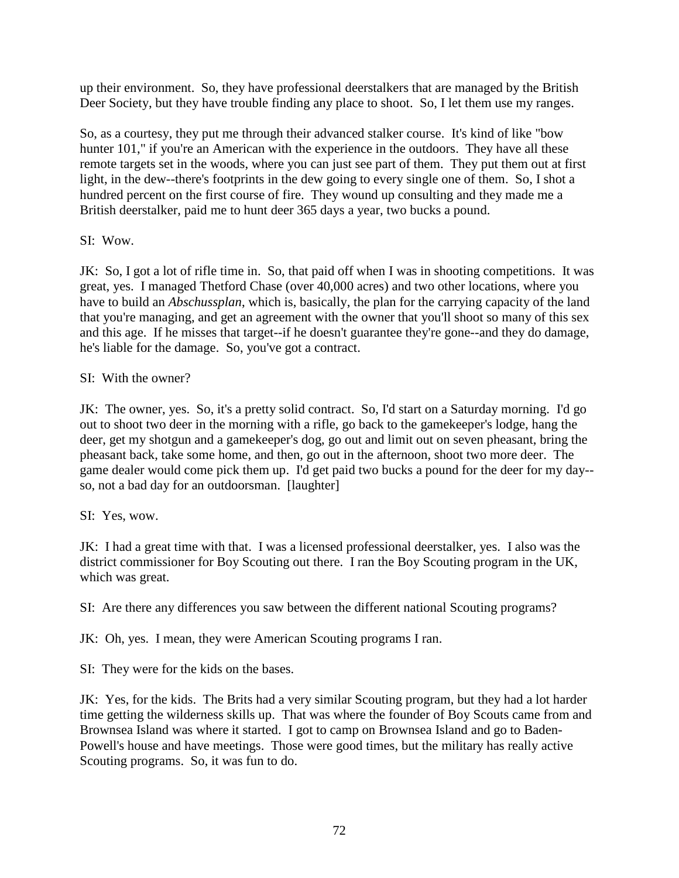up their environment. So, they have professional deerstalkers that are managed by the British Deer Society, but they have trouble finding any place to shoot. So, I let them use my ranges.

So, as a courtesy, they put me through their advanced stalker course. It's kind of like "bow hunter 101," if you're an American with the experience in the outdoors. They have all these remote targets set in the woods, where you can just see part of them. They put them out at first light, in the dew--there's footprints in the dew going to every single one of them. So, I shot a hundred percent on the first course of fire. They wound up consulting and they made me a British deerstalker, paid me to hunt deer 365 days a year, two bucks a pound.

SI: Wow.

JK: So, I got a lot of rifle time in. So, that paid off when I was in shooting competitions. It was great, yes. I managed Thetford Chase (over 40,000 acres) and two other locations, where you have to build an *Abschussplan*, which is, basically, the plan for the carrying capacity of the land that you're managing, and get an agreement with the owner that you'll shoot so many of this sex and this age. If he misses that target--if he doesn't guarantee they're gone--and they do damage, he's liable for the damage. So, you've got a contract.

SI: With the owner?

JK: The owner, yes. So, it's a pretty solid contract. So, I'd start on a Saturday morning. I'd go out to shoot two deer in the morning with a rifle, go back to the gamekeeper's lodge, hang the deer, get my shotgun and a gamekeeper's dog, go out and limit out on seven pheasant, bring the pheasant back, take some home, and then, go out in the afternoon, shoot two more deer. The game dealer would come pick them up. I'd get paid two bucks a pound for the deer for my day--so, not a bad day for an outdoorsman. [laughter]

SI: Yes, wow.

JK: I had a great time with that. I was a licensed professional deerstalker, yes. I also was the district commissioner for Boy Scouting out there. I ran the Boy Scouting program in the UK, which was great.

SI: Are there any differences you saw between the different national Scouting programs?

JK: Oh, yes. I mean, they were American Scouting programs I ran.

SI: They were for the kids on the bases.

JK: Yes, for the kids. The Brits had a very similar Scouting program, but they had a lot harder time getting the wilderness skills up. That was where the founder of Boy Scouts came from and Brownsea Island was where it started. I got to camp on Brownsea Island and go to Baden-Powell's house and have meetings. Those were good times, but the military has really active Scouting programs. So, it was fun to do.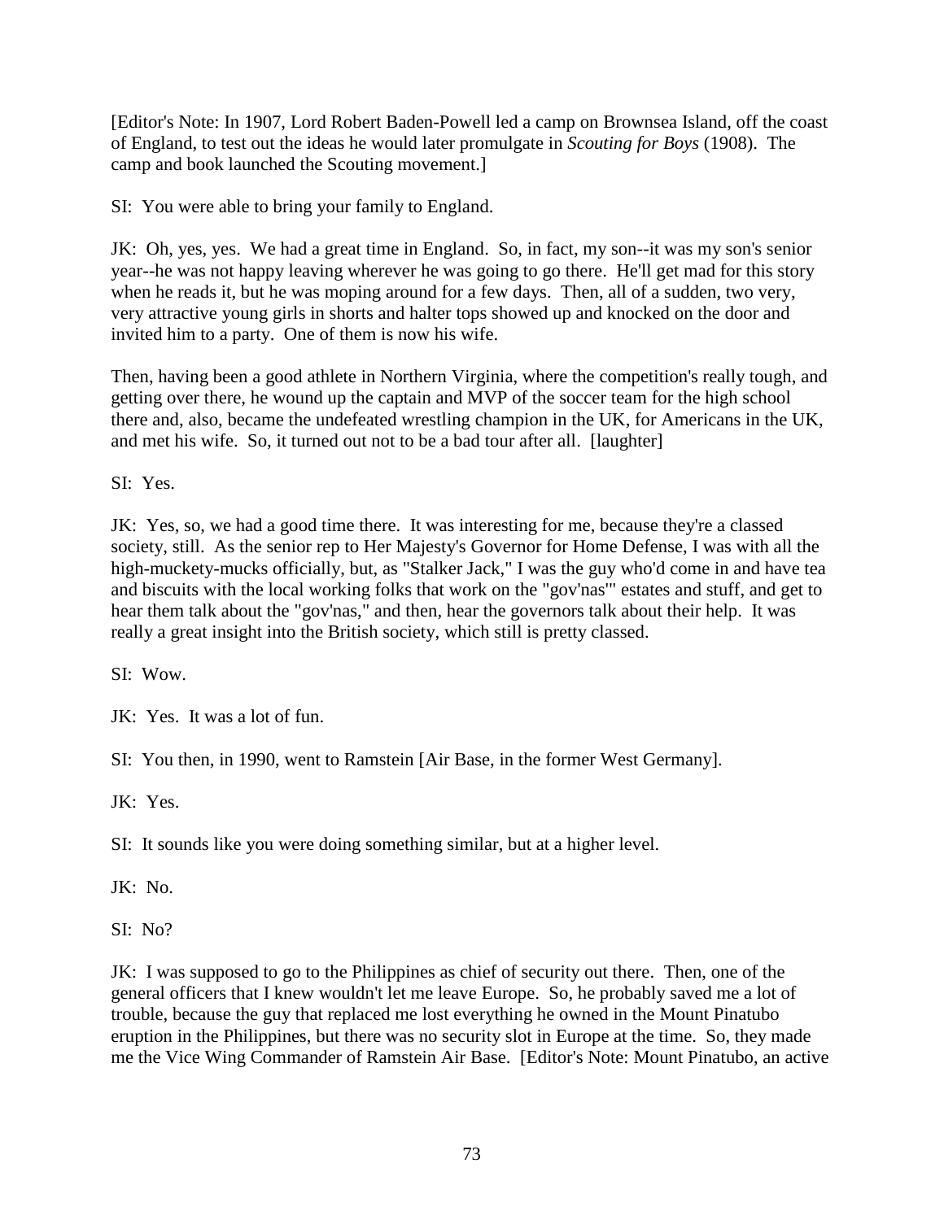[Editor's Note: In 1907, Lord Robert Baden-Powell led a camp on Brownsea Island, off the coast of England, to test out the ideas he would later promulgate in *Scouting for Boys* (1908). The camp and book launched the Scouting movement.]

SI: You were able to bring your family to England.

JK: Oh, yes, yes. We had a great time in England. So, in fact, my son--it was my son's senior year--he was not happy leaving wherever he was going to go there. He'll get mad for this story when he reads it, but he was moping around for a few days. Then, all of a sudden, two very, very attractive young girls in shorts and halter tops showed up and knocked on the door and invited him to a party. One of them is now his wife.

Then, having been a good athlete in Northern Virginia, where the competition's really tough, and getting over there, he wound up the captain and MVP of the soccer team for the high school there and, also, became the undefeated wrestling champion in the UK, for Americans in the UK, and met his wife. So, it turned out not to be a bad tour after all. [laughter]

SI: Yes.

JK: Yes, so, we had a good time there. It was interesting for me, because they're a classed society, still. As the senior rep to Her Majesty's Governor for Home Defense, I was with all the high-muckety-mucks officially, but, as "Stalker Jack," I was the guy who'd come in and have tea and biscuits with the local working folks that work on the "gov'nas'" estates and stuff, and get to hear them talk about the "gov'nas," and then, hear the governors talk about their help. It was really a great insight into the British society, which still is pretty classed.

SI: Wow.

JK: Yes. It was a lot of fun.

SI: You then, in 1990, went to Ramstein [Air Base, in the former West Germany].

JK: Yes.

SI: It sounds like you were doing something similar, but at a higher level.

JK: No.

SI: No?

JK: I was supposed to go to the Philippines as chief of security out there. Then, one of the general officers that I knew wouldn't let me leave Europe. So, he probably saved me a lot of trouble, because the guy that replaced me lost everything he owned in the Mount Pinatubo eruption in the Philippines, but there was no security slot in Europe at the time. So, they made me the Vice Wing Commander of Ramstein Air Base. [Editor's Note: Mount Pinatubo, an active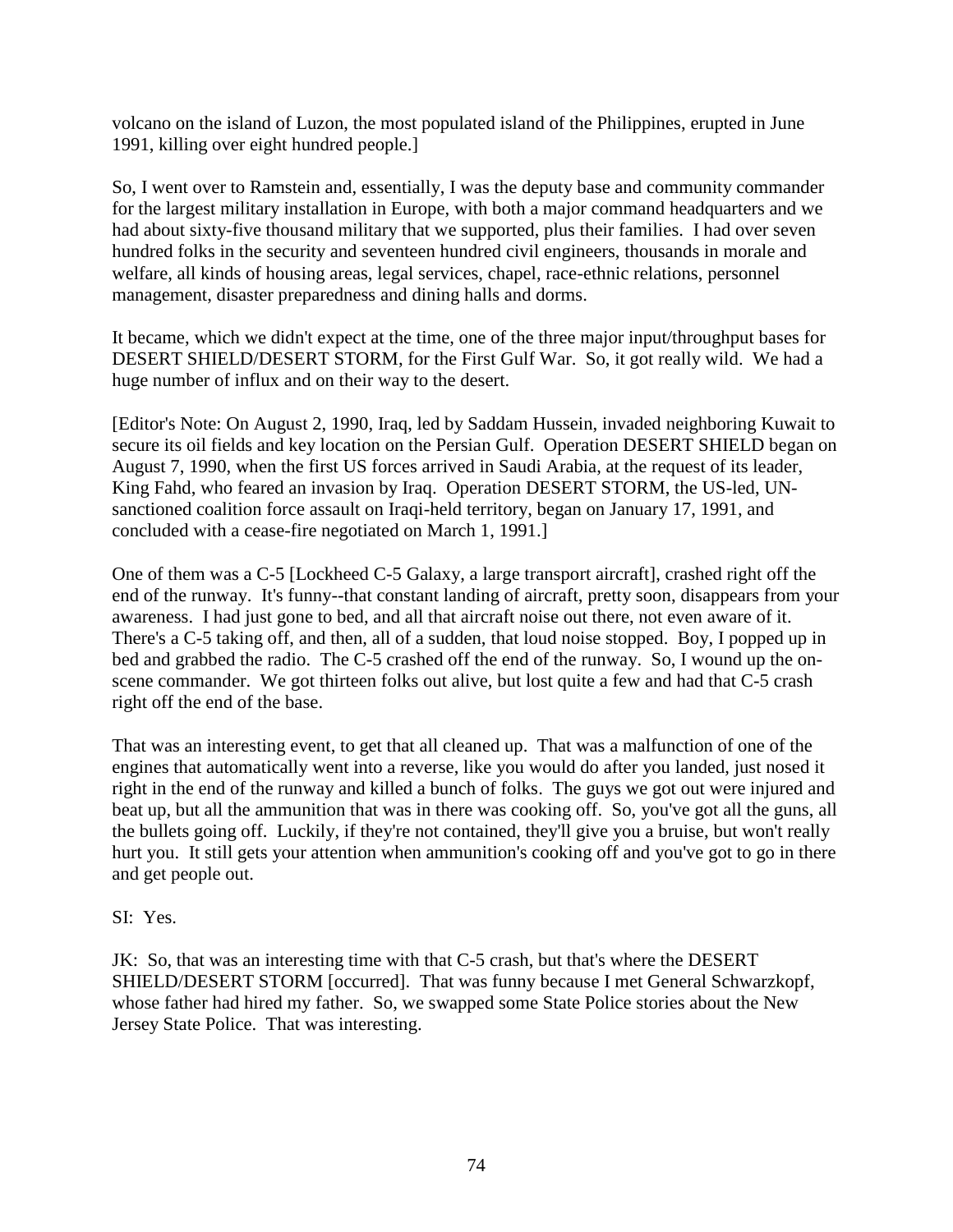volcano on the island of Luzon, the most populated island of the Philippines, erupted in June 1991, killing over eight hundred people.]

So, I went over to Ramstein and, essentially, I was the deputy base and community commander for the largest military installation in Europe, with both a major command headquarters and we had about sixty-five thousand military that we supported, plus their families. I had over seven hundred folks in the security and seventeen hundred civil engineers, thousands in morale and welfare, all kinds of housing areas, legal services, chapel, race-ethnic relations, personnel management, disaster preparedness and dining halls and dorms.

It became, which we didn't expect at the time, one of the three major input/throughput bases for DESERT SHIELD/DESERT STORM, for the First Gulf War. So, it got really wild. We had a huge number of influx and on their way to the desert.

[Editor's Note: On August 2, 1990, Iraq, led by Saddam Hussein, invaded neighboring Kuwait to secure its oil fields and key location on the Persian Gulf. Operation DESERT SHIELD began on August 7, 1990, when the first US forces arrived in Saudi Arabia, at the request of its leader, King Fahd, who feared an invasion by Iraq. Operation DESERT STORM, the US-led, UN-sanctioned coalition force assault on Iraqi-held territory, began on January 17, 1991, and concluded with a cease-fire negotiated on March 1, 1991.]

One of them was a C-5 [Lockheed C-5 Galaxy, a large transport aircraft], crashed right off the end of the runway. It's funny--that constant landing of aircraft, pretty soon, disappears from your awareness. I had just gone to bed, and all that aircraft noise out there, not even aware of it. There's a C-5 taking off, and then, all of a sudden, that loud noise stopped. Boy, I popped up in bed and grabbed the radio. The C-5 crashed off the end of the runway. So, I wound up the on-scene commander. We got thirteen folks out alive, but lost quite a few and had that C-5 crash right off the end of the base.

That was an interesting event, to get that all cleaned up. That was a malfunction of one of the engines that automatically went into a reverse, like you would do after you landed, just nosed it right in the end of the runway and killed a bunch of folks. The guys we got out were injured and beat up, but all the ammunition that was in there was cooking off. So, you've got all the guns, all the bullets going off. Luckily, if they're not contained, they'll give you a bruise, but won't really hurt you. It still gets your attention when ammunition's cooking off and you've got to go in there and get people out.

SI: Yes.

JK: So, that was an interesting time with that C-5 crash, but that's where the DESERT SHIELD/DESERT STORM [occurred]. That was funny because I met General Schwarzkopf, whose father had hired my father. So, we swapped some State Police stories about the New Jersey State Police. That was interesting.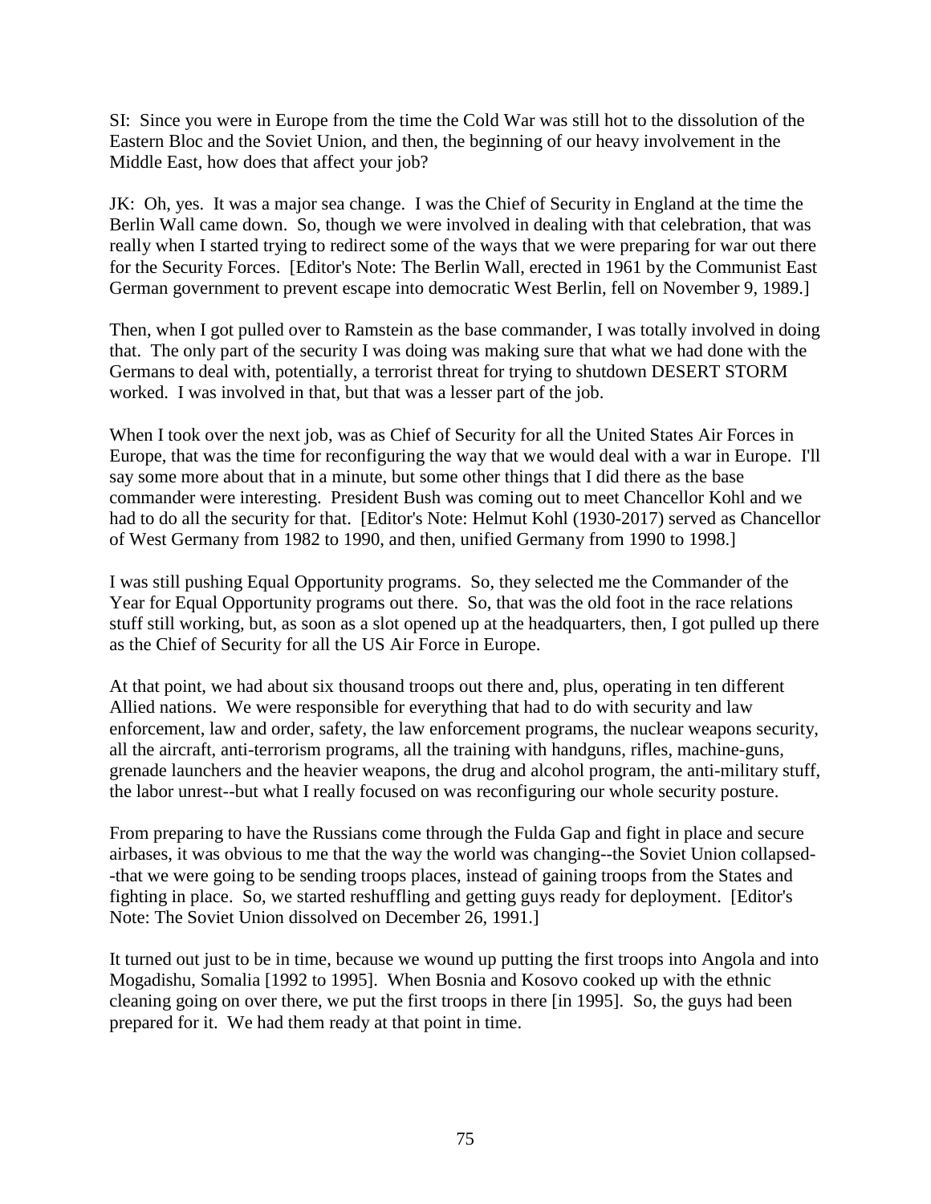SI: Since you were in Europe from the time the Cold War was still hot to the dissolution of the Eastern Bloc and the Soviet Union, and then, the beginning of our heavy involvement in the Middle East, how does that affect your job?

JK: Oh, yes. It was a major sea change. I was the Chief of Security in England at the time the Berlin Wall came down. So, though we were involved in dealing with that celebration, that was really when I started trying to redirect some of the ways that we were preparing for war out there for the Security Forces. [Editor's Note: The Berlin Wall, erected in 1961 by the Communist East German government to prevent escape into democratic West Berlin, fell on November 9, 1989.]

Then, when I got pulled over to Ramstein as the base commander, I was totally involved in doing that. The only part of the security I was doing was making sure that what we had done with the Germans to deal with, potentially, a terrorist threat for trying to shutdown DESERT STORM worked. I was involved in that, but that was a lesser part of the job.

When I took over the next job, was as Chief of Security for all the United States Air Forces in Europe, that was the time for reconfiguring the way that we would deal with a war in Europe. I'll say some more about that in a minute, but some other things that I did there as the base commander were interesting. President Bush was coming out to meet Chancellor Kohl and we had to do all the security for that. [Editor's Note: Helmut Kohl (1930-2017) served as Chancellor of West Germany from 1982 to 1990, and then, unified Germany from 1990 to 1998.]

I was still pushing Equal Opportunity programs. So, they selected me the Commander of the Year for Equal Opportunity programs out there. So, that was the old foot in the race relations stuff still working, but, as soon as a slot opened up at the headquarters, then, I got pulled up there as the Chief of Security for all the US Air Force in Europe.

At that point, we had about six thousand troops out there and, plus, operating in ten different Allied nations. We were responsible for everything that had to do with security and law enforcement, law and order, safety, the law enforcement programs, the nuclear weapons security, all the aircraft, anti-terrorism programs, all the training with handguns, rifles, machine-guns, grenade launchers and the heavier weapons, the drug and alcohol program, the anti-military stuff, the labor unrest--but what I really focused on was reconfiguring our whole security posture.

From preparing to have the Russians come through the Fulda Gap and fight in place and secure airbases, it was obvious to me that the way the world was changing--the Soviet Union collapsed--that we were going to be sending troops places, instead of gaining troops from the States and fighting in place. So, we started reshuffling and getting guys ready for deployment. [Editor's Note: The Soviet Union dissolved on December 26, 1991.]

It turned out just to be in time, because we wound up putting the first troops into Angola and into Mogadishu, Somalia [1992 to 1995]. When Bosnia and Kosovo cooked up with the ethnic cleaning going on over there, we put the first troops in there [in 1995]. So, the guys had been prepared for it. We had them ready at that point in time.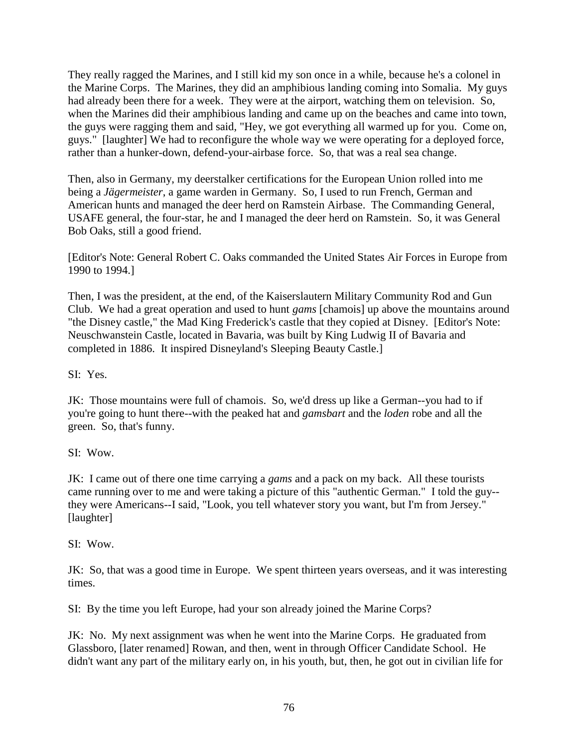They really ragged the Marines, and I still kid my son once in a while, because he's a colonel in the Marine Corps. The Marines, they did an amphibious landing coming into Somalia. My guys had already been there for a week. They were at the airport, watching them on television. So, when the Marines did their amphibious landing and came up on the beaches and came into town, the guys were ragging them and said, "Hey, we got everything all warmed up for you. Come on, guys." [laughter] We had to reconfigure the whole way we were operating for a deployed force, rather than a hunker-down, defend-your-airbase force. So, that was a real sea change.

Then, also in Germany, my deerstalker certifications for the European Union rolled into me being a *Jägermeister*, a game warden in Germany. So, I used to run French, German and American hunts and managed the deer herd on Ramstein Airbase. The Commanding General, USAFE general, the four-star, he and I managed the deer herd on Ramstein. So, it was General Bob Oaks, still a good friend.

[Editor's Note: General Robert C. Oaks commanded the United States Air Forces in Europe from 1990 to 1994.]

Then, I was the president, at the end, of the Kaiserslautern Military Community Rod and Gun Club. We had a great operation and used to hunt *gams* [chamois] up above the mountains around "the Disney castle," the Mad King Frederick's castle that they copied at Disney. [Editor's Note: Neuschwanstein Castle, located in Bavaria, was built by King Ludwig II of Bavaria and completed in 1886. It inspired Disneyland's Sleeping Beauty Castle.]

SI: Yes.

JK: Those mountains were full of chamois. So, we'd dress up like a German--you had to if you're going to hunt there--with the peaked hat and *gamsbart* and the *loden* robe and all the green. So, that's funny.

SI: Wow.

JK: I came out of there one time carrying a *gams* and a pack on my back. All these tourists came running over to me and were taking a picture of this "authentic German." I told the guy--they were Americans--I said, "Look, you tell whatever story you want, but I'm from Jersey." [laughter]

SI: Wow.

JK: So, that was a good time in Europe. We spent thirteen years overseas, and it was interesting times.

SI: By the time you left Europe, had your son already joined the Marine Corps?

JK: No. My next assignment was when he went into the Marine Corps. He graduated from Glassboro, [later renamed] Rowan, and then, went in through Officer Candidate School. He didn't want any part of the military early on, in his youth, but, then, he got out in civilian life for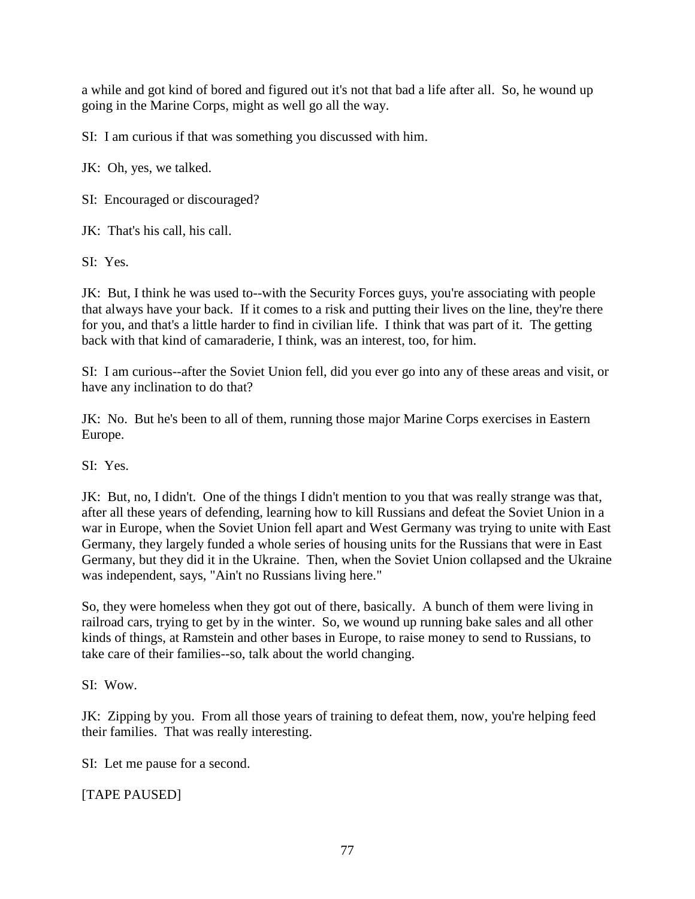a while and got kind of bored and figured out it's not that bad a life after all. So, he wound up going in the Marine Corps, might as well go all the way.

SI: I am curious if that was something you discussed with him.

JK: Oh, yes, we talked.

SI: Encouraged or discouraged?

JK: That's his call, his call.

SI: Yes.

JK: But, I think he was used to--with the Security Forces guys, you're associating with people that always have your back. If it comes to a risk and putting their lives on the line, they're there for you, and that's a little harder to find in civilian life. I think that was part of it. The getting back with that kind of camaraderie, I think, was an interest, too, for him.

SI: I am curious--after the Soviet Union fell, did you ever go into any of these areas and visit, or have any inclination to do that?

JK: No. But he's been to all of them, running those major Marine Corps exercises in Eastern Europe.

SI: Yes.

JK: But, no, I didn't. One of the things I didn't mention to you that was really strange was that, after all these years of defending, learning how to kill Russians and defeat the Soviet Union in a war in Europe, when the Soviet Union fell apart and West Germany was trying to unite with East Germany, they largely funded a whole series of housing units for the Russians that were in East Germany, but they did it in the Ukraine. Then, when the Soviet Union collapsed and the Ukraine was independent, says, "Ain't no Russians living here."

So, they were homeless when they got out of there, basically. A bunch of them were living in railroad cars, trying to get by in the winter. So, we wound up running bake sales and all other kinds of things, at Ramstein and other bases in Europe, to raise money to send to Russians, to take care of their families--so, talk about the world changing.

SI: Wow.

JK: Zipping by you. From all those years of training to defeat them, now, you're helping feed their families. That was really interesting.

SI: Let me pause for a second.

[TAPE PAUSED]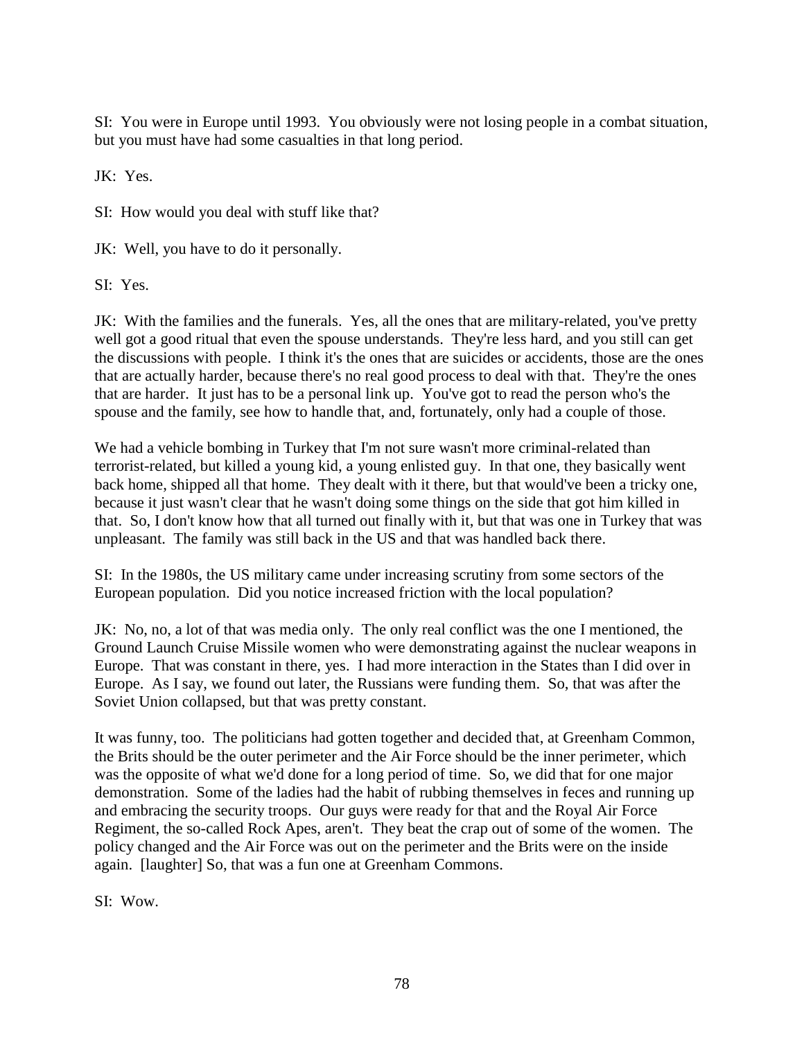SI: You were in Europe until 1993. You obviously were not losing people in a combat situation, but you must have had some casualties in that long period.

JK: Yes.

SI: How would you deal with stuff like that?

JK: Well, you have to do it personally.

SI: Yes.

JK: With the families and the funerals. Yes, all the ones that are military-related, you've pretty well got a good ritual that even the spouse understands. They're less hard, and you still can get the discussions with people. I think it's the ones that are suicides or accidents, those are the ones that are actually harder, because there's no real good process to deal with that. They're the ones that are harder. It just has to be a personal link up. You've got to read the person who's the spouse and the family, see how to handle that, and, fortunately, only had a couple of those.

We had a vehicle bombing in Turkey that I'm not sure wasn't more criminal-related than terrorist-related, but killed a young kid, a young enlisted guy. In that one, they basically went back home, shipped all that home. They dealt with it there, but that would've been a tricky one, because it just wasn't clear that he wasn't doing some things on the side that got him killed in that. So, I don't know how that all turned out finally with it, but that was one in Turkey that was unpleasant. The family was still back in the US and that was handled back there.

SI: In the 1980s, the US military came under increasing scrutiny from some sectors of the European population. Did you notice increased friction with the local population?

JK: No, no, a lot of that was media only. The only real conflict was the one I mentioned, the Ground Launch Cruise Missile women who were demonstrating against the nuclear weapons in Europe. That was constant in there, yes. I had more interaction in the States than I did over in Europe. As I say, we found out later, the Russians were funding them. So, that was after the Soviet Union collapsed, but that was pretty constant.

It was funny, too. The politicians had gotten together and decided that, at Greenham Common, the Brits should be the outer perimeter and the Air Force should be the inner perimeter, which was the opposite of what we'd done for a long period of time. So, we did that for one major demonstration. Some of the ladies had the habit of rubbing themselves in feces and running up and embracing the security troops. Our guys were ready for that and the Royal Air Force Regiment, the so-called Rock Apes, aren't. They beat the crap out of some of the women. The policy changed and the Air Force was out on the perimeter and the Brits were on the inside again. [laughter] So, that was a fun one at Greenham Commons.

SI: Wow.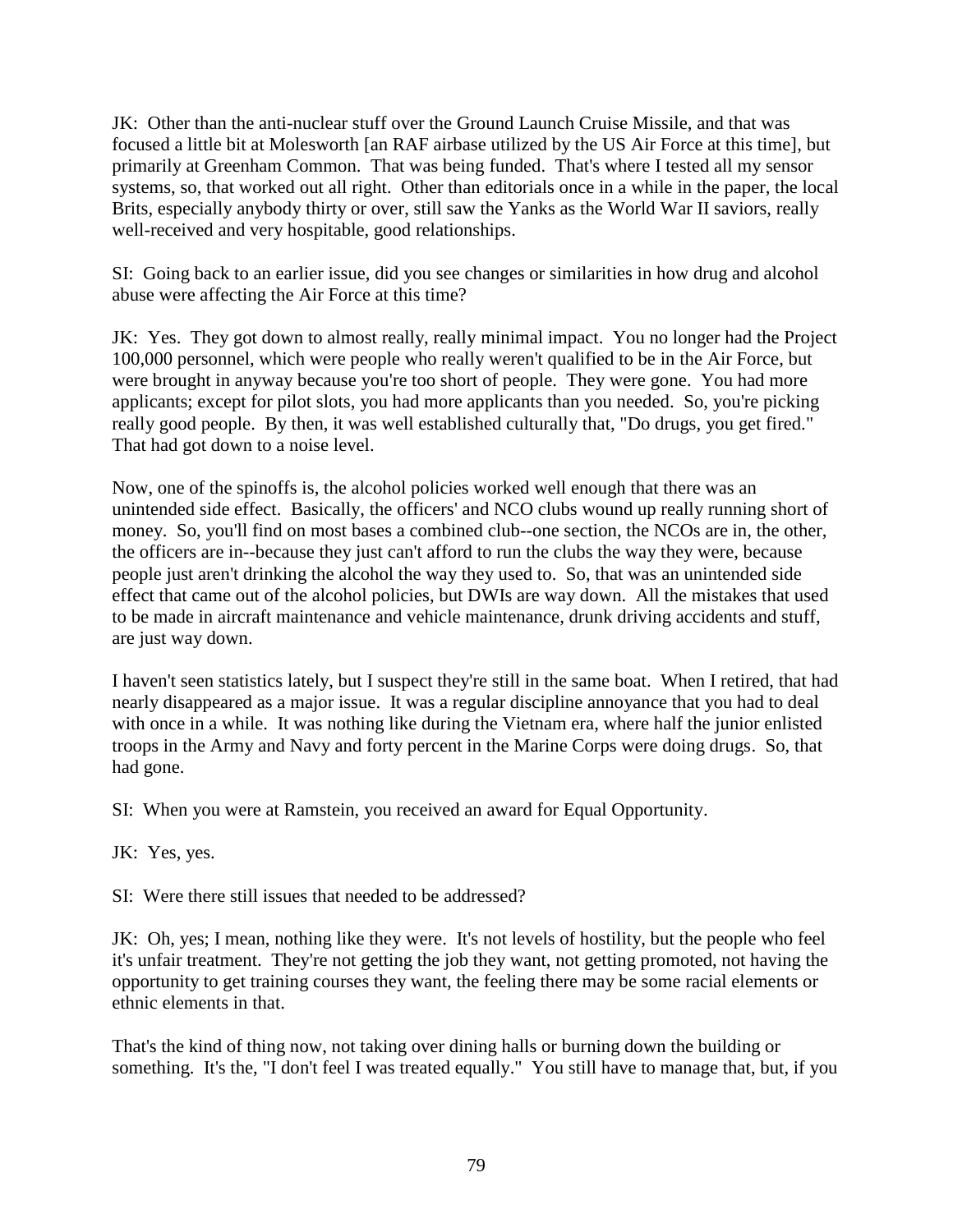JK: Other than the anti-nuclear stuff over the Ground Launch Cruise Missile, and that was focused a little bit at Molesworth [an RAF airbase utilized by the US Air Force at this time], but primarily at Greenham Common. That was being funded. That's where I tested all my sensor systems, so, that worked out all right. Other than editorials once in a while in the paper, the local Brits, especially anybody thirty or over, still saw the Yanks as the World War II saviors, really well-received and very hospitable, good relationships.

SI: Going back to an earlier issue, did you see changes or similarities in how drug and alcohol abuse were affecting the Air Force at this time?

JK: Yes. They got down to almost really, really minimal impact. You no longer had the Project 100,000 personnel, which were people who really weren't qualified to be in the Air Force, but were brought in anyway because you're too short of people. They were gone. You had more applicants; except for pilot slots, you had more applicants than you needed. So, you're picking really good people. By then, it was well established culturally that, "Do drugs, you get fired." That had got down to a noise level.

Now, one of the spinoffs is, the alcohol policies worked well enough that there was an unintended side effect. Basically, the officers' and NCO clubs wound up really running short of money. So, you'll find on most bases a combined club--one section, the NCOs are in, the other, the officers are in--because they just can't afford to run the clubs the way they were, because people just aren't drinking the alcohol the way they used to. So, that was an unintended side effect that came out of the alcohol policies, but DWIs are way down. All the mistakes that used to be made in aircraft maintenance and vehicle maintenance, drunk driving accidents and stuff, are just way down.

I haven't seen statistics lately, but I suspect they're still in the same boat. When I retired, that had nearly disappeared as a major issue. It was a regular discipline annoyance that you had to deal with once in a while. It was nothing like during the Vietnam era, where half the junior enlisted troops in the Army and Navy and forty percent in the Marine Corps were doing drugs. So, that had gone.

SI: When you were at Ramstein, you received an award for Equal Opportunity.

JK: Yes, yes.

SI: Were there still issues that needed to be addressed?

JK: Oh, yes; I mean, nothing like they were. It's not levels of hostility, but the people who feel it's unfair treatment. They're not getting the job they want, not getting promoted, not having the opportunity to get training courses they want, the feeling there may be some racial elements or ethnic elements in that.

That's the kind of thing now, not taking over dining halls or burning down the building or something. It's the, "I don't feel I was treated equally." You still have to manage that, but, if you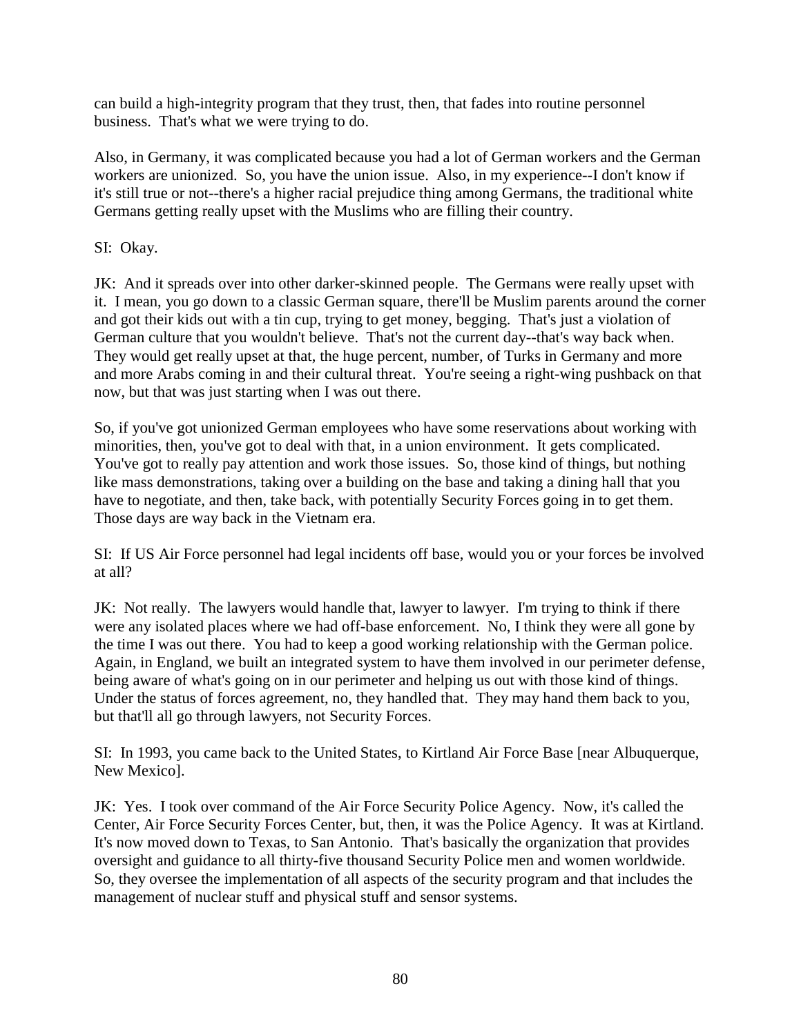can build a high-integrity program that they trust, then, that fades into routine personnel business. That's what we were trying to do.

Also, in Germany, it was complicated because you had a lot of German workers and the German workers are unionized. So, you have the union issue. Also, in my experience--I don't know if it's still true or not--there's a higher racial prejudice thing among Germans, the traditional white Germans getting really upset with the Muslims who are filling their country.

SI: Okay.

JK: And it spreads over into other darker-skinned people. The Germans were really upset with it. I mean, you go down to a classic German square, there'll be Muslim parents around the corner and got their kids out with a tin cup, trying to get money, begging. That's just a violation of German culture that you wouldn't believe. That's not the current day--that's way back when. They would get really upset at that, the huge percent, number, of Turks in Germany and more and more Arabs coming in and their cultural threat. You're seeing a right-wing pushback on that now, but that was just starting when I was out there.

So, if you've got unionized German employees who have some reservations about working with minorities, then, you've got to deal with that, in a union environment. It gets complicated. You've got to really pay attention and work those issues. So, those kind of things, but nothing like mass demonstrations, taking over a building on the base and taking a dining hall that you have to negotiate, and then, take back, with potentially Security Forces going in to get them. Those days are way back in the Vietnam era.

SI: If US Air Force personnel had legal incidents off base, would you or your forces be involved at all?

JK: Not really. The lawyers would handle that, lawyer to lawyer. I'm trying to think if there were any isolated places where we had off-base enforcement. No, I think they were all gone by the time I was out there. You had to keep a good working relationship with the German police. Again, in England, we built an integrated system to have them involved in our perimeter defense, being aware of what's going on in our perimeter and helping us out with those kind of things. Under the status of forces agreement, no, they handled that. They may hand them back to you, but that'll all go through lawyers, not Security Forces.

SI: In 1993, you came back to the United States, to Kirtland Air Force Base [near Albuquerque, New Mexico].

JK: Yes. I took over command of the Air Force Security Police Agency. Now, it's called the Center, Air Force Security Forces Center, but, then, it was the Police Agency. It was at Kirtland. It's now moved down to Texas, to San Antonio. That's basically the organization that provides oversight and guidance to all thirty-five thousand Security Police men and women worldwide. So, they oversee the implementation of all aspects of the security program and that includes the management of nuclear stuff and physical stuff and sensor systems.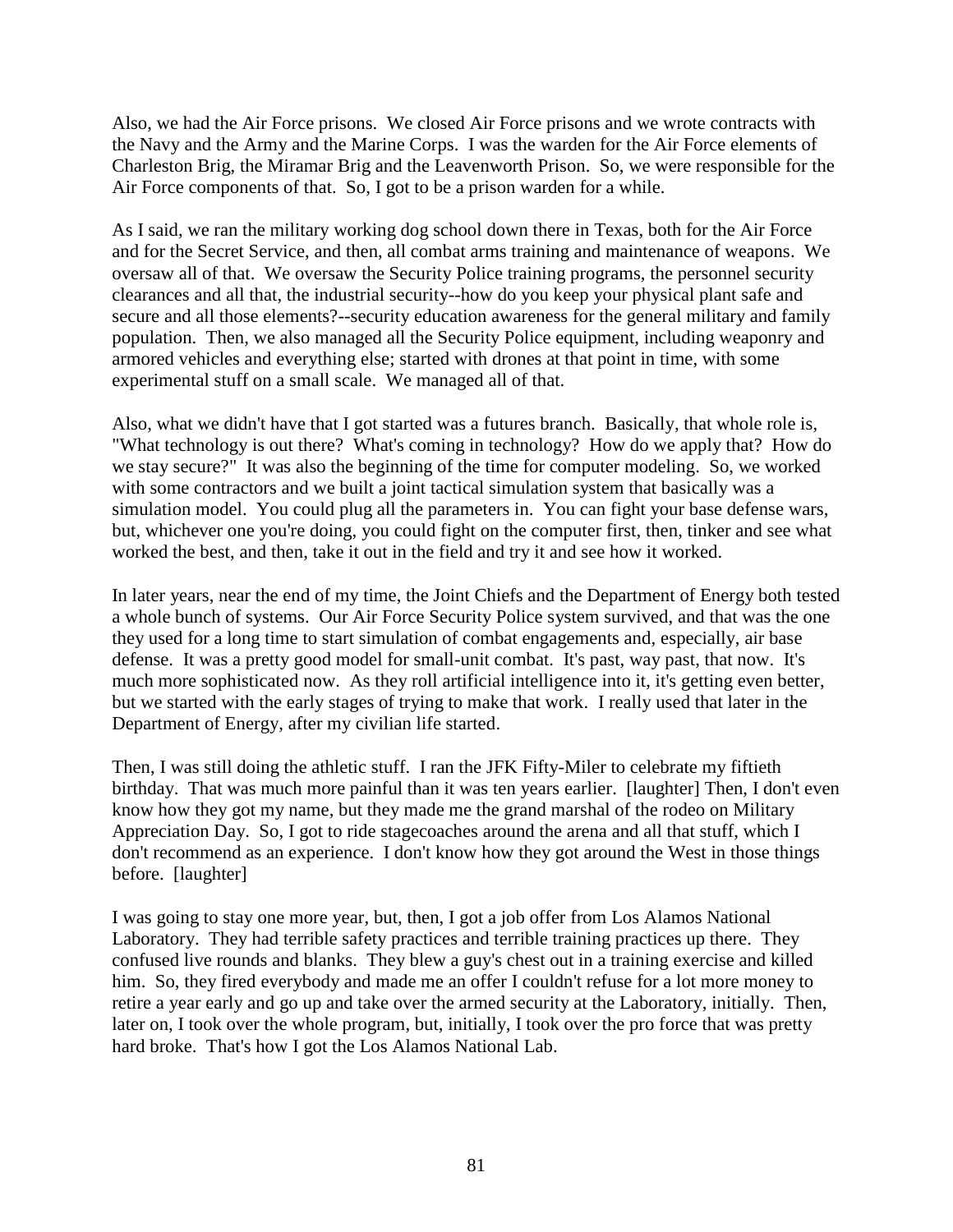Also, we had the Air Force prisons. We closed Air Force prisons and we wrote contracts with the Navy and the Army and the Marine Corps. I was the warden for the Air Force elements of Charleston Brig, the Miramar Brig and the Leavenworth Prison. So, we were responsible for the Air Force components of that. So, I got to be a prison warden for a while.

As I said, we ran the military working dog school down there in Texas, both for the Air Force and for the Secret Service, and then, all combat arms training and maintenance of weapons. We oversaw all of that. We oversaw the Security Police training programs, the personnel security clearances and all that, the industrial security--how do you keep your physical plant safe and secure and all those elements?--security education awareness for the general military and family population. Then, we also managed all the Security Police equipment, including weaponry and armored vehicles and everything else; started with drones at that point in time, with some experimental stuff on a small scale. We managed all of that.

Also, what we didn't have that I got started was a futures branch. Basically, that whole role is, "What technology is out there? What's coming in technology? How do we apply that? How do we stay secure?" It was also the beginning of the time for computer modeling. So, we worked with some contractors and we built a joint tactical simulation system that basically was a simulation model. You could plug all the parameters in. You can fight your base defense wars, but, whichever one you're doing, you could fight on the computer first, then, tinker and see what worked the best, and then, take it out in the field and try it and see how it worked.

In later years, near the end of my time, the Joint Chiefs and the Department of Energy both tested a whole bunch of systems. Our Air Force Security Police system survived, and that was the one they used for a long time to start simulation of combat engagements and, especially, air base defense. It was a pretty good model for small-unit combat. It's past, way past, that now. It's much more sophisticated now. As they roll artificial intelligence into it, it's getting even better, but we started with the early stages of trying to make that work. I really used that later in the Department of Energy, after my civilian life started.

Then, I was still doing the athletic stuff. I ran the JFK Fifty-Miler to celebrate my fiftieth birthday. That was much more painful than it was ten years earlier. [laughter] Then, I don't even know how they got my name, but they made me the grand marshal of the rodeo on Military Appreciation Day. So, I got to ride stagecoaches around the arena and all that stuff, which I don't recommend as an experience. I don't know how they got around the West in those things before. [laughter]

I was going to stay one more year, but, then, I got a job offer from Los Alamos National Laboratory. They had terrible safety practices and terrible training practices up there. They confused live rounds and blanks. They blew a guy's chest out in a training exercise and killed him. So, they fired everybody and made me an offer I couldn't refuse for a lot more money to retire a year early and go up and take over the armed security at the Laboratory, initially. Then, later on, I took over the whole program, but, initially, I took over the pro force that was pretty hard broke. That's how I got the Los Alamos National Lab.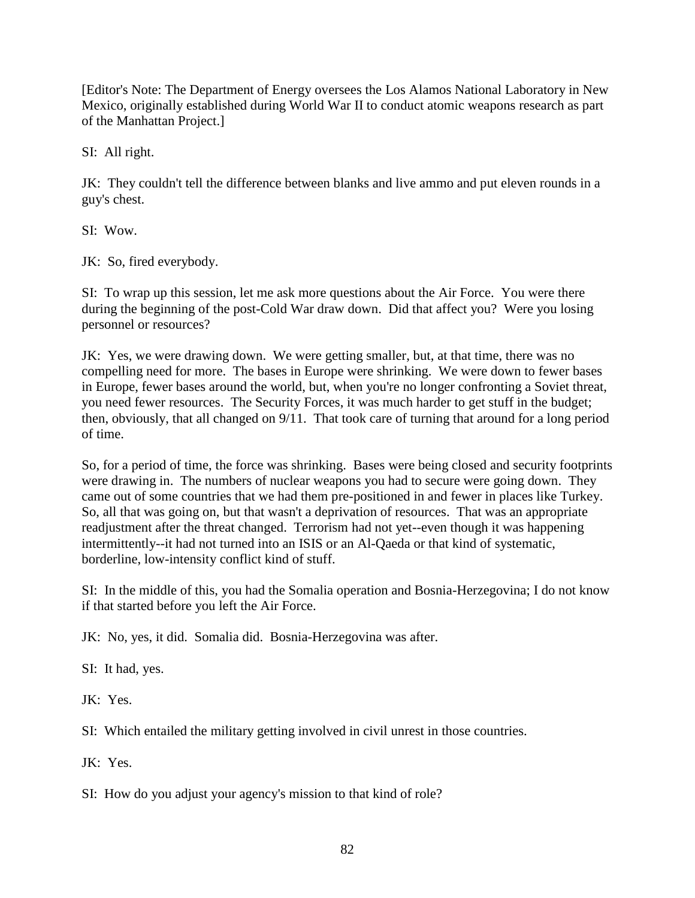[Editor's Note: The Department of Energy oversees the Los Alamos National Laboratory in New Mexico, originally established during World War II to conduct atomic weapons research as part of the Manhattan Project.]

SI: All right.

JK: They couldn't tell the difference between blanks and live ammo and put eleven rounds in a guy's chest.

SI: Wow.

JK: So, fired everybody.

SI: To wrap up this session, let me ask more questions about the Air Force. You were there during the beginning of the post-Cold War draw down. Did that affect you? Were you losing personnel or resources?

JK: Yes, we were drawing down. We were getting smaller, but, at that time, there was no compelling need for more. The bases in Europe were shrinking. We were down to fewer bases in Europe, fewer bases around the world, but, when you're no longer confronting a Soviet threat, you need fewer resources. The Security Forces, it was much harder to get stuff in the budget; then, obviously, that all changed on 9/11. That took care of turning that around for a long period of time.

So, for a period of time, the force was shrinking. Bases were being closed and security footprints were drawing in. The numbers of nuclear weapons you had to secure were going down. They came out of some countries that we had them pre-positioned in and fewer in places like Turkey. So, all that was going on, but that wasn't a deprivation of resources. That was an appropriate readjustment after the threat changed. Terrorism had not yet--even though it was happening intermittently--it had not turned into an ISIS or an Al-Qaeda or that kind of systematic, borderline, low-intensity conflict kind of stuff.

SI: In the middle of this, you had the Somalia operation and Bosnia-Herzegovina; I do not know if that started before you left the Air Force.

JK: No, yes, it did. Somalia did. Bosnia-Herzegovina was after.

SI: It had, yes.

JK: Yes.

SI: Which entailed the military getting involved in civil unrest in those countries.

JK: Yes.

SI: How do you adjust your agency's mission to that kind of role?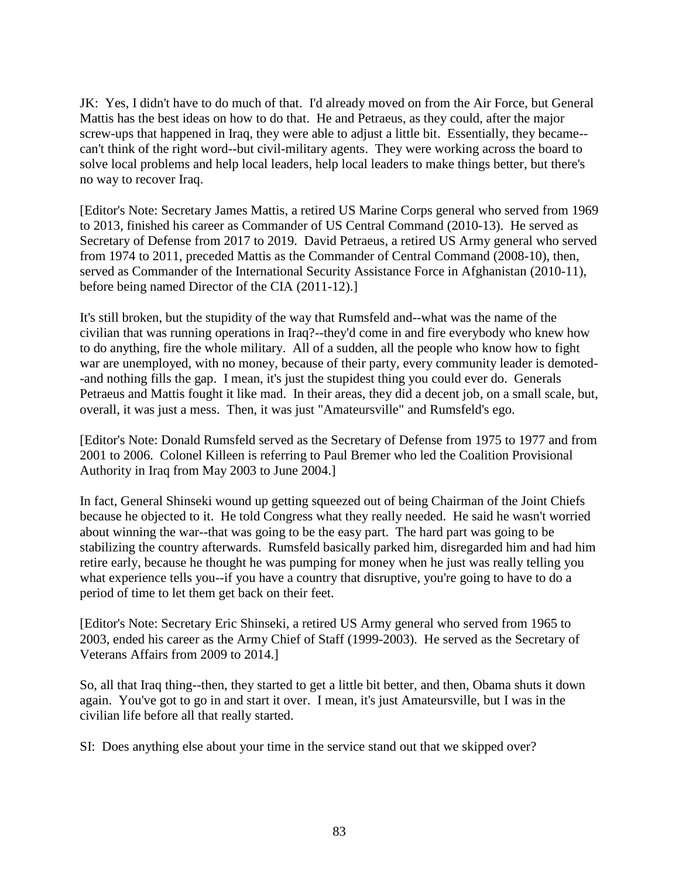JK: Yes, I didn't have to do much of that. I'd already moved on from the Air Force, but General Mattis has the best ideas on how to do that. He and Petraeus, as they could, after the major screw-ups that happened in Iraq, they were able to adjust a little bit. Essentially, they became--can't think of the right word--but civil-military agents. They were working across the board to solve local problems and help local leaders, help local leaders to make things better, but there's no way to recover Iraq.

[Editor's Note: Secretary James Mattis, a retired US Marine Corps general who served from 1969 to 2013, finished his career as Commander of US Central Command (2010-13). He served as Secretary of Defense from 2017 to 2019. David Petraeus, a retired US Army general who served from 1974 to 2011, preceded Mattis as the Commander of Central Command (2008-10), then, served as Commander of the International Security Assistance Force in Afghanistan (2010-11), before being named Director of the CIA (2011-12).]

It's still broken, but the stupidity of the way that Rumsfeld and--what was the name of the civilian that was running operations in Iraq?--they'd come in and fire everybody who knew how to do anything, fire the whole military. All of a sudden, all the people who know how to fight war are unemployed, with no money, because of their party, every community leader is demoted--and nothing fills the gap. I mean, it's just the stupidest thing you could ever do. Generals Petraeus and Mattis fought it like mad. In their areas, they did a decent job, on a small scale, but, overall, it was just a mess. Then, it was just "Amateursville" and Rumsfeld's ego.

[Editor's Note: Donald Rumsfeld served as the Secretary of Defense from 1975 to 1977 and from 2001 to 2006. Colonel Killeen is referring to Paul Bremer who led the Coalition Provisional Authority in Iraq from May 2003 to June 2004.]

In fact, General Shinseki wound up getting squeezed out of being Chairman of the Joint Chiefs because he objected to it. He told Congress what they really needed. He said he wasn't worried about winning the war--that was going to be the easy part. The hard part was going to be stabilizing the country afterwards. Rumsfeld basically parked him, disregarded him and had him retire early, because he thought he was pumping for money when he just was really telling you what experience tells you--if you have a country that disruptive, you're going to have to do a period of time to let them get back on their feet.

[Editor's Note: Secretary Eric Shinseki, a retired US Army general who served from 1965 to 2003, ended his career as the Army Chief of Staff (1999-2003). He served as the Secretary of Veterans Affairs from 2009 to 2014.]

So, all that Iraq thing--then, they started to get a little bit better, and then, Obama shuts it down again. You've got to go in and start it over. I mean, it's just Amateursville, but I was in the civilian life before all that really started.

SI: Does anything else about your time in the service stand out that we skipped over?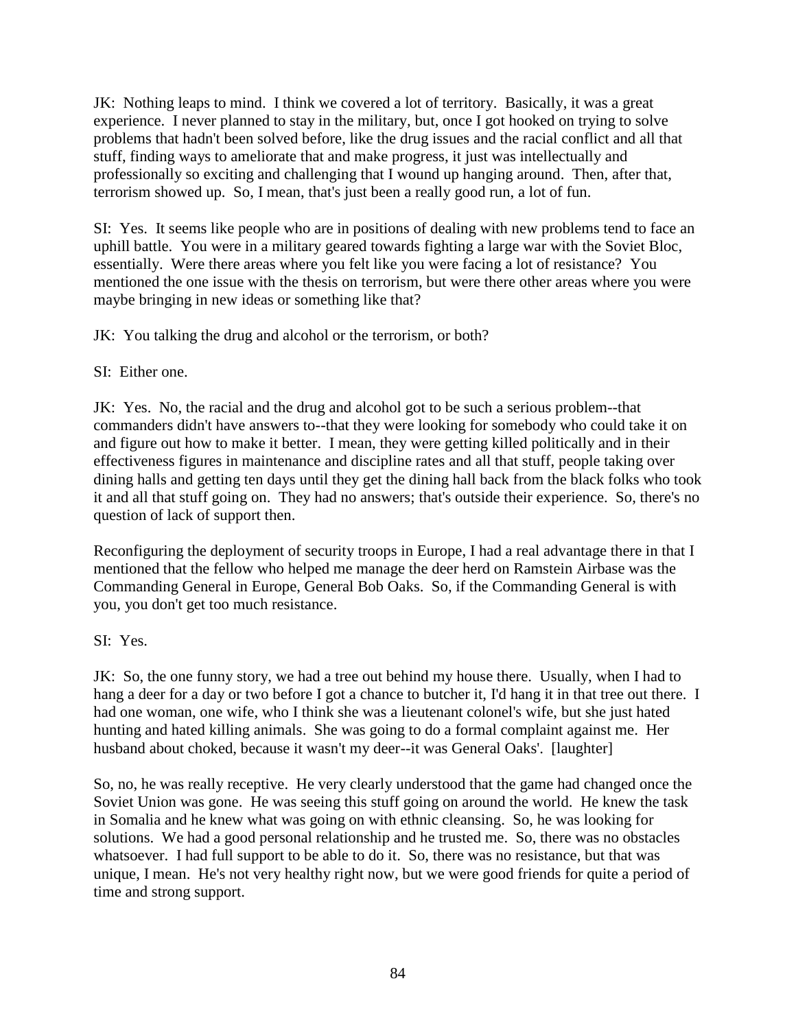JK: Nothing leaps to mind. I think we covered a lot of territory. Basically, it was a great experience. I never planned to stay in the military, but, once I got hooked on trying to solve problems that hadn't been solved before, like the drug issues and the racial conflict and all that stuff, finding ways to ameliorate that and make progress, it just was intellectually and professionally so exciting and challenging that I wound up hanging around. Then, after that, terrorism showed up. So, I mean, that's just been a really good run, a lot of fun.

SI: Yes. It seems like people who are in positions of dealing with new problems tend to face an uphill battle. You were in a military geared towards fighting a large war with the Soviet Bloc, essentially. Were there areas where you felt like you were facing a lot of resistance? You mentioned the one issue with the thesis on terrorism, but were there other areas where you were maybe bringing in new ideas or something like that?

JK: You talking the drug and alcohol or the terrorism, or both?

SI: Either one.

JK: Yes. No, the racial and the drug and alcohol got to be such a serious problem--that commanders didn't have answers to--that they were looking for somebody who could take it on and figure out how to make it better. I mean, they were getting killed politically and in their effectiveness figures in maintenance and discipline rates and all that stuff, people taking over dining halls and getting ten days until they get the dining hall back from the black folks who took it and all that stuff going on. They had no answers; that's outside their experience. So, there's no question of lack of support then.

Reconfiguring the deployment of security troops in Europe, I had a real advantage there in that I mentioned that the fellow who helped me manage the deer herd on Ramstein Airbase was the Commanding General in Europe, General Bob Oaks. So, if the Commanding General is with you, you don't get too much resistance.

SI: Yes.

JK: So, the one funny story, we had a tree out behind my house there. Usually, when I had to hang a deer for a day or two before I got a chance to butcher it, I'd hang it in that tree out there. I had one woman, one wife, who I think she was a lieutenant colonel's wife, but she just hated hunting and hated killing animals. She was going to do a formal complaint against me. Her husband about choked, because it wasn't my deer--it was General Oaks'. [laughter]

So, no, he was really receptive. He very clearly understood that the game had changed once the Soviet Union was gone. He was seeing this stuff going on around the world. He knew the task in Somalia and he knew what was going on with ethnic cleansing. So, he was looking for solutions. We had a good personal relationship and he trusted me. So, there was no obstacles whatsoever. I had full support to be able to do it. So, there was no resistance, but that was unique, I mean. He's not very healthy right now, but we were good friends for quite a period of time and strong support.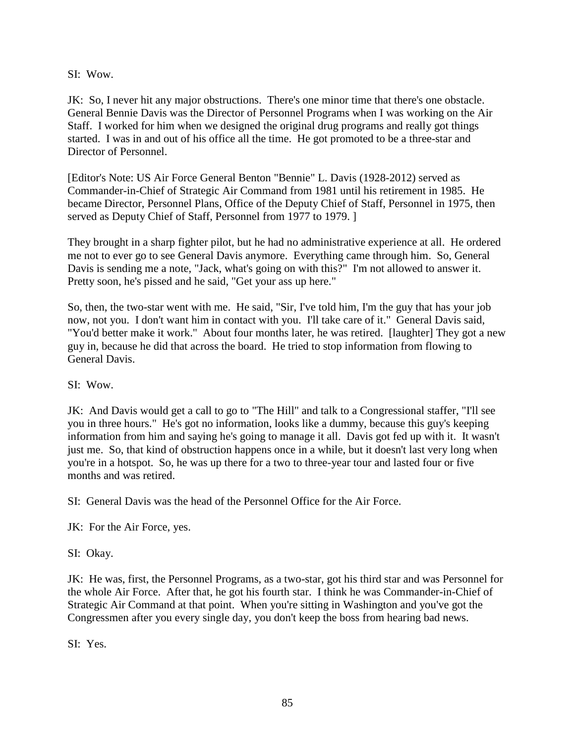SI: Wow.

JK: So, I never hit any major obstructions. There's one minor time that there's one obstacle. General Bennie Davis was the Director of Personnel Programs when I was working on the Air Staff. I worked for him when we designed the original drug programs and really got things started. I was in and out of his office all the time. He got promoted to be a three-star and Director of Personnel.

[Editor's Note: US Air Force General Benton "Bennie" L. Davis (1928-2012) served as Commander-in-Chief of Strategic Air Command from 1981 until his retirement in 1985. He became Director, Personnel Plans, Office of the Deputy Chief of Staff, Personnel in 1975, then served as Deputy Chief of Staff, Personnel from 1977 to 1979. ]

They brought in a sharp fighter pilot, but he had no administrative experience at all. He ordered me not to ever go to see General Davis anymore. Everything came through him. So, General Davis is sending me a note, "Jack, what's going on with this?" I'm not allowed to answer it. Pretty soon, he's pissed and he said, "Get your ass up here."

So, then, the two-star went with me. He said, "Sir, I've told him, I'm the guy that has your job now, not you. I don't want him in contact with you. I'll take care of it." General Davis said, "You'd better make it work." About four months later, he was retired. [laughter] They got a new guy in, because he did that across the board. He tried to stop information from flowing to General Davis.

SI: Wow.

JK: And Davis would get a call to go to "The Hill" and talk to a Congressional staffer, "I'll see you in three hours." He's got no information, looks like a dummy, because this guy's keeping information from him and saying he's going to manage it all. Davis got fed up with it. It wasn't just me. So, that kind of obstruction happens once in a while, but it doesn't last very long when you're in a hotspot. So, he was up there for a two to three-year tour and lasted four or five months and was retired.

SI: General Davis was the head of the Personnel Office for the Air Force.

JK: For the Air Force, yes.

SI: Okay.

JK: He was, first, the Personnel Programs, as a two-star, got his third star and was Personnel for the whole Air Force. After that, he got his fourth star. I think he was Commander-in-Chief of Strategic Air Command at that point. When you're sitting in Washington and you've got the Congressmen after you every single day, you don't keep the boss from hearing bad news.

SI: Yes.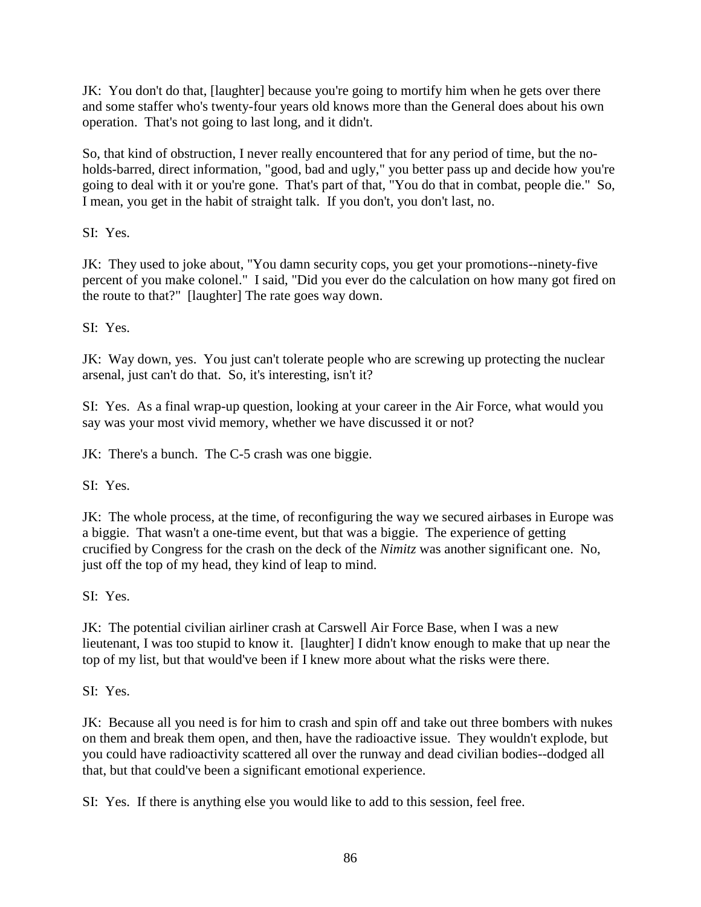JK: You don't do that, [laughter] because you're going to mortify him when he gets over there and some staffer who's twenty-four years old knows more than the General does about his own operation. That's not going to last long, and it didn't.

So, that kind of obstruction, I never really encountered that for any period of time, but the no-holds-barred, direct information, "good, bad and ugly," you better pass up and decide how you're going to deal with it or you're gone. That's part of that, "You do that in combat, people die." So, I mean, you get in the habit of straight talk. If you don't, you don't last, no.

SI: Yes.

JK: They used to joke about, "You damn security cops, you get your promotions--ninety-five percent of you make colonel." I said, "Did you ever do the calculation on how many got fired on the route to that?" [laughter] The rate goes way down.

SI: Yes.

JK: Way down, yes. You just can't tolerate people who are screwing up protecting the nuclear arsenal, just can't do that. So, it's interesting, isn't it?

SI: Yes. As a final wrap-up question, looking at your career in the Air Force, what would you say was your most vivid memory, whether we have discussed it or not?

JK: There's a bunch. The C-5 crash was one biggie.

SI: Yes.

JK: The whole process, at the time, of reconfiguring the way we secured airbases in Europe was a biggie. That wasn't a one-time event, but that was a biggie. The experience of getting crucified by Congress for the crash on the deck of the *Nimitz* was another significant one. No, just off the top of my head, they kind of leap to mind.

SI: Yes.

JK: The potential civilian airliner crash at Carswell Air Force Base, when I was a new lieutenant, I was too stupid to know it. [laughter] I didn't know enough to make that up near the top of my list, but that would've been if I knew more about what the risks were there.

SI: Yes.

JK: Because all you need is for him to crash and spin off and take out three bombers with nukes on them and break them open, and then, have the radioactive issue. They wouldn't explode, but you could have radioactivity scattered all over the runway and dead civilian bodies--dodged all that, but that could've been a significant emotional experience.

SI: Yes. If there is anything else you would like to add to this session, feel free.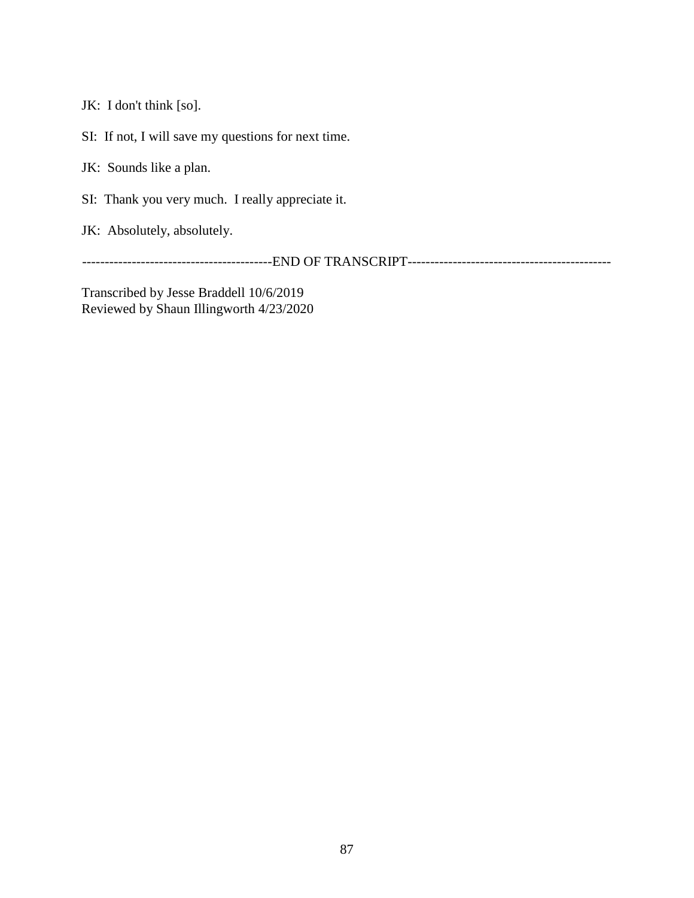JK: I don't think [so].

SI: If not, I will save my questions for next time.

JK: Sounds like a plan.

SI: Thank you very much. I really appreciate it.

JK: Absolutely, absolutely.

-----------------------------------------END OF TRANSCRIPT--------------------------------------------

Transcribed by Jesse Braddell 10/6/2019
Reviewed by Shaun Illingworth 4/23/2020